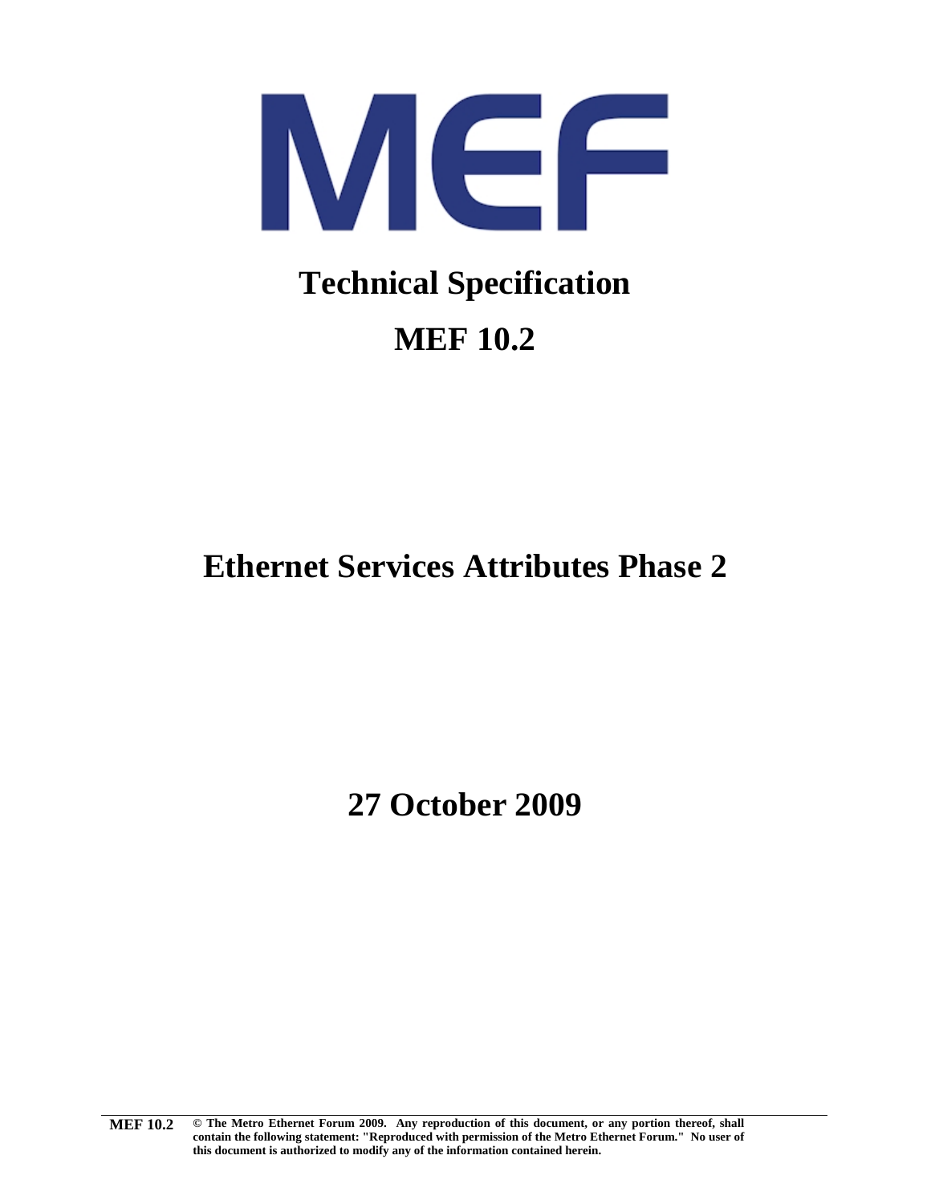MEF

# Technical Specification

# MEF 10.2

# Ethernet Services Attributes Phase 2

**27 October 2009**

**MEF 10.2** **© The Metro Ethernet Forum 2009. Any reproduction of this document, or any portion thereof, shall contain the following statement: "Reproduced with permission of the Metro Ethernet Forum." No user of this document is authorized to modify any of the information contained herein.**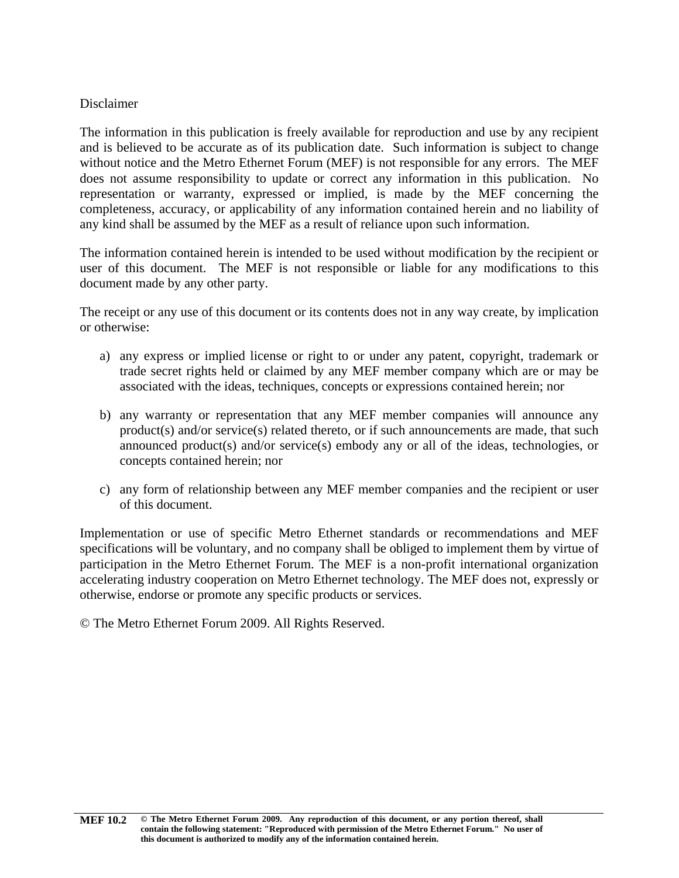Disclaimer

The information in this publication is freely available for reproduction and use by any recipient and is believed to be accurate as of its publication date. Such information is subject to change without notice and the Metro Ethernet Forum (MEF) is not responsible for any errors. The MEF does not assume responsibility to update or correct any information in this publication. No representation or warranty, expressed or implied, is made by the MEF concerning the completeness, accuracy, or applicability of any information contained herein and no liability of any kind shall be assumed by the MEF as a result of reliance upon such information.

The information contained herein is intended to be used without modification by the recipient or user of this document. The MEF is not responsible or liable for any modifications to this document made by any other party.

The receipt or any use of this document or its contents does not in any way create, by implication or otherwise:

a) any express or implied license or right to or under any patent, copyright, trademark or trade secret rights held or claimed by any MEF member company which are or may be associated with the ideas, techniques, concepts or expressions contained herein; nor

b) any warranty or representation that any MEF member companies will announce any product(s) and/or service(s) related thereto, or if such announcements are made, that such announced product(s) and/or service(s) embody any or all of the ideas, technologies, or concepts contained herein; nor

c) any form of relationship between any MEF member companies and the recipient or user of this document.

Implementation or use of specific Metro Ethernet standards or recommendations and MEF specifications will be voluntary, and no company shall be obliged to implement them by virtue of participation in the Metro Ethernet Forum. The MEF is a non-profit international organization accelerating industry cooperation on Metro Ethernet technology. The MEF does not, expressly or otherwise, endorse or promote any specific products or services.

© The Metro Ethernet Forum 2009. All Rights Reserved.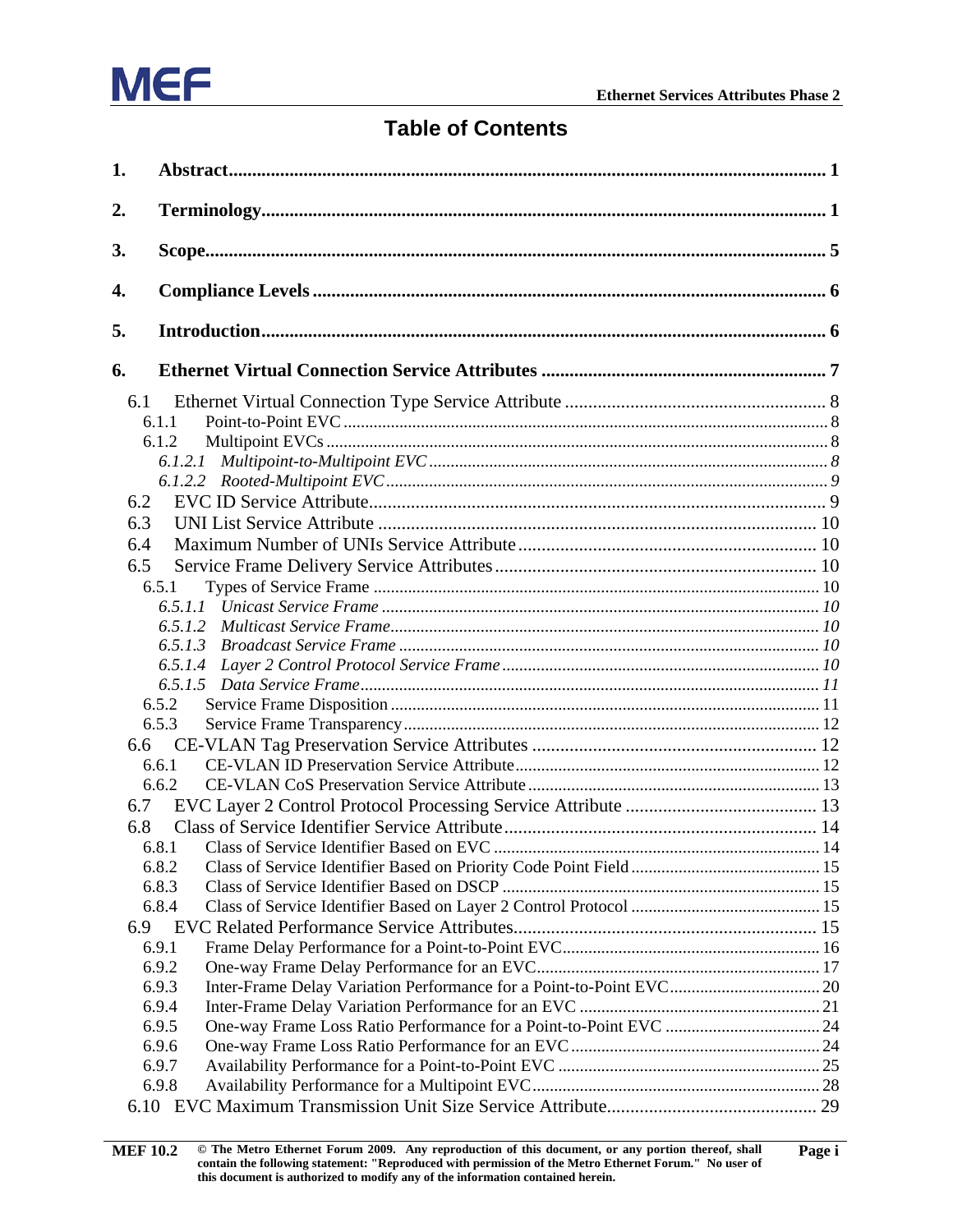# Table of Contents

1. **Abstract** ..... 1
2. **Terminology** ..... 1
3. **Scope** ..... 5
4. **Compliance Levels** ..... 6
5. **Introduction** ..... 6
6. **Ethernet Virtual Connection Service Attributes** ..... 7

- 6.1 Ethernet Virtual Connection Type Service Attribute ..... 8
  - 6.1.1 Point-to-Point EVC ..... 8
  - 6.1.2 Multipoint EVCs ..... 8
    - *6.1.2.1 Multipoint-to-Multipoint EVC ..... 8*
    - *6.1.2.2 Rooted-Multipoint EVC ..... 9*
- 6.2 EVC ID Service Attribute ..... 9
- 6.3 UNI List Service Attribute ..... 10
- 6.4 Maximum Number of UNIs Service Attribute ..... 10
- 6.5 Service Frame Delivery Service Attributes ..... 10
  - 6.5.1 Types of Service Frame ..... 10
    - *6.5.1.1 Unicast Service Frame ..... 10*
    - *6.5.1.2 Multicast Service Frame ..... 10*
    - *6.5.1.3 Broadcast Service Frame ..... 10*
    - *6.5.1.4 Layer 2 Control Protocol Service Frame ..... 10*
    - *6.5.1.5 Data Service Frame ..... 11*
  - 6.5.2 Service Frame Disposition ..... 11
  - 6.5.3 Service Frame Transparency ..... 12
- 6.6 CE-VLAN Tag Preservation Service Attributes ..... 12
  - 6.6.1 CE-VLAN ID Preservation Service Attribute ..... 12
  - 6.6.2 CE-VLAN CoS Preservation Service Attribute ..... 13
- 6.7 EVC Layer 2 Control Protocol Processing Service Attribute ..... 13
- 6.8 Class of Service Identifier Service Attribute ..... 14
  - 6.8.1 Class of Service Identifier Based on EVC ..... 14
  - 6.8.2 Class of Service Identifier Based on Priority Code Point Field ..... 15
  - 6.8.3 Class of Service Identifier Based on DSCP ..... 15
  - 6.8.4 Class of Service Identifier Based on Layer 2 Control Protocol ..... 15
- 6.9 EVC Related Performance Service Attributes ..... 15
  - 6.9.1 Frame Delay Performance for a Point-to-Point EVC ..... 16
  - 6.9.2 One-way Frame Delay Performance for an EVC ..... 17
  - 6.9.3 Inter-Frame Delay Variation Performance for a Point-to-Point EVC ..... 20
  - 6.9.4 Inter-Frame Delay Variation Performance for an EVC ..... 21
  - 6.9.5 One-way Frame Loss Ratio Performance for a Point-to-Point EVC ..... 24
  - 6.9.6 One-way Frame Loss Ratio Performance for an EVC ..... 24
  - 6.9.7 Availability Performance for a Point-to-Point EVC ..... 25
  - 6.9.8 Availability Performance for a Multipoint EVC ..... 28
- 6.10 EVC Maximum Transmission Unit Size Service Attribute ..... 29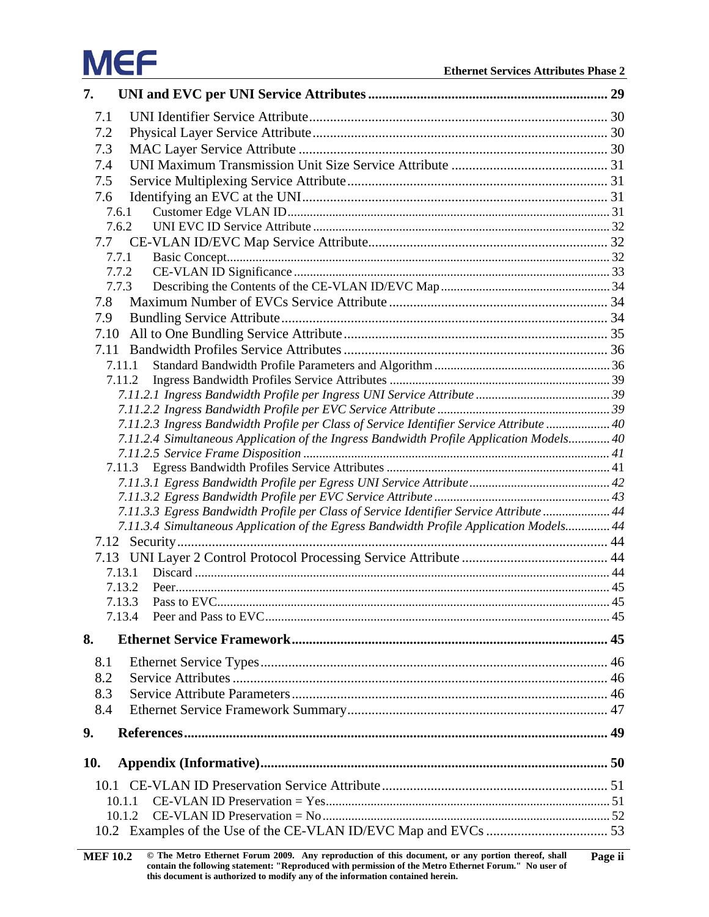7. **UNI and EVC per UNI Service Attributes** ..................... 29

- 7.1 UNI Identifier Service Attribute ..................... 30
- 7.2 Physical Layer Service Attribute ..................... 30
- 7.3 MAC Layer Service Attribute ..................... 30
- 7.4 UNI Maximum Transmission Unit Size Service Attribute ..................... 31
- 7.5 Service Multiplexing Service Attribute ..................... 31
- 7.6 Identifying an EVC at the UNI ..................... 31
  - 7.6.1 Customer Edge VLAN ID ..................... 31
  - 7.6.2 UNI EVC ID Service Attribute ..................... 32
- 7.7 CE-VLAN ID/EVC Map Service Attribute ..................... 32
  - 7.7.1 Basic Concept ..................... 32
  - 7.7.2 CE-VLAN ID Significance ..................... 33
  - 7.7.3 Describing the Contents of the CE-VLAN ID/EVC Map ..................... 34
- 7.8 Maximum Number of EVCs Service Attribute ..................... 34
- 7.9 Bundling Service Attribute ..................... 34
- 7.10 All to One Bundling Service Attribute ..................... 35
- 7.11 Bandwidth Profiles Service Attributes ..................... 36
  - 7.11.1 Standard Bandwidth Profile Parameters and Algorithm ..................... 36
  - 7.11.2 Ingress Bandwidth Profiles Service Attributes ..................... 39
    - *7.11.2.1 Ingress Bandwidth Profile per Ingress UNI Service Attribute ..................... 39*
    - *7.11.2.2 Ingress Bandwidth Profile per EVC Service Attribute ..................... 39*
    - *7.11.2.3 Ingress Bandwidth Profile per Class of Service Identifier Service Attribute ..................... 40*
    - *7.11.2.4 Simultaneous Application of the Ingress Bandwidth Profile Application Models ..................... 40*
    - *7.11.2.5 Service Frame Disposition ..................... 41*
  - 7.11.3 Egress Bandwidth Profiles Service Attributes ..................... 41
    - *7.11.3.1 Egress Bandwidth Profile per Egress UNI Service Attribute ..................... 42*
    - *7.11.3.2 Egress Bandwidth Profile per EVC Service Attribute ..................... 43*
    - *7.11.3.3 Egress Bandwidth Profile per Class of Service Identifier Service Attribute ..................... 44*
    - *7.11.3.4 Simultaneous Application of the Egress Bandwidth Profile Application Models ..................... 44*
- 7.12 Security ..................... 44
- 7.13 UNI Layer 2 Control Protocol Processing Service Attribute ..................... 44
  - 7.13.1 Discard ..................... 44
  - 7.13.2 Peer ..................... 45
  - 7.13.3 Pass to EVC ..................... 45
  - 7.13.4 Peer and Pass to EVC ..................... 45

8. **Ethernet Service Framework** ..................... 45

- 8.1 Ethernet Service Types ..................... 46
- 8.2 Service Attributes ..................... 46
- 8.3 Service Attribute Parameters ..................... 46
- 8.4 Ethernet Service Framework Summary ..................... 47

9. **References** ..................... 49

10. **Appendix (Informative)** ..................... 50

- 10.1 CE-VLAN ID Preservation Service Attribute ..................... 51
  - 10.1.1 CE-VLAN ID Preservation = Yes ..................... 51
  - 10.1.2 CE-VLAN ID Preservation = No ..................... 52
- 10.2 Examples of the Use of the CE-VLAN ID/EVC Map and EVCs ..................... 53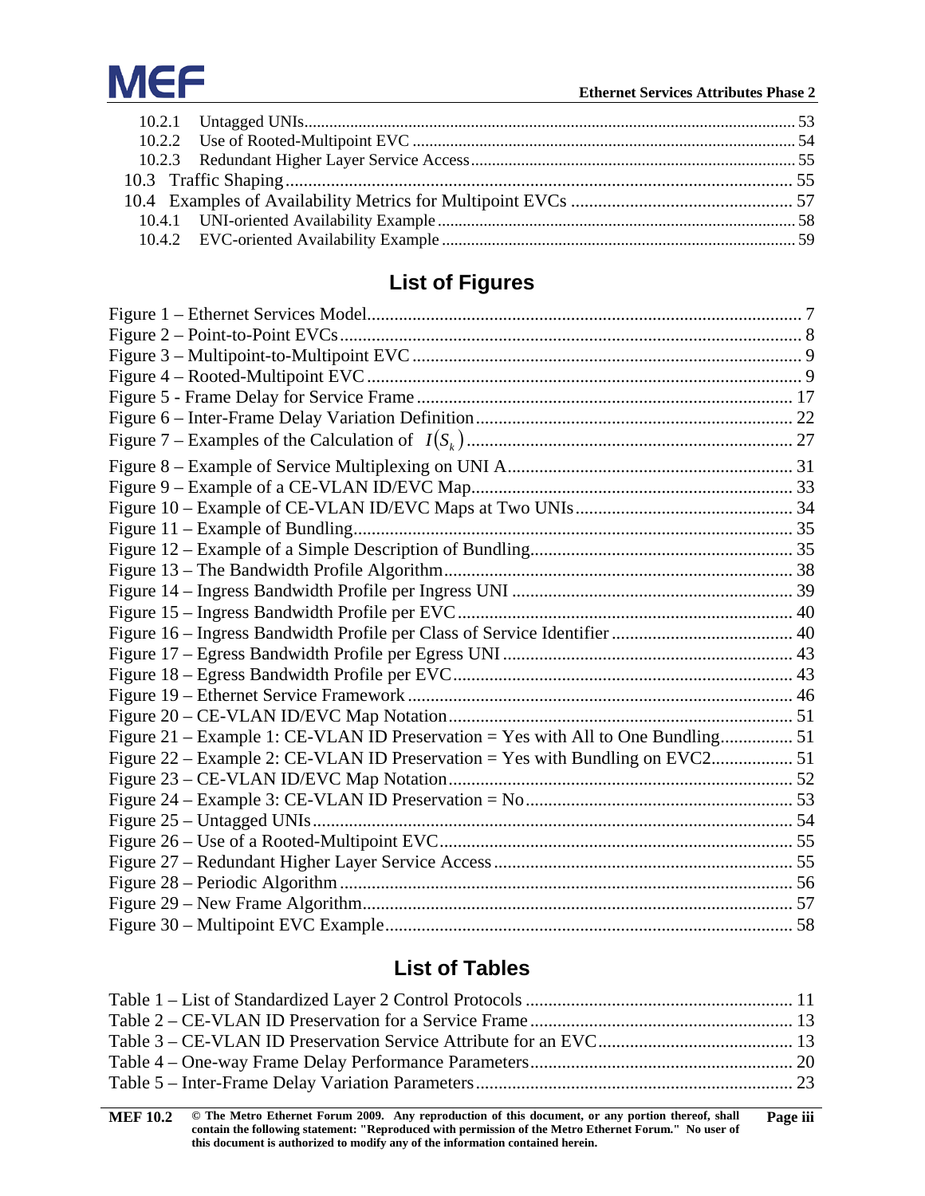10.2.1 Untagged UNIs ... 53
10.2.2 Use of Rooted-Multipoint EVC ... 54
10.2.3 Redundant Higher Layer Service Access ... 55
10.3 Traffic Shaping ... 55
10.4 Examples of Availability Metrics for Multipoint EVCs ... 57
10.4.1 UNI-oriented Availability Example ... 58
10.4.2 EVC-oriented Availability Example ... 59

## List of Figures

Figure 1 – Ethernet Services Model ... 7
Figure 2 – Point-to-Point EVCs ... 8
Figure 3 – Multipoint-to-Multipoint EVC ... 9
Figure 4 – Rooted-Multipoint EVC ... 9
Figure 5 - Frame Delay for Service Frame ... 17
Figure 6 – Inter-Frame Delay Variation Definition ... 22
Figure 7 – Examples of the Calculation of $I(S_k)$ ... 27
Figure 8 – Example of Service Multiplexing on UNI A ... 31
Figure 9 – Example of a CE-VLAN ID/EVC Map ... 33
Figure 10 – Example of CE-VLAN ID/EVC Maps at Two UNIs ... 34
Figure 11 – Example of Bundling ... 35
Figure 12 – Example of a Simple Description of Bundling ... 35
Figure 13 – The Bandwidth Profile Algorithm ... 38
Figure 14 – Ingress Bandwidth Profile per Ingress UNI ... 39
Figure 15 – Ingress Bandwidth Profile per EVC ... 40
Figure 16 – Ingress Bandwidth Profile per Class of Service Identifier ... 40
Figure 17 – Egress Bandwidth Profile per Egress UNI ... 43
Figure 18 – Egress Bandwidth Profile per EVC ... 43
Figure 19 – Ethernet Service Framework ... 46
Figure 20 – CE-VLAN ID/EVC Map Notation ... 51
Figure 21 – Example 1: CE-VLAN ID Preservation = Yes with All to One Bundling ... 51
Figure 22 – Example 2: CE-VLAN ID Preservation = Yes with Bundling on EVC2 ... 51
Figure 23 – CE-VLAN ID/EVC Map Notation ... 52
Figure 24 – Example 3: CE-VLAN ID Preservation = No ... 53
Figure 25 – Untagged UNIs ... 54
Figure 26 – Use of a Rooted-Multipoint EVC ... 55
Figure 27 – Redundant Higher Layer Service Access ... 55
Figure 28 – Periodic Algorithm ... 56
Figure 29 – New Frame Algorithm ... 57
Figure 30 – Multipoint EVC Example ... 58

## List of Tables

Table 1 – List of Standardized Layer 2 Control Protocols ... 11
Table 2 – CE-VLAN ID Preservation for a Service Frame ... 13
Table 3 – CE-VLAN ID Preservation Service Attribute for an EVC ... 13
Table 4 – One-way Frame Delay Performance Parameters ... 20
Table 5 – Inter-Frame Delay Variation Parameters ... 23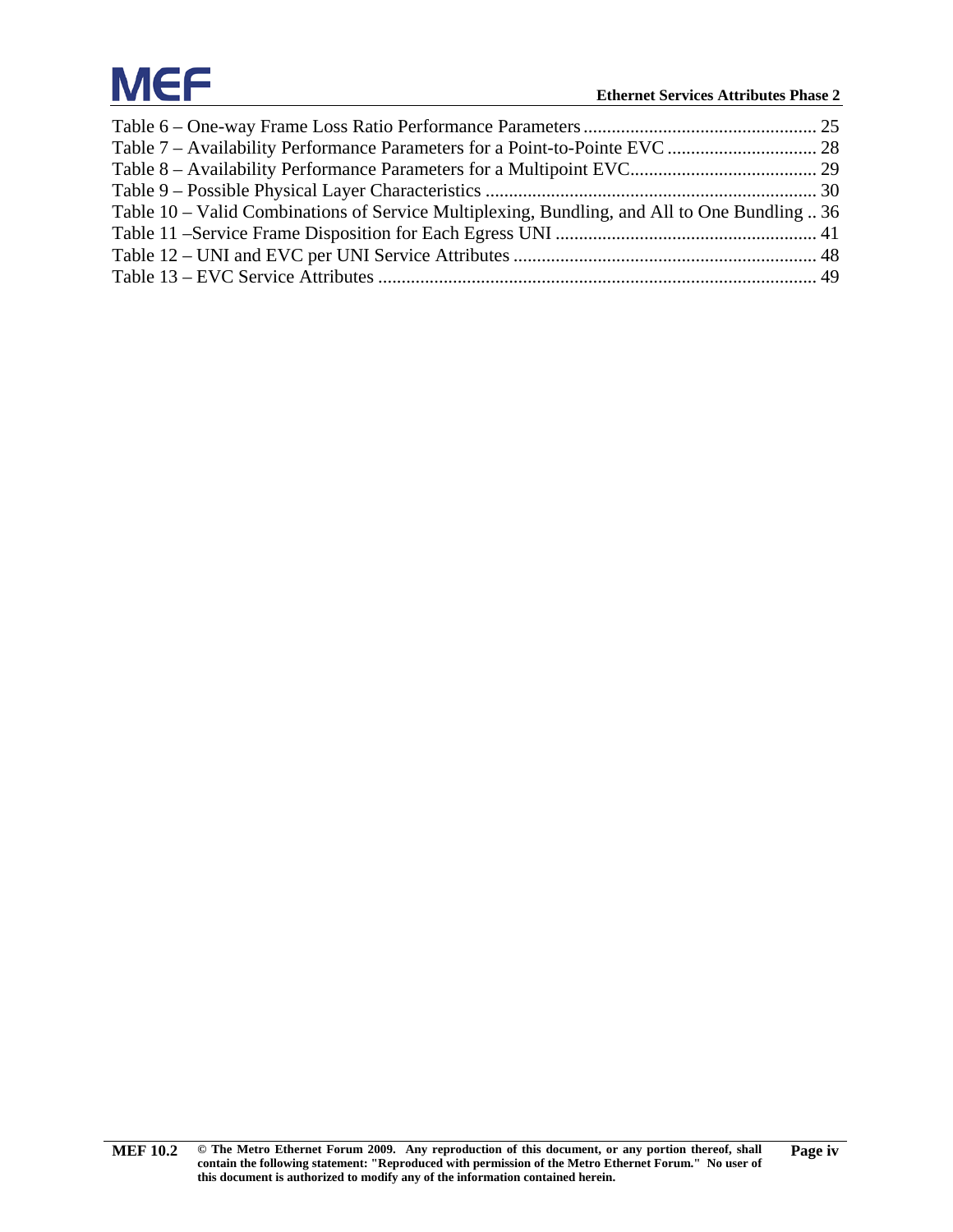Table 6 – One-way Frame Loss Ratio Performance Parameters .................................................. 25
Table 7 – Availability Performance Parameters for a Point-to-Pointe EVC ................................ 28
Table 8 – Availability Performance Parameters for a Multipoint EVC........................................ 29
Table 9 – Possible Physical Layer Characteristics ....................................................................... 30
Table 10 – Valid Combinations of Service Multiplexing, Bundling, and All to One Bundling .. 36
Table 11 –Service Frame Disposition for Each Egress UNI ........................................................ 41
Table 12 – UNI and EVC per UNI Service Attributes ................................................................. 48
Table 13 – EVC Service Attributes ............................................................................................. 49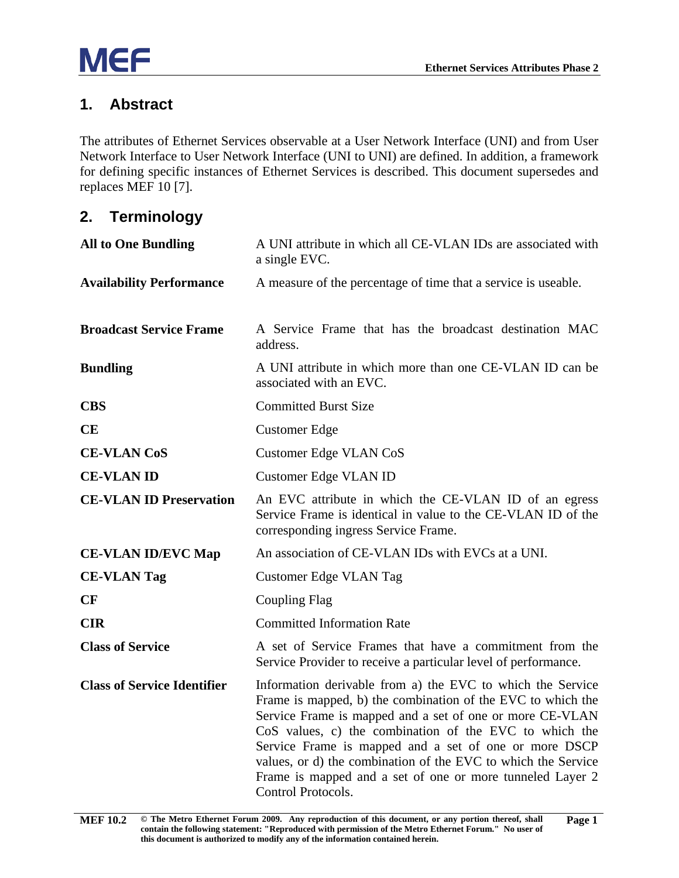# 1. Abstract

The attributes of Ethernet Services observable at a User Network Interface (UNI) and from User Network Interface to User Network Interface (UNI to UNI) are defined. In addition, a framework for defining specific instances of Ethernet Services is described. This document supersedes and replaces MEF 10 [7].

# 2. Terminology

| | |
|---|---|
| **All to One Bundling** | A UNI attribute in which all CE-VLAN IDs are associated with a single EVC. |
| **Availability Performance** | A measure of the percentage of time that a service is useable. |
| **Broadcast Service Frame** | A Service Frame that has the broadcast destination MAC address. |
| **Bundling** | A UNI attribute in which more than one CE-VLAN ID can be associated with an EVC. |
| **CBS** | Committed Burst Size |
| **CE** | Customer Edge |
| **CE-VLAN CoS** | Customer Edge VLAN CoS |
| **CE-VLAN ID** | Customer Edge VLAN ID |
| **CE-VLAN ID Preservation** | An EVC attribute in which the CE-VLAN ID of an egress Service Frame is identical in value to the CE-VLAN ID of the corresponding ingress Service Frame. |
| **CE-VLAN ID/EVC Map** | An association of CE-VLAN IDs with EVCs at a UNI. |
| **CE-VLAN Tag** | Customer Edge VLAN Tag |
| **CF** | Coupling Flag |
| **CIR** | Committed Information Rate |
| **Class of Service** | A set of Service Frames that have a commitment from the Service Provider to receive a particular level of performance. |
| **Class of Service Identifier** | Information derivable from a) the EVC to which the Service Frame is mapped, b) the combination of the EVC to which the Service Frame is mapped and a set of one or more CE-VLAN CoS values, c) the combination of the EVC to which the Service Frame is mapped and a set of one or more DSCP values, or d) the combination of the EVC to which the Service Frame is mapped and a set of one or more tunneled Layer 2 Control Protocols. |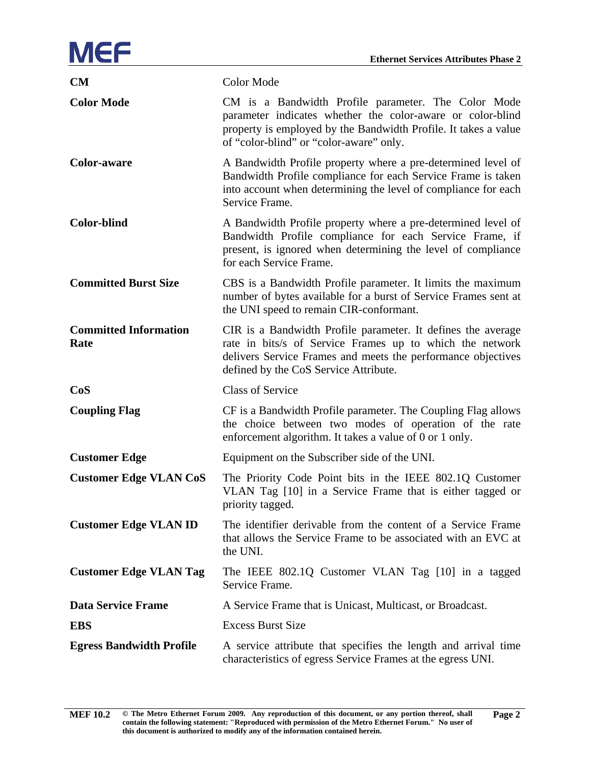| | |
|---|---|
| **CM** | Color Mode |
| **Color Mode** | CM is a Bandwidth Profile parameter. The Color Mode parameter indicates whether the color-aware or color-blind property is employed by the Bandwidth Profile. It takes a value of "color-blind" or "color-aware" only. |
| **Color-aware** | A Bandwidth Profile property where a pre-determined level of Bandwidth Profile compliance for each Service Frame is taken into account when determining the level of compliance for each Service Frame. |
| **Color-blind** | A Bandwidth Profile property where a pre-determined level of Bandwidth Profile compliance for each Service Frame, if present, is ignored when determining the level of compliance for each Service Frame. |
| **Committed Burst Size** | CBS is a Bandwidth Profile parameter. It limits the maximum number of bytes available for a burst of Service Frames sent at the UNI speed to remain CIR-conformant. |
| **Committed Information Rate** | CIR is a Bandwidth Profile parameter. It defines the average rate in bits/s of Service Frames up to which the network delivers Service Frames and meets the performance objectives defined by the CoS Service Attribute. |
| **CoS** | Class of Service |
| **Coupling Flag** | CF is a Bandwidth Profile parameter. The Coupling Flag allows the choice between two modes of operation of the rate enforcement algorithm. It takes a value of 0 or 1 only. |
| **Customer Edge** | Equipment on the Subscriber side of the UNI. |
| **Customer Edge VLAN CoS** | The Priority Code Point bits in the IEEE 802.1Q Customer VLAN Tag [10] in a Service Frame that is either tagged or priority tagged. |
| **Customer Edge VLAN ID** | The identifier derivable from the content of a Service Frame that allows the Service Frame to be associated with an EVC at the UNI. |
| **Customer Edge VLAN Tag** | The IEEE 802.1Q Customer VLAN Tag [10] in a tagged Service Frame. |
| **Data Service Frame** | A Service Frame that is Unicast, Multicast, or Broadcast. |
| **EBS** | Excess Burst Size |
| **Egress Bandwidth Profile** | A service attribute that specifies the length and arrival time characteristics of egress Service Frames at the egress UNI. |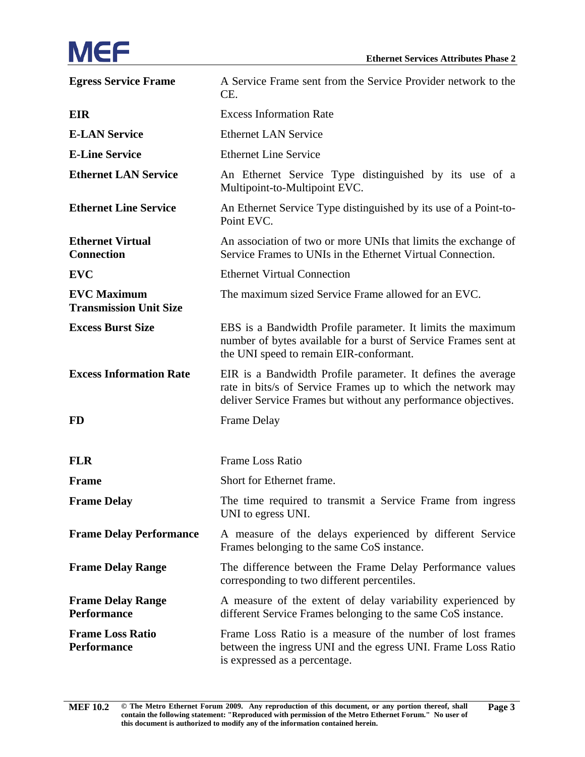| | |
|---|---|
| **Egress Service Frame** | A Service Frame sent from the Service Provider network to the CE. |
| **EIR** | Excess Information Rate |
| **E-LAN Service** | Ethernet LAN Service |
| **E-Line Service** | Ethernet Line Service |
| **Ethernet LAN Service** | An Ethernet Service Type distinguished by its use of a Multipoint-to-Multipoint EVC. |
| **Ethernet Line Service** | An Ethernet Service Type distinguished by its use of a Point-to-Point EVC. |
| **Ethernet Virtual Connection** | An association of two or more UNIs that limits the exchange of Service Frames to UNIs in the Ethernet Virtual Connection. |
| **EVC** | Ethernet Virtual Connection |
| **EVC Maximum Transmission Unit Size** | The maximum sized Service Frame allowed for an EVC. |
| **Excess Burst Size** | EBS is a Bandwidth Profile parameter. It limits the maximum number of bytes available for a burst of Service Frames sent at the UNI speed to remain EIR-conformant. |
| **Excess Information Rate** | EIR is a Bandwidth Profile parameter. It defines the average rate in bits/s of Service Frames up to which the network may deliver Service Frames but without any performance objectives. |
| **FD** | Frame Delay |
| **FLR** | Frame Loss Ratio |
| **Frame** | Short for Ethernet frame. |
| **Frame Delay** | The time required to transmit a Service Frame from ingress UNI to egress UNI. |
| **Frame Delay Performance** | A measure of the delays experienced by different Service Frames belonging to the same CoS instance. |
| **Frame Delay Range** | The difference between the Frame Delay Performance values corresponding to two different percentiles. |
| **Frame Delay Range Performance** | A measure of the extent of delay variability experienced by different Service Frames belonging to the same CoS instance. |
| **Frame Loss Ratio Performance** | Frame Loss Ratio is a measure of the number of lost frames between the ingress UNI and the egress UNI. Frame Loss Ratio is expressed as a percentage. |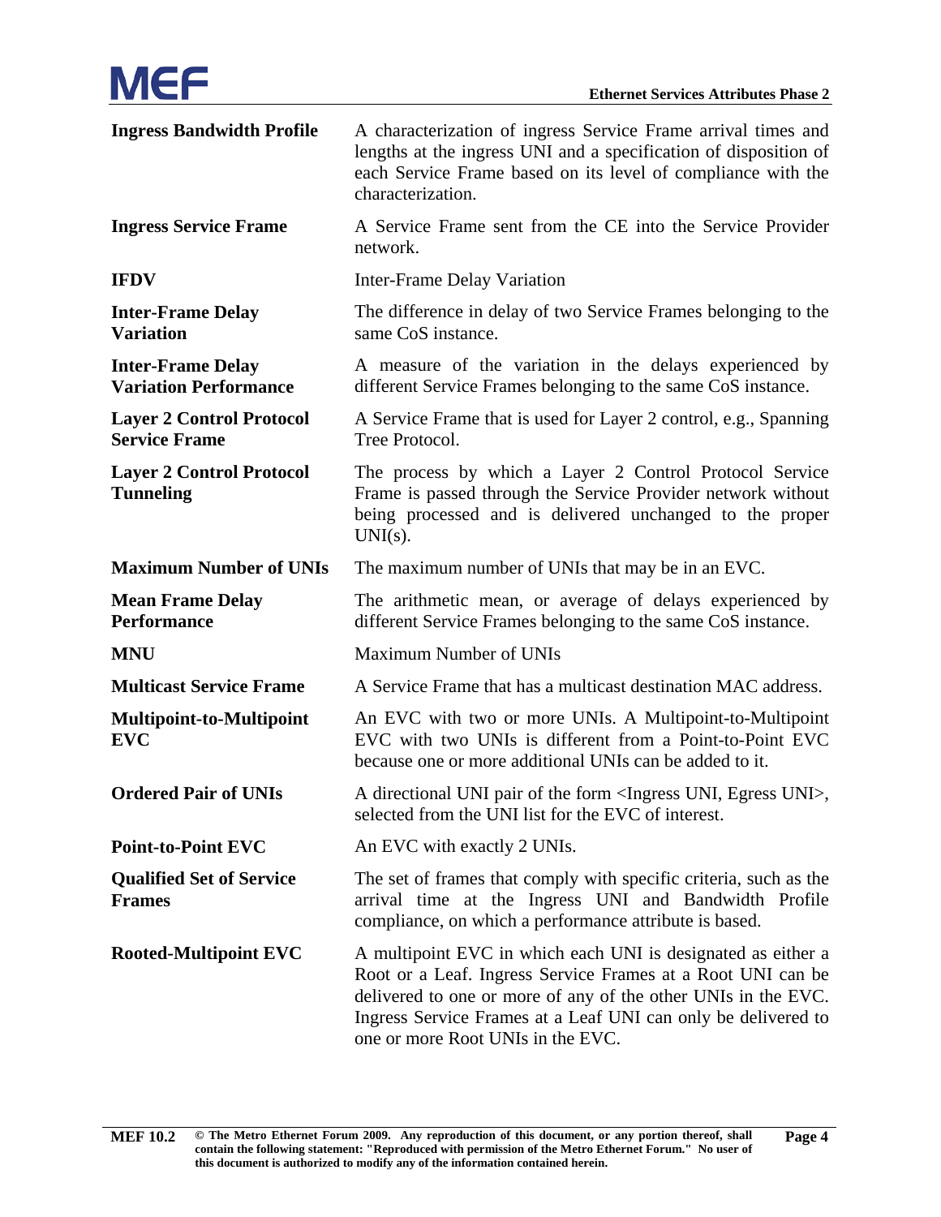| Term | Definition |
| --- | --- |
| **Ingress Bandwidth Profile** | A characterization of ingress Service Frame arrival times and lengths at the ingress UNI and a specification of disposition of each Service Frame based on its level of compliance with the characterization. |
| **Ingress Service Frame** | A Service Frame sent from the CE into the Service Provider network. |
| **IFDV** | Inter-Frame Delay Variation |
| **Inter-Frame Delay Variation** | The difference in delay of two Service Frames belonging to the same CoS instance. |
| **Inter-Frame Delay Variation Performance** | A measure of the variation in the delays experienced by different Service Frames belonging to the same CoS instance. |
| **Layer 2 Control Protocol Service Frame** | A Service Frame that is used for Layer 2 control, e.g., Spanning Tree Protocol. |
| **Layer 2 Control Protocol Tunneling** | The process by which a Layer 2 Control Protocol Service Frame is passed through the Service Provider network without being processed and is delivered unchanged to the proper UNI(s). |
| **Maximum Number of UNIs** | The maximum number of UNIs that may be in an EVC. |
| **Mean Frame Delay Performance** | The arithmetic mean, or average of delays experienced by different Service Frames belonging to the same CoS instance. |
| **MNU** | Maximum Number of UNIs |
| **Multicast Service Frame** | A Service Frame that has a multicast destination MAC address. |
| **Multipoint-to-Multipoint EVC** | An EVC with two or more UNIs. A Multipoint-to-Multipoint EVC with two UNIs is different from a Point-to-Point EVC because one or more additional UNIs can be added to it. |
| **Ordered Pair of UNIs** | A directional UNI pair of the form <Ingress UNI, Egress UNI>, selected from the UNI list for the EVC of interest. |
| **Point-to-Point EVC** | An EVC with exactly 2 UNIs. |
| **Qualified Set of Service Frames** | The set of frames that comply with specific criteria, such as the arrival time at the Ingress UNI and Bandwidth Profile compliance, on which a performance attribute is based. |
| **Rooted-Multipoint EVC** | A multipoint EVC in which each UNI is designated as either a Root or a Leaf. Ingress Service Frames at a Root UNI can be delivered to one or more of any of the other UNIs in the EVC. Ingress Service Frames at a Leaf UNI can only be delivered to one or more Root UNIs in the EVC. |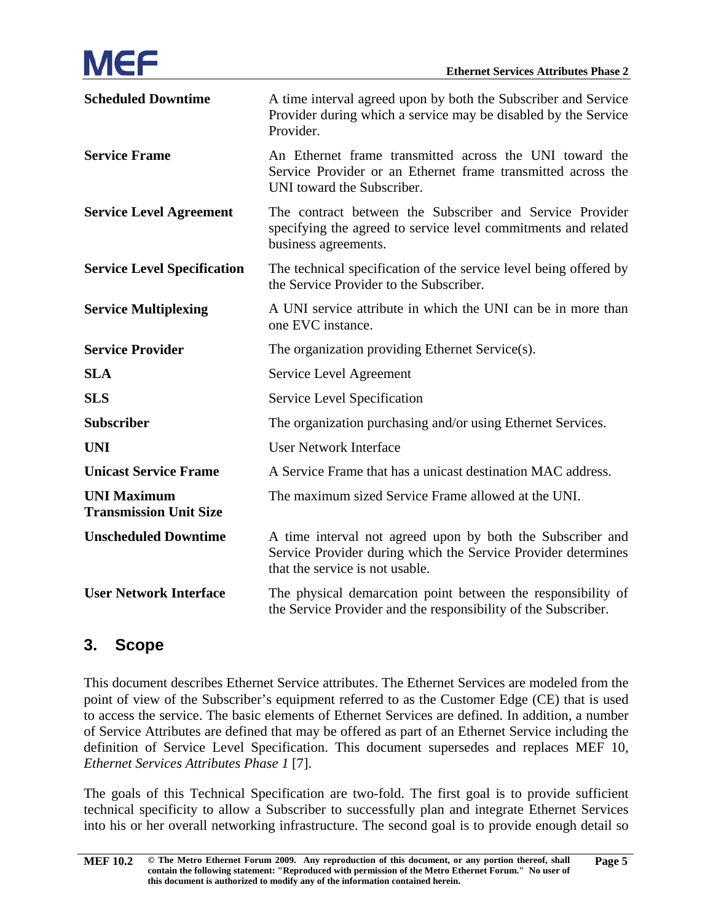| | |
|---|---|
| **Scheduled Downtime** | A time interval agreed upon by both the Subscriber and Service Provider during which a service may be disabled by the Service Provider. |
| **Service Frame** | An Ethernet frame transmitted across the UNI toward the Service Provider or an Ethernet frame transmitted across the UNI toward the Subscriber. |
| **Service Level Agreement** | The contract between the Subscriber and Service Provider specifying the agreed to service level commitments and related business agreements. |
| **Service Level Specification** | The technical specification of the service level being offered by the Service Provider to the Subscriber. |
| **Service Multiplexing** | A UNI service attribute in which the UNI can be in more than one EVC instance. |
| **Service Provider** | The organization providing Ethernet Service(s). |
| **SLA** | Service Level Agreement |
| **SLS** | Service Level Specification |
| **Subscriber** | The organization purchasing and/or using Ethernet Services. |
| **UNI** | User Network Interface |
| **Unicast Service Frame** | A Service Frame that has a unicast destination MAC address. |
| **UNI Maximum Transmission Unit Size** | The maximum sized Service Frame allowed at the UNI. |
| **Unscheduled Downtime** | A time interval not agreed upon by both the Subscriber and Service Provider during which the Service Provider determines that the service is not usable. |
| **User Network Interface** | The physical demarcation point between the responsibility of the Service Provider and the responsibility of the Subscriber. |

## 3. Scope

This document describes Ethernet Service attributes. The Ethernet Services are modeled from the point of view of the Subscriber's equipment referred to as the Customer Edge (CE) that is used to access the service. The basic elements of Ethernet Services are defined. In addition, a number of Service Attributes are defined that may be offered as part of an Ethernet Service including the definition of Service Level Specification. This document supersedes and replaces MEF 10, *Ethernet Services Attributes Phase 1* [7].

The goals of this Technical Specification are two-fold. The first goal is to provide sufficient technical specificity to allow a Subscriber to successfully plan and integrate Ethernet Services into his or her overall networking infrastructure. The second goal is to provide enough detail so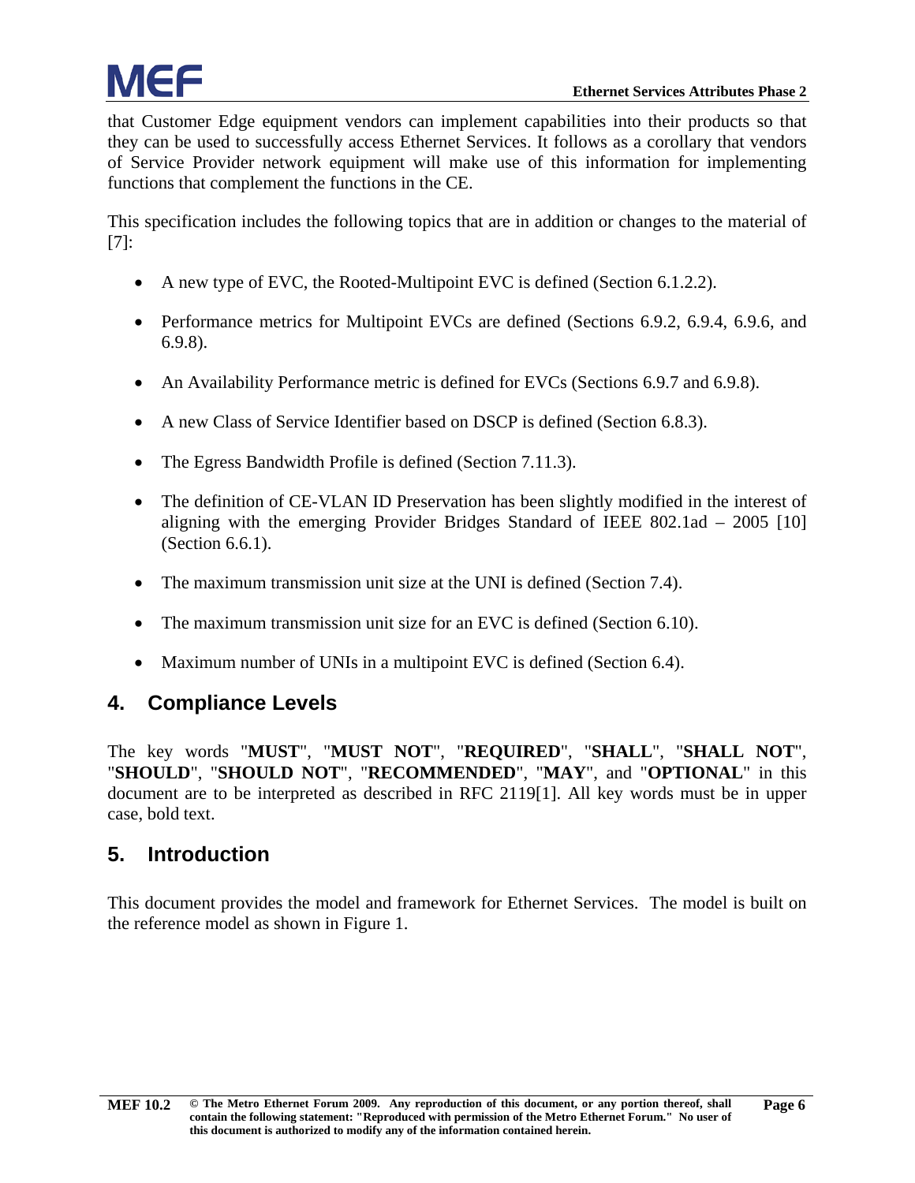that Customer Edge equipment vendors can implement capabilities into their products so that they can be used to successfully access Ethernet Services. It follows as a corollary that vendors of Service Provider network equipment will make use of this information for implementing functions that complement the functions in the CE.

This specification includes the following topics that are in addition or changes to the material of [7]:

- A new type of EVC, the Rooted-Multipoint EVC is defined (Section 6.1.2.2).
- Performance metrics for Multipoint EVCs are defined (Sections 6.9.2, 6.9.4, 6.9.6, and 6.9.8).
- An Availability Performance metric is defined for EVCs (Sections 6.9.7 and 6.9.8).
- A new Class of Service Identifier based on DSCP is defined (Section 6.8.3).
- The Egress Bandwidth Profile is defined (Section 7.11.3).
- The definition of CE-VLAN ID Preservation has been slightly modified in the interest of aligning with the emerging Provider Bridges Standard of IEEE 802.1ad – 2005 [10] (Section 6.6.1).
- The maximum transmission unit size at the UNI is defined (Section 7.4).
- The maximum transmission unit size for an EVC is defined (Section 6.10).
- Maximum number of UNIs in a multipoint EVC is defined (Section 6.4).

## 4. Compliance Levels

The key words "**MUST**", "**MUST NOT**", "**REQUIRED**", "**SHALL**", "**SHALL NOT**", "**SHOULD**", "**SHOULD NOT**", "**RECOMMENDED**", "**MAY**", and "**OPTIONAL**" in this document are to be interpreted as described in RFC 2119[1]. All key words must be in upper case, bold text.

## 5. Introduction

This document provides the model and framework for Ethernet Services. The model is built on the reference model as shown in Figure 1.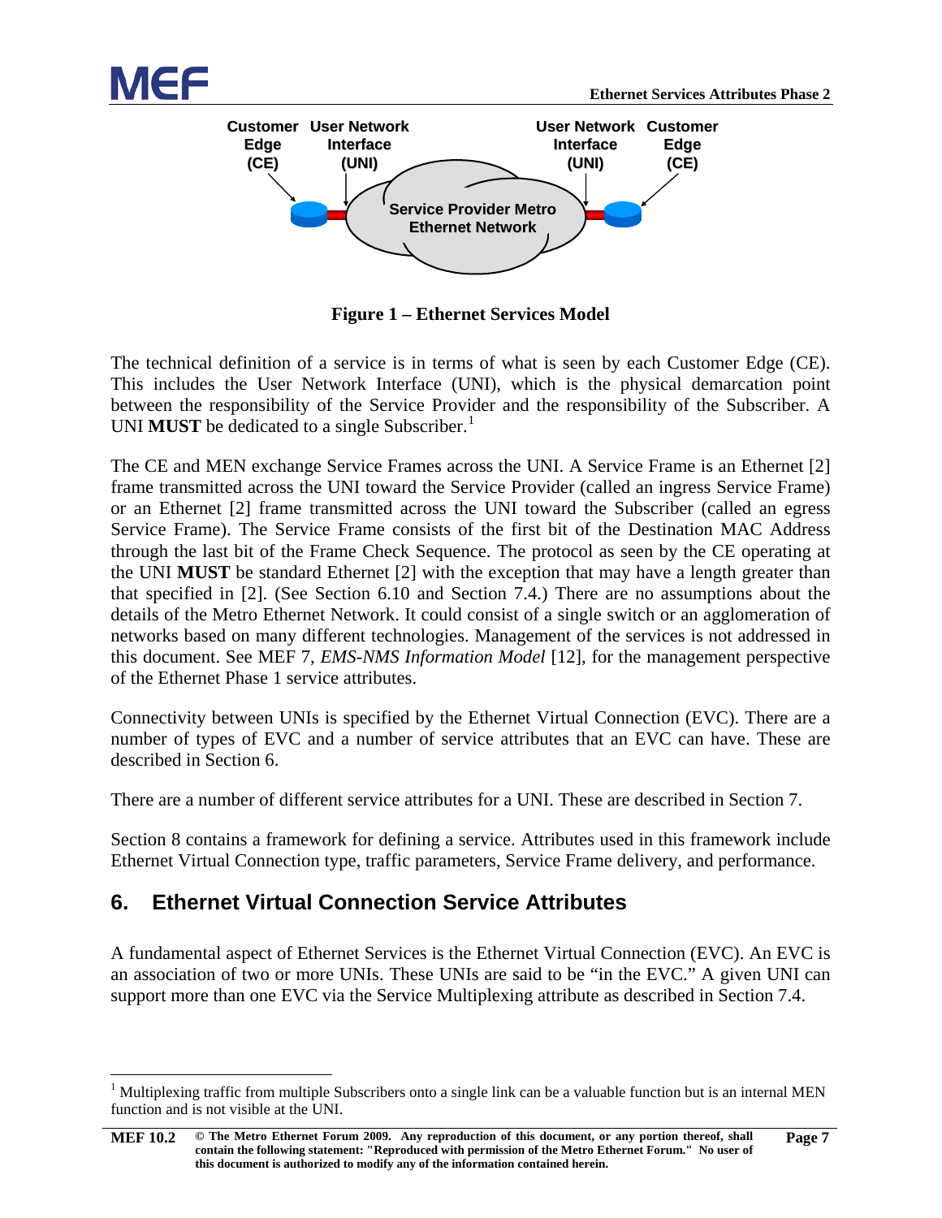Figure 1 – Ethernet Services Model

The technical definition of a service is in terms of what is seen by each Customer Edge (CE). This includes the User Network Interface (UNI), which is the physical demarcation point between the responsibility of the Service Provider and the responsibility of the Subscriber. A UNI **MUST** be dedicated to a single Subscriber.[1]

The CE and MEN exchange Service Frames across the UNI. A Service Frame is an Ethernet [2] frame transmitted across the UNI toward the Service Provider (called an ingress Service Frame) or an Ethernet [2] frame transmitted across the UNI toward the Subscriber (called an egress Service Frame). The Service Frame consists of the first bit of the Destination MAC Address through the last bit of the Frame Check Sequence. The protocol as seen by the CE operating at the UNI **MUST** be standard Ethernet [2] with the exception that may have a length greater than that specified in [2]. (See Section 6.10 and Section 7.4.) There are no assumptions about the details of the Metro Ethernet Network. It could consist of a single switch or an agglomeration of networks based on many different technologies. Management of the services is not addressed in this document. See MEF 7, *EMS-NMS Information Model* [12], for the management perspective of the Ethernet Phase 1 service attributes.

Connectivity between UNIs is specified by the Ethernet Virtual Connection (EVC). There are a number of types of EVC and a number of service attributes that an EVC can have. These are described in Section 6.

There are a number of different service attributes for a UNI. These are described in Section 7.

Section 8 contains a framework for defining a service. Attributes used in this framework include Ethernet Virtual Connection type, traffic parameters, Service Frame delivery, and performance.

## 6. Ethernet Virtual Connection Service Attributes

A fundamental aspect of Ethernet Services is the Ethernet Virtual Connection (EVC). An EVC is an association of two or more UNIs. These UNIs are said to be “in the EVC.” A given UNI can support more than one EVC via the Service Multiplexing attribute as described in Section 7.4.

[1] Multiplexing traffic from multiple Subscribers onto a single link can be a valuable function but is an internal MEN function and is not visible at the UNI.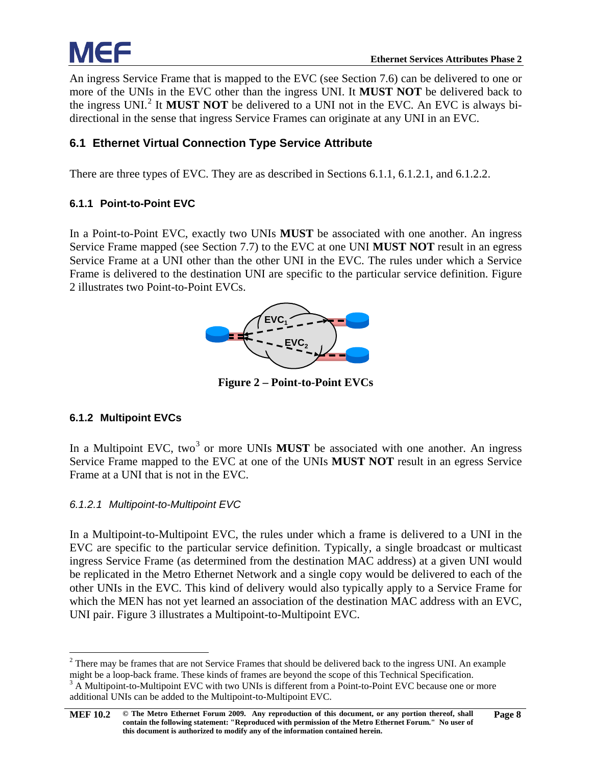An ingress Service Frame that is mapped to the EVC (see Section 7.6) can be delivered to one or more of the UNIs in the EVC other than the ingress UNI. It **MUST NOT** be delivered back to the ingress UNI.[2] It **MUST NOT** be delivered to a UNI not in the EVC. An EVC is always bi-directional in the sense that ingress Service Frames can originate at any UNI in an EVC.

## 6.1 Ethernet Virtual Connection Type Service Attribute

There are three types of EVC. They are as described in Sections 6.1.1, 6.1.2.1, and 6.1.2.2.

### 6.1.1 Point-to-Point EVC

In a Point-to-Point EVC, exactly two UNIs **MUST** be associated with one another. An ingress Service Frame mapped (see Section 7.7) to the EVC at one UNI **MUST NOT** result in an egress Service Frame at a UNI other than the other UNI in the EVC. The rules under which a Service Frame is delivered to the destination UNI are specific to the particular service definition. Figure 2 illustrates two Point-to-Point EVCs.

**Figure 2 – Point-to-Point EVCs**

### 6.1.2 Multipoint EVCs

In a Multipoint EVC, two[3] or more UNIs **MUST** be associated with one another. An ingress Service Frame mapped to the EVC at one of the UNIs **MUST NOT** result in an egress Service Frame at a UNI that is not in the EVC.

#### *6.1.2.1 Multipoint-to-Multipoint EVC*

In a Multipoint-to-Multipoint EVC, the rules under which a frame is delivered to a UNI in the EVC are specific to the particular service definition. Typically, a single broadcast or multicast ingress Service Frame (as determined from the destination MAC address) at a given UNI would be replicated in the Metro Ethernet Network and a single copy would be delivered to each of the other UNIs in the EVC. This kind of delivery would also typically apply to a Service Frame for which the MEN has not yet learned an association of the destination MAC address with an EVC, UNI pair. Figure 3 illustrates a Multipoint-to-Multipoint EVC.

---

[2] There may be frames that are not Service Frames that should be delivered back to the ingress UNI. An example might be a loop-back frame. These kinds of frames are beyond the scope of this Technical Specification.

[3] A Multipoint-to-Multipoint EVC with two UNIs is different from a Point-to-Point EVC because one or more additional UNIs can be added to the Multipoint-to-Multipoint EVC.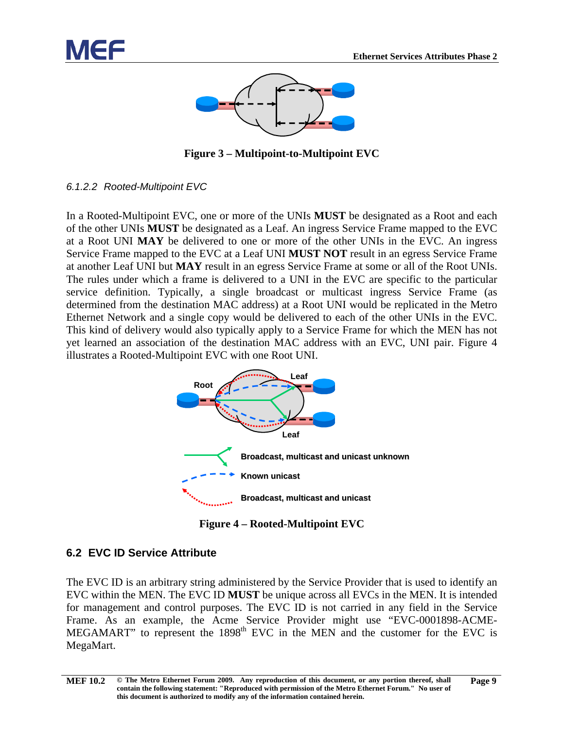Figure 3 – Multipoint-to-Multipoint EVC

#### *6.1.2.2 Rooted-Multipoint EVC*

In a Rooted-Multipoint EVC, one or more of the UNIs **MUST** be designated as a Root and each of the other UNIs **MUST** be designated as a Leaf. An ingress Service Frame mapped to the EVC at a Root UNI **MAY** be delivered to one or more of the other UNIs in the EVC. An ingress Service Frame mapped to the EVC at a Leaf UNI **MUST NOT** result in an egress Service Frame at another Leaf UNI but **MAY** result in an egress Service Frame at some or all of the Root UNIs. The rules under which a frame is delivered to a UNI in the EVC are specific to the particular service definition. Typically, a single broadcast or multicast ingress Service Frame (as determined from the destination MAC address) at a Root UNI would be replicated in the Metro Ethernet Network and a single copy would be delivered to each of the other UNIs in the EVC. This kind of delivery would also typically apply to a Service Frame for which the MEN has not yet learned an association of the destination MAC address with an EVC, UNI pair. Figure 4 illustrates a Rooted-Multipoint EVC with one Root UNI.

Figure 4 – Rooted-Multipoint EVC

## 6.2 EVC ID Service Attribute

The EVC ID is an arbitrary string administered by the Service Provider that is used to identify an EVC within the MEN. The EVC ID **MUST** be unique across all EVCs in the MEN. It is intended for management and control purposes. The EVC ID is not carried in any field in the Service Frame. As an example, the Acme Service Provider might use "EVC-0001898-ACME-MEGAMART" to represent the 1898$^{th}$ EVC in the MEN and the customer for the EVC is MegaMart.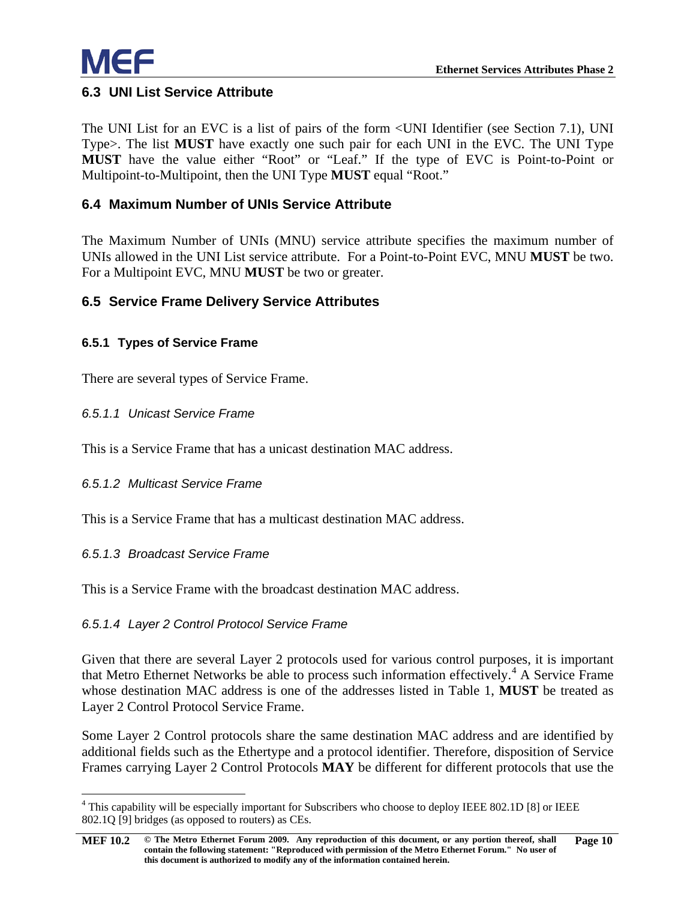## 6.3 UNI List Service Attribute

The UNI List for an EVC is a list of pairs of the form <UNI Identifier (see Section 7.1), UNI Type>. The list **MUST** have exactly one such pair for each UNI in the EVC. The UNI Type **MUST** have the value either "Root" or "Leaf." If the type of EVC is Point-to-Point or Multipoint-to-Multipoint, then the UNI Type **MUST** equal "Root."

## 6.4 Maximum Number of UNIs Service Attribute

The Maximum Number of UNIs (MNU) service attribute specifies the maximum number of UNIs allowed in the UNI List service attribute. For a Point-to-Point EVC, MNU **MUST** be two. For a Multipoint EVC, MNU **MUST** be two or greater.

## 6.5 Service Frame Delivery Service Attributes

### 6.5.1 Types of Service Frame

There are several types of Service Frame.

#### *6.5.1.1 Unicast Service Frame*

This is a Service Frame that has a unicast destination MAC address.

#### *6.5.1.2 Multicast Service Frame*

This is a Service Frame that has a multicast destination MAC address.

#### *6.5.1.3 Broadcast Service Frame*

This is a Service Frame with the broadcast destination MAC address.

#### *6.5.1.4 Layer 2 Control Protocol Service Frame*

Given that there are several Layer 2 protocols used for various control purposes, it is important that Metro Ethernet Networks be able to process such information effectively.[4] A Service Frame whose destination MAC address is one of the addresses listed in Table 1, **MUST** be treated as Layer 2 Control Protocol Service Frame.

Some Layer 2 Control protocols share the same destination MAC address and are identified by additional fields such as the Ethertype and a protocol identifier. Therefore, disposition of Service Frames carrying Layer 2 Control Protocols **MAY** be different for different protocols that use the

[4] This capability will be especially important for Subscribers who choose to deploy IEEE 802.1D [8] or IEEE 802.1Q [9] bridges (as opposed to routers) as CEs.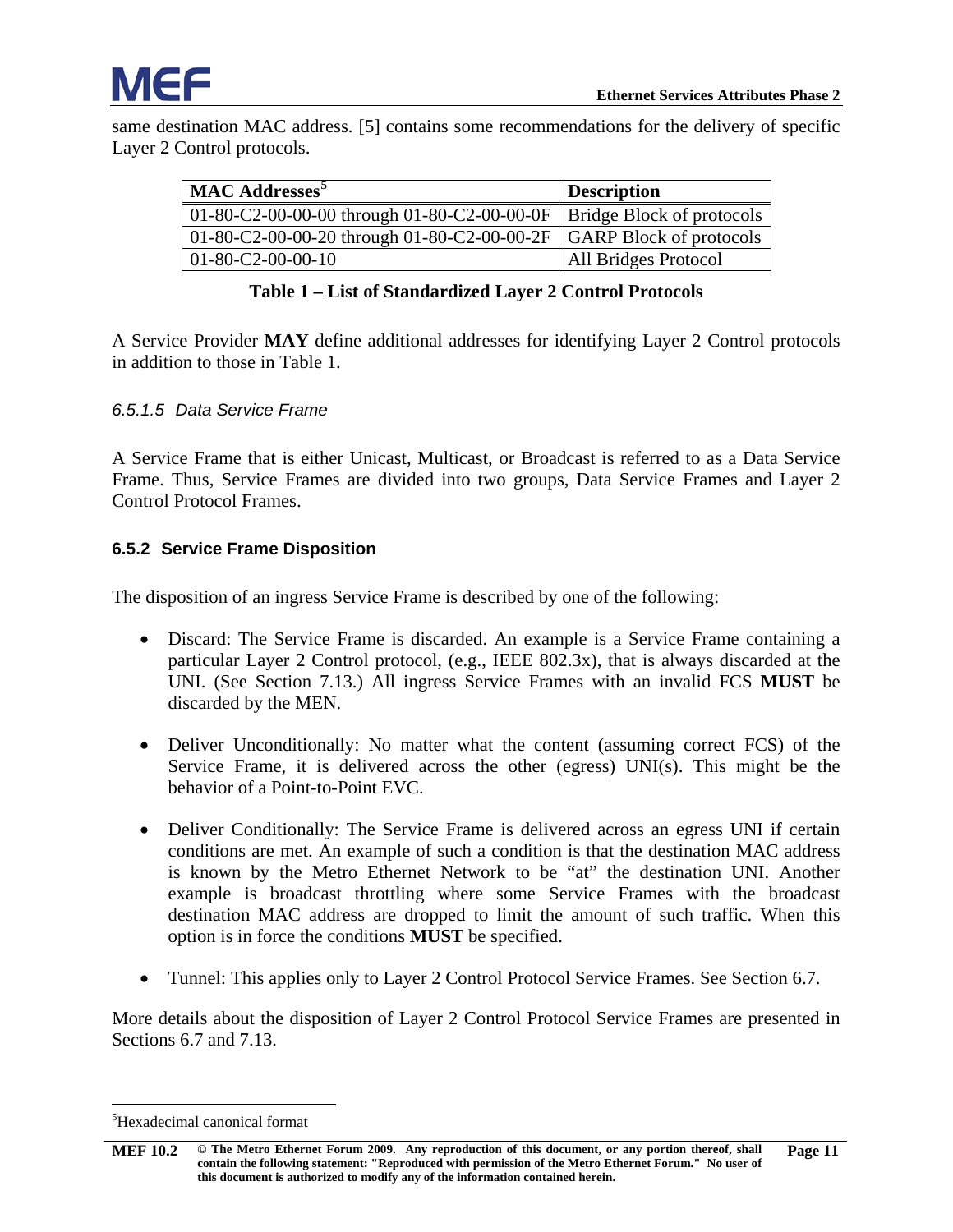same destination MAC address. [5] contains some recommendations for the delivery of specific Layer 2 Control protocols.

| MAC Addresses[5] | Description |
|---|---|
| 01-80-C2-00-00-00 through 01-80-C2-00-00-0F | Bridge Block of protocols |
| 01-80-C2-00-00-20 through 01-80-C2-00-00-2F | GARP Block of protocols |
| 01-80-C2-00-00-10 | All Bridges Protocol |

**Table 1 – List of Standardized Layer 2 Control Protocols**

A Service Provider **MAY** define additional addresses for identifying Layer 2 Control protocols in addition to those in Table 1.

#### *6.5.1.5 Data Service Frame*

A Service Frame that is either Unicast, Multicast, or Broadcast is referred to as a Data Service Frame. Thus, Service Frames are divided into two groups, Data Service Frames and Layer 2 Control Protocol Frames.

### 6.5.2 Service Frame Disposition

The disposition of an ingress Service Frame is described by one of the following:

- Discard: The Service Frame is discarded. An example is a Service Frame containing a particular Layer 2 Control protocol, (e.g., IEEE 802.3x), that is always discarded at the UNI. (See Section 7.13.) All ingress Service Frames with an invalid FCS **MUST** be discarded by the MEN.

- Deliver Unconditionally: No matter what the content (assuming correct FCS) of the Service Frame, it is delivered across the other (egress) UNI(s). This might be the behavior of a Point-to-Point EVC.

- Deliver Conditionally: The Service Frame is delivered across an egress UNI if certain conditions are met. An example of such a condition is that the destination MAC address is known by the Metro Ethernet Network to be "at" the destination UNI. Another example is broadcast throttling where some Service Frames with the broadcast destination MAC address are dropped to limit the amount of such traffic. When this option is in force the conditions **MUST** be specified.

- Tunnel: This applies only to Layer 2 Control Protocol Service Frames. See Section 6.7.

More details about the disposition of Layer 2 Control Protocol Service Frames are presented in Sections 6.7 and 7.13.

[5]Hexadecimal canonical format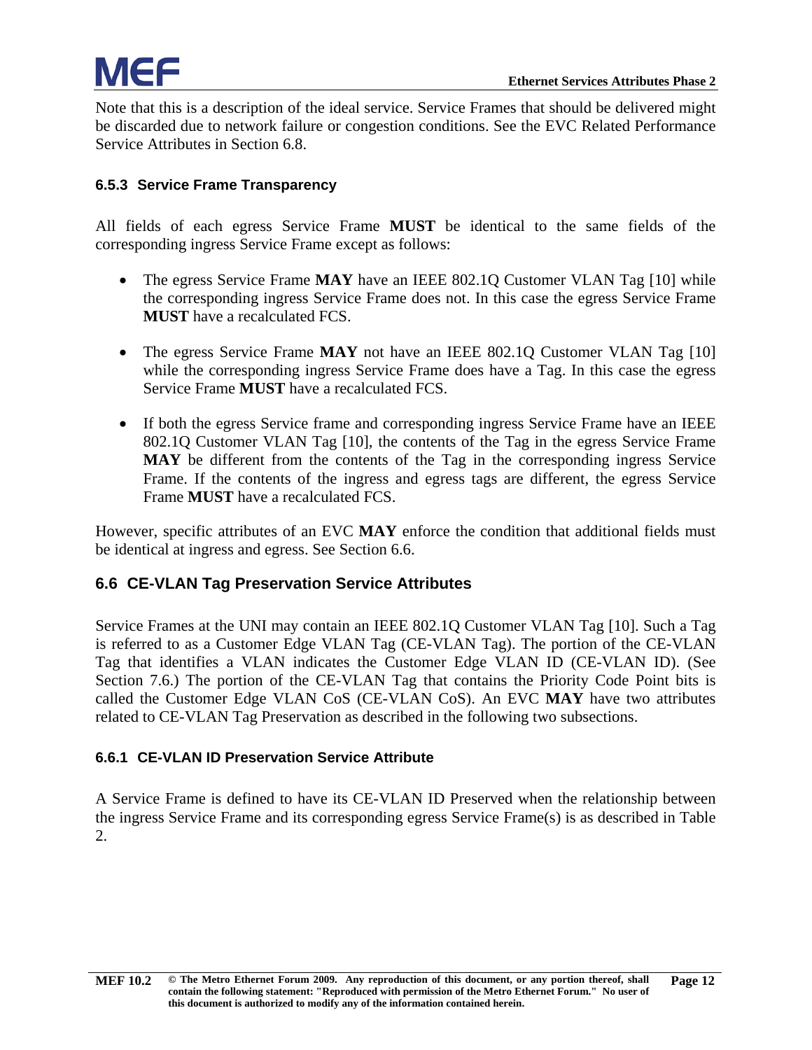Note that this is a description of the ideal service. Service Frames that should be delivered might be discarded due to network failure or congestion conditions. See the EVC Related Performance Service Attributes in Section 6.8.

### 6.5.3 Service Frame Transparency

All fields of each egress Service Frame **MUST** be identical to the same fields of the corresponding ingress Service Frame except as follows:

- The egress Service Frame **MAY** have an IEEE 802.1Q Customer VLAN Tag [10] while the corresponding ingress Service Frame does not. In this case the egress Service Frame **MUST** have a recalculated FCS.
- The egress Service Frame **MAY** not have an IEEE 802.1Q Customer VLAN Tag [10] while the corresponding ingress Service Frame does have a Tag. In this case the egress Service Frame **MUST** have a recalculated FCS.
- If both the egress Service frame and corresponding ingress Service Frame have an IEEE 802.1Q Customer VLAN Tag [10], the contents of the Tag in the egress Service Frame **MAY** be different from the contents of the Tag in the corresponding ingress Service Frame. If the contents of the ingress and egress tags are different, the egress Service Frame **MUST** have a recalculated FCS.

However, specific attributes of an EVC **MAY** enforce the condition that additional fields must be identical at ingress and egress. See Section 6.6.

## 6.6 CE-VLAN Tag Preservation Service Attributes

Service Frames at the UNI may contain an IEEE 802.1Q Customer VLAN Tag [10]. Such a Tag is referred to as a Customer Edge VLAN Tag (CE-VLAN Tag). The portion of the CE-VLAN Tag that identifies a VLAN indicates the Customer Edge VLAN ID (CE-VLAN ID). (See Section 7.6.) The portion of the CE-VLAN Tag that contains the Priority Code Point bits is called the Customer Edge VLAN CoS (CE-VLAN CoS). An EVC **MAY** have two attributes related to CE-VLAN Tag Preservation as described in the following two subsections.

### 6.6.1 CE-VLAN ID Preservation Service Attribute

A Service Frame is defined to have its CE-VLAN ID Preserved when the relationship between the ingress Service Frame and its corresponding egress Service Frame(s) is as described in Table 2.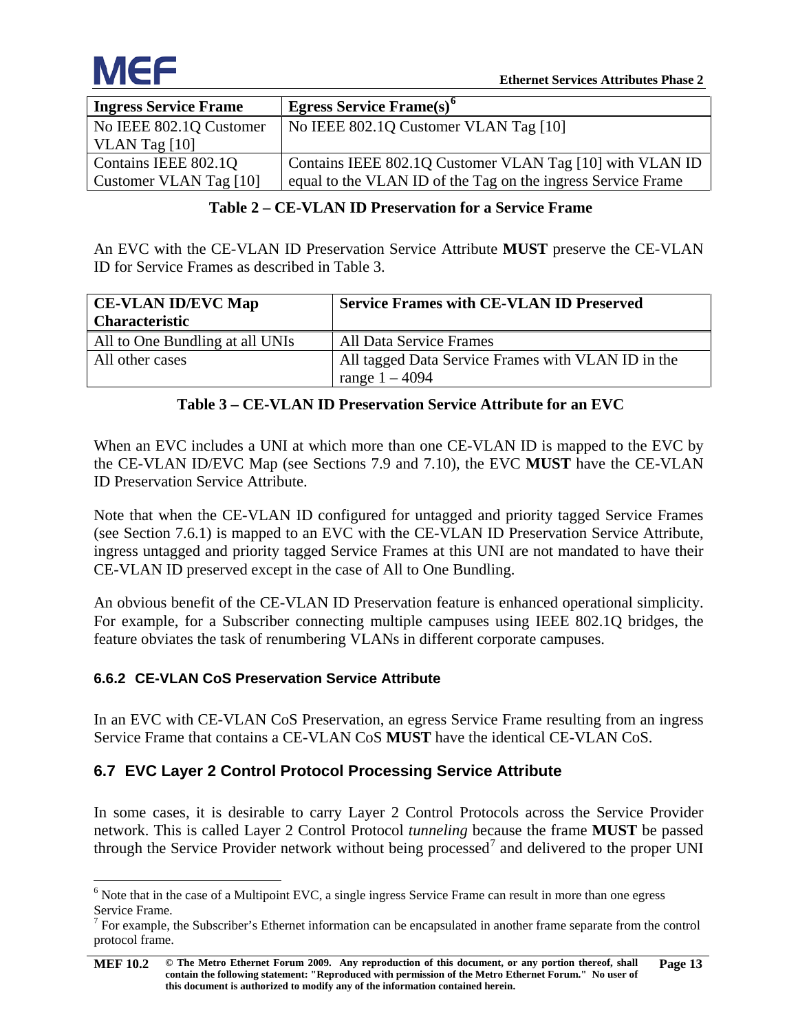| Ingress Service Frame | Egress Service Frame(s)[6] |
|---|---|
| No IEEE 802.1Q Customer VLAN Tag [10] | No IEEE 802.1Q Customer VLAN Tag [10] |
| Contains IEEE 802.1Q Customer VLAN Tag [10] | Contains IEEE 802.1Q Customer VLAN Tag [10] with VLAN ID equal to the VLAN ID of the Tag on the ingress Service Frame |

**Table 2 – CE-VLAN ID Preservation for a Service Frame**

An EVC with the CE-VLAN ID Preservation Service Attribute **MUST** preserve the CE-VLAN ID for Service Frames as described in Table 3.

| CE-VLAN ID/EVC Map Characteristic | Service Frames with CE-VLAN ID Preserved |
|---|---|
| All to One Bundling at all UNIs | All Data Service Frames |
| All other cases | All tagged Data Service Frames with VLAN ID in the range 1 – 4094 |

**Table 3 – CE-VLAN ID Preservation Service Attribute for an EVC**

When an EVC includes a UNI at which more than one CE-VLAN ID is mapped to the EVC by the CE-VLAN ID/EVC Map (see Sections 7.9 and 7.10), the EVC **MUST** have the CE-VLAN ID Preservation Service Attribute.

Note that when the CE-VLAN ID configured for untagged and priority tagged Service Frames (see Section 7.6.1) is mapped to an EVC with the CE-VLAN ID Preservation Service Attribute, ingress untagged and priority tagged Service Frames at this UNI are not mandated to have their CE-VLAN ID preserved except in the case of All to One Bundling.

An obvious benefit of the CE-VLAN ID Preservation feature is enhanced operational simplicity. For example, for a Subscriber connecting multiple campuses using IEEE 802.1Q bridges, the feature obviates the task of renumbering VLANs in different corporate campuses.

### 6.6.2 CE-VLAN CoS Preservation Service Attribute

In an EVC with CE-VLAN CoS Preservation, an egress Service Frame resulting from an ingress Service Frame that contains a CE-VLAN CoS **MUST** have the identical CE-VLAN CoS.

## 6.7 EVC Layer 2 Control Protocol Processing Service Attribute

In some cases, it is desirable to carry Layer 2 Control Protocols across the Service Provider network. This is called Layer 2 Control Protocol *tunneling* because the frame **MUST** be passed through the Service Provider network without being processed[7] and delivered to the proper UNI

[6] Note that in the case of a Multipoint EVC, a single ingress Service Frame can result in more than one egress Service Frame.

[7] For example, the Subscriber's Ethernet information can be encapsulated in another frame separate from the control protocol frame.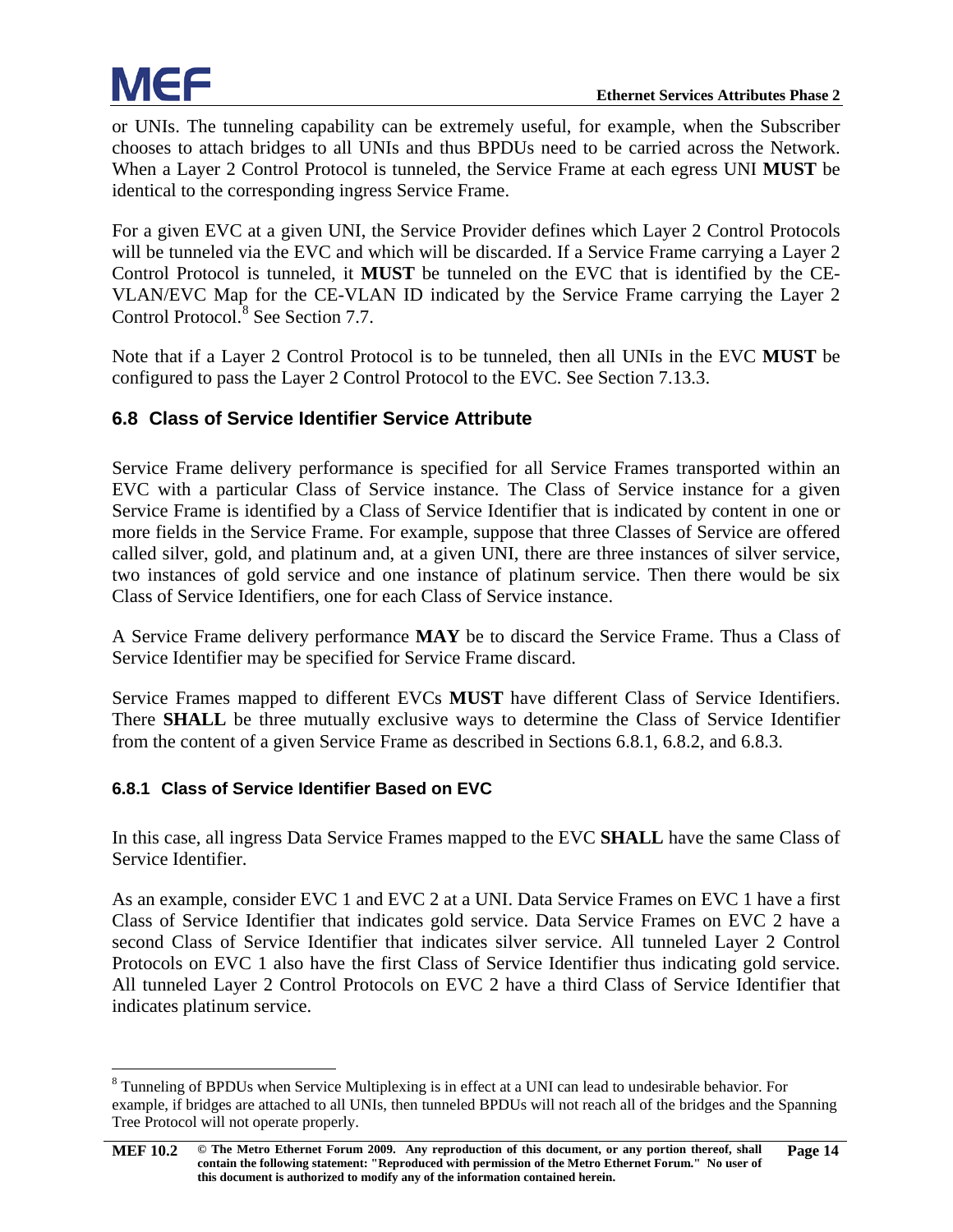or UNIs. The tunneling capability can be extremely useful, for example, when the Subscriber chooses to attach bridges to all UNIs and thus BPDUs need to be carried across the Network. When a Layer 2 Control Protocol is tunneled, the Service Frame at each egress UNI **MUST** be identical to the corresponding ingress Service Frame.

For a given EVC at a given UNI, the Service Provider defines which Layer 2 Control Protocols will be tunneled via the EVC and which will be discarded. If a Service Frame carrying a Layer 2 Control Protocol is tunneled, it **MUST** be tunneled on the EVC that is identified by the CE-VLAN/EVC Map for the CE-VLAN ID indicated by the Service Frame carrying the Layer 2 Control Protocol.[8] See Section 7.7.

Note that if a Layer 2 Control Protocol is to be tunneled, then all UNIs in the EVC **MUST** be configured to pass the Layer 2 Control Protocol to the EVC. See Section 7.13.3.

## 6.8 Class of Service Identifier Service Attribute

Service Frame delivery performance is specified for all Service Frames transported within an EVC with a particular Class of Service instance. The Class of Service instance for a given Service Frame is identified by a Class of Service Identifier that is indicated by content in one or more fields in the Service Frame. For example, suppose that three Classes of Service are offered called silver, gold, and platinum and, at a given UNI, there are three instances of silver service, two instances of gold service and one instance of platinum service. Then there would be six Class of Service Identifiers, one for each Class of Service instance.

A Service Frame delivery performance **MAY** be to discard the Service Frame. Thus a Class of Service Identifier may be specified for Service Frame discard.

Service Frames mapped to different EVCs **MUST** have different Class of Service Identifiers. There **SHALL** be three mutually exclusive ways to determine the Class of Service Identifier from the content of a given Service Frame as described in Sections 6.8.1, 6.8.2, and 6.8.3.

### 6.8.1 Class of Service Identifier Based on EVC

In this case, all ingress Data Service Frames mapped to the EVC **SHALL** have the same Class of Service Identifier.

As an example, consider EVC 1 and EVC 2 at a UNI. Data Service Frames on EVC 1 have a first Class of Service Identifier that indicates gold service. Data Service Frames on EVC 2 have a second Class of Service Identifier that indicates silver service. All tunneled Layer 2 Control Protocols on EVC 1 also have the first Class of Service Identifier thus indicating gold service. All tunneled Layer 2 Control Protocols on EVC 2 have a third Class of Service Identifier that indicates platinum service.

[8] Tunneling of BPDUs when Service Multiplexing is in effect at a UNI can lead to undesirable behavior. For example, if bridges are attached to all UNIs, then tunneled BPDUs will not reach all of the bridges and the Spanning Tree Protocol will not operate properly.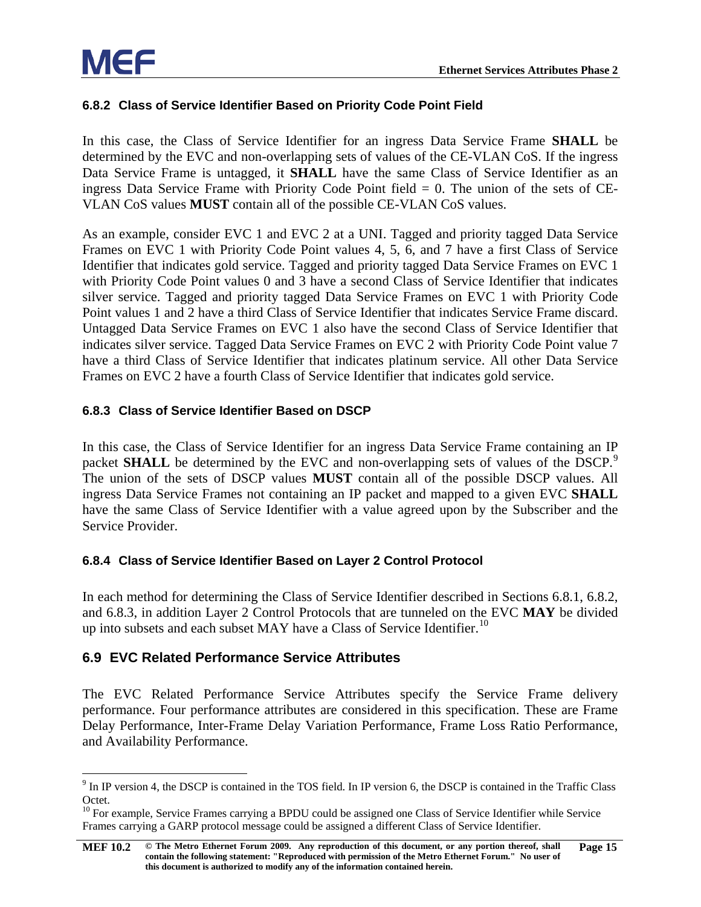### 6.8.2 Class of Service Identifier Based on Priority Code Point Field

In this case, the Class of Service Identifier for an ingress Data Service Frame **SHALL** be determined by the EVC and non-overlapping sets of values of the CE-VLAN CoS. If the ingress Data Service Frame is untagged, it **SHALL** have the same Class of Service Identifier as an ingress Data Service Frame with Priority Code Point field = 0. The union of the sets of CE-VLAN CoS values **MUST** contain all of the possible CE-VLAN CoS values.

As an example, consider EVC 1 and EVC 2 at a UNI. Tagged and priority tagged Data Service Frames on EVC 1 with Priority Code Point values 4, 5, 6, and 7 have a first Class of Service Identifier that indicates gold service. Tagged and priority tagged Data Service Frames on EVC 1 with Priority Code Point values 0 and 3 have a second Class of Service Identifier that indicates silver service. Tagged and priority tagged Data Service Frames on EVC 1 with Priority Code Point values 1 and 2 have a third Class of Service Identifier that indicates Service Frame discard. Untagged Data Service Frames on EVC 1 also have the second Class of Service Identifier that indicates silver service. Tagged Data Service Frames on EVC 2 with Priority Code Point value 7 have a third Class of Service Identifier that indicates platinum service. All other Data Service Frames on EVC 2 have a fourth Class of Service Identifier that indicates gold service.

### 6.8.3 Class of Service Identifier Based on DSCP

In this case, the Class of Service Identifier for an ingress Data Service Frame containing an IP packet **SHALL** be determined by the EVC and non-overlapping sets of values of the DSCP.[9] The union of the sets of DSCP values **MUST** contain all of the possible DSCP values. All ingress Data Service Frames not containing an IP packet and mapped to a given EVC **SHALL** have the same Class of Service Identifier with a value agreed upon by the Subscriber and the Service Provider.

### 6.8.4 Class of Service Identifier Based on Layer 2 Control Protocol

In each method for determining the Class of Service Identifier described in Sections 6.8.1, 6.8.2, and 6.8.3, in addition Layer 2 Control Protocols that are tunneled on the EVC **MAY** be divided up into subsets and each subset MAY have a Class of Service Identifier.[10]

## 6.9 EVC Related Performance Service Attributes

The EVC Related Performance Service Attributes specify the Service Frame delivery performance. Four performance attributes are considered in this specification. These are Frame Delay Performance, Inter-Frame Delay Variation Performance, Frame Loss Ratio Performance, and Availability Performance.

---

[9] In IP version 4, the DSCP is contained in the TOS field. In IP version 6, the DSCP is contained in the Traffic Class Octet.

[10] For example, Service Frames carrying a BPDU could be assigned one Class of Service Identifier while Service Frames carrying a GARP protocol message could be assigned a different Class of Service Identifier.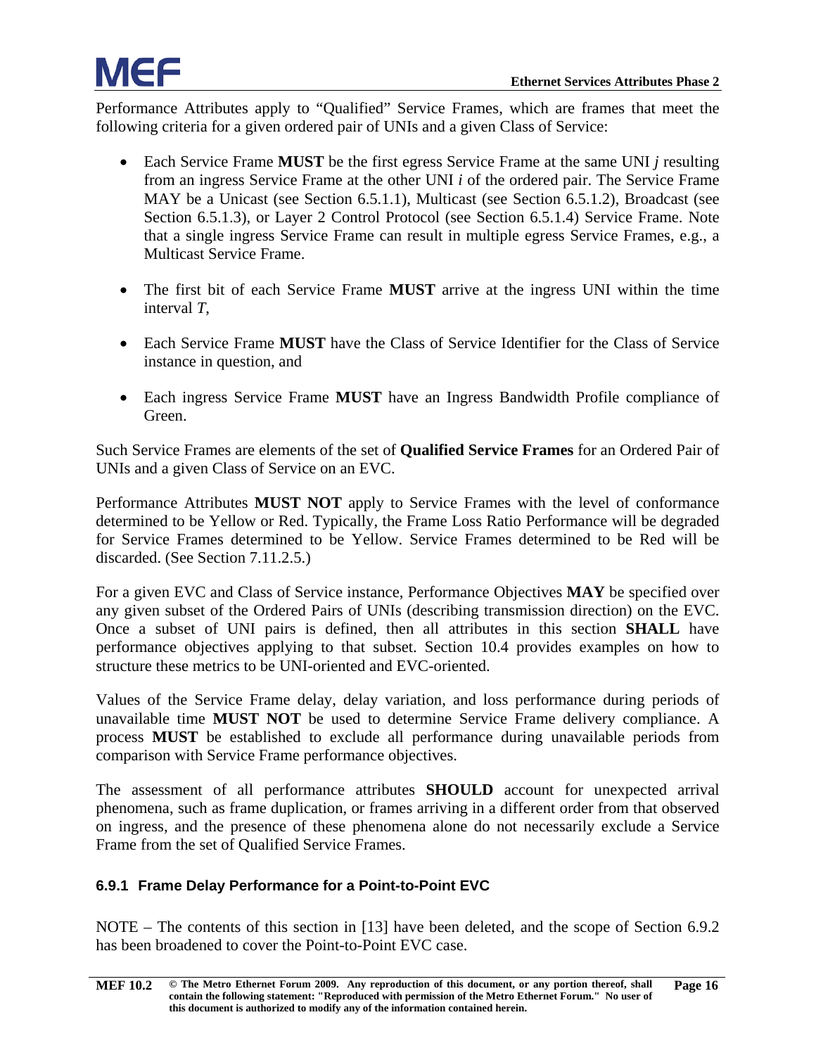Performance Attributes apply to "Qualified" Service Frames, which are frames that meet the following criteria for a given ordered pair of UNIs and a given Class of Service:

- Each Service Frame **MUST** be the first egress Service Frame at the same UNI *j* resulting from an ingress Service Frame at the other UNI *i* of the ordered pair. The Service Frame MAY be a Unicast (see Section 6.5.1.1), Multicast (see Section 6.5.1.2), Broadcast (see Section 6.5.1.3), or Layer 2 Control Protocol (see Section 6.5.1.4) Service Frame. Note that a single ingress Service Frame can result in multiple egress Service Frames, e.g., a Multicast Service Frame.

- The first bit of each Service Frame **MUST** arrive at the ingress UNI within the time interval *T*,

- Each Service Frame **MUST** have the Class of Service Identifier for the Class of Service instance in question, and

- Each ingress Service Frame **MUST** have an Ingress Bandwidth Profile compliance of Green.

Such Service Frames are elements of the set of **Qualified Service Frames** for an Ordered Pair of UNIs and a given Class of Service on an EVC.

Performance Attributes **MUST NOT** apply to Service Frames with the level of conformance determined to be Yellow or Red. Typically, the Frame Loss Ratio Performance will be degraded for Service Frames determined to be Yellow. Service Frames determined to be Red will be discarded. (See Section 7.11.2.5.)

For a given EVC and Class of Service instance, Performance Objectives **MAY** be specified over any given subset of the Ordered Pairs of UNIs (describing transmission direction) on the EVC. Once a subset of UNI pairs is defined, then all attributes in this section **SHALL** have performance objectives applying to that subset. Section 10.4 provides examples on how to structure these metrics to be UNI-oriented and EVC-oriented.

Values of the Service Frame delay, delay variation, and loss performance during periods of unavailable time **MUST NOT** be used to determine Service Frame delivery compliance. A process **MUST** be established to exclude all performance during unavailable periods from comparison with Service Frame performance objectives.

The assessment of all performance attributes **SHOULD** account for unexpected arrival phenomena, such as frame duplication, or frames arriving in a different order from that observed on ingress, and the presence of these phenomena alone do not necessarily exclude a Service Frame from the set of Qualified Service Frames.

### 6.9.1 Frame Delay Performance for a Point-to-Point EVC

NOTE – The contents of this section in [13] have been deleted, and the scope of Section 6.9.2 has been broadened to cover the Point-to-Point EVC case.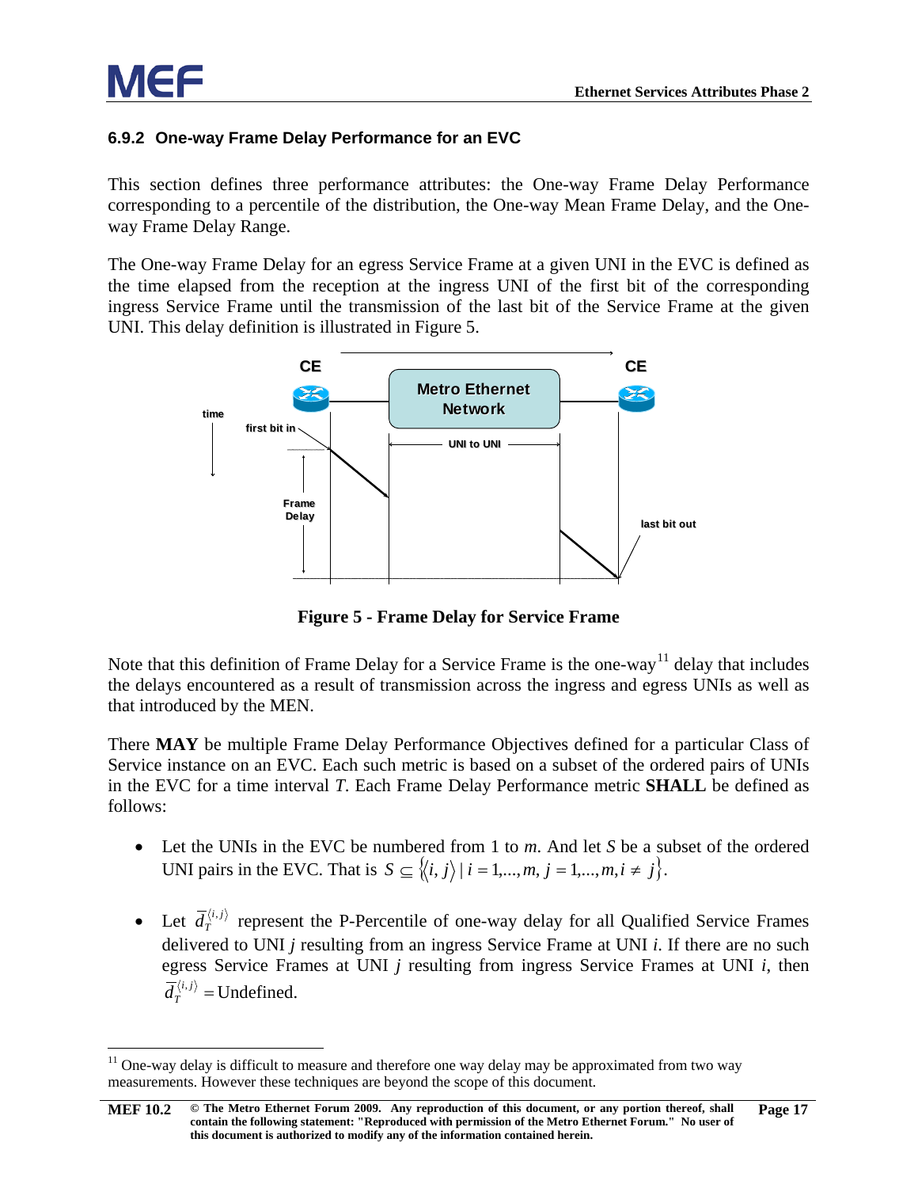### 6.9.2 One-way Frame Delay Performance for an EVC

This section defines three performance attributes: the One-way Frame Delay Performance corresponding to a percentile of the distribution, the One-way Mean Frame Delay, and the One-way Frame Delay Range.

The One-way Frame Delay for an egress Service Frame at a given UNI in the EVC is defined as the time elapsed from the reception at the ingress UNI of the first bit of the corresponding ingress Service Frame until the transmission of the last bit of the Service Frame at the given UNI. This delay definition is illustrated in Figure 5.

**Figure 5 - Frame Delay for Service Frame**

Note that this definition of Frame Delay for a Service Frame is the one-way[11] delay that includes the delays encountered as a result of transmission across the ingress and egress UNIs as well as that introduced by the MEN.

There **MAY** be multiple Frame Delay Performance Objectives defined for a particular Class of Service instance on an EVC. Each such metric is based on a subset of the ordered pairs of UNIs in the EVC for a time interval *T*. Each Frame Delay Performance metric **SHALL** be defined as follows:

- Let the UNIs in the EVC be numbered from 1 to *m*. And let *S* be a subset of the ordered UNI pairs in the EVC. That is $S \subseteq \left\{ \langle i, j \rangle \mid i = 1,\ldots,m,\ j = 1,\ldots,m, i \neq j \right\}$.

- Let $\bar{d}_T^{\langle i,j \rangle}$ represent the P-Percentile of one-way delay for all Qualified Service Frames delivered to UNI *j* resulting from an ingress Service Frame at UNI *i*. If there are no such egress Service Frames at UNI *j* resulting from ingress Service Frames at UNI *i*, then $\bar{d}_T^{\langle i,j \rangle} = \text{Undefined}$.

[11] One-way delay is difficult to measure and therefore one way delay may be approximated from two way measurements. However these techniques are beyond the scope of this document.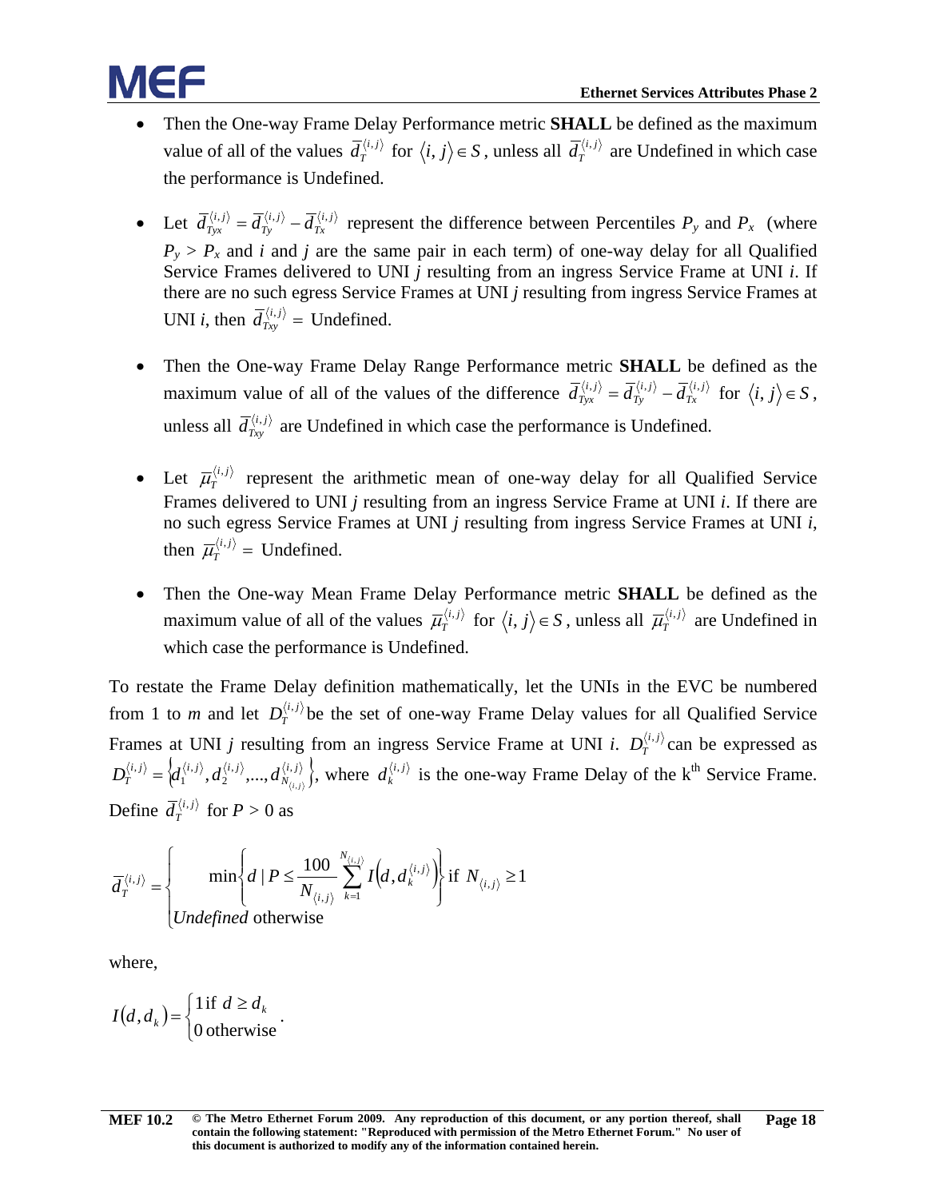- Then the One-way Frame Delay Performance metric **SHALL** be defined as the maximum value of all of the values $\bar{d}_T^{\langle i,j \rangle}$ for $\langle i,j \rangle \in S$, unless all $\bar{d}_T^{\langle i,j \rangle}$ are Undefined in which case the performance is Undefined.

- Let $\bar{d}_{Tyx}^{\langle i,j \rangle} = \bar{d}_{Ty}^{\langle i,j \rangle} - \bar{d}_{Tx}^{\langle i,j \rangle}$ represent the difference between Percentiles $P_y$ and $P_x$ (where $P_y > P_x$ and $i$ and $j$ are the same pair in each term) of one-way delay for all Qualified Service Frames delivered to UNI $j$ resulting from an ingress Service Frame at UNI $i$. If there are no such egress Service Frames at UNI $j$ resulting from ingress Service Frames at UNI $i$, then $\bar{d}_{Txy}^{\langle i,j \rangle}$ = Undefined.

- Then the One-way Frame Delay Range Performance metric **SHALL** be defined as the maximum value of all of the values of the difference $\bar{d}_{Tyx}^{\langle i,j \rangle} = \bar{d}_{Ty}^{\langle i,j \rangle} - \bar{d}_{Tx}^{\langle i,j \rangle}$ for $\langle i,j \rangle \in S$, unless all $\bar{d}_{Txy}^{\langle i,j \rangle}$ are Undefined in which case the performance is Undefined.

- Let $\bar{\mu}_T^{\langle i,j \rangle}$ represent the arithmetic mean of one-way delay for all Qualified Service Frames delivered to UNI $j$ resulting from an ingress Service Frame at UNI $i$. If there are no such egress Service Frames at UNI $j$ resulting from ingress Service Frames at UNI $i$, then $\bar{\mu}_T^{\langle i,j \rangle}$ = Undefined.

- Then the One-way Mean Frame Delay Performance metric **SHALL** be defined as the maximum value of all of the values $\bar{\mu}_T^{\langle i,j \rangle}$ for $\langle i,j \rangle \in S$, unless all $\bar{\mu}_T^{\langle i,j \rangle}$ are Undefined in which case the performance is Undefined.

To restate the Frame Delay definition mathematically, let the UNIs in the EVC be numbered from 1 to $m$ and let $D_T^{\langle i,j \rangle}$ be the set of one-way Frame Delay values for all Qualified Service Frames at UNI $j$ resulting from an ingress Service Frame at UNI $i$. $D_T^{\langle i,j \rangle}$ can be expressed as $D_T^{\langle i,j \rangle} = \left\{ d_1^{\langle i,j \rangle}, d_2^{\langle i,j \rangle}, \ldots, d_{N_{\langle i,j \rangle}}^{\langle i,j \rangle} \right\}$, where $d_k^{\langle i,j \rangle}$ is the one-way Frame Delay of the k[th] Service Frame. Define $\bar{d}_T^{\langle i,j \rangle}$ for $P > 0$ as

$$\bar{d}_T^{\langle i,j \rangle} = \begin{cases} \min\left\{ d \mid P \le \dfrac{100}{N_{\langle i,j \rangle}} \displaystyle\sum_{k=1}^{N_{\langle i,j \rangle}} I\left(d, d_k^{\langle i,j \rangle}\right) \right\} & \text{if } N_{\langle i,j \rangle} \ge 1 \\ \textit{Undefined} \text{ otherwise} & \end{cases}$$

where,

$$I(d, d_k) = \begin{cases} 1 \text{ if } d \ge d_k \\ 0 \text{ otherwise} \end{cases}.$$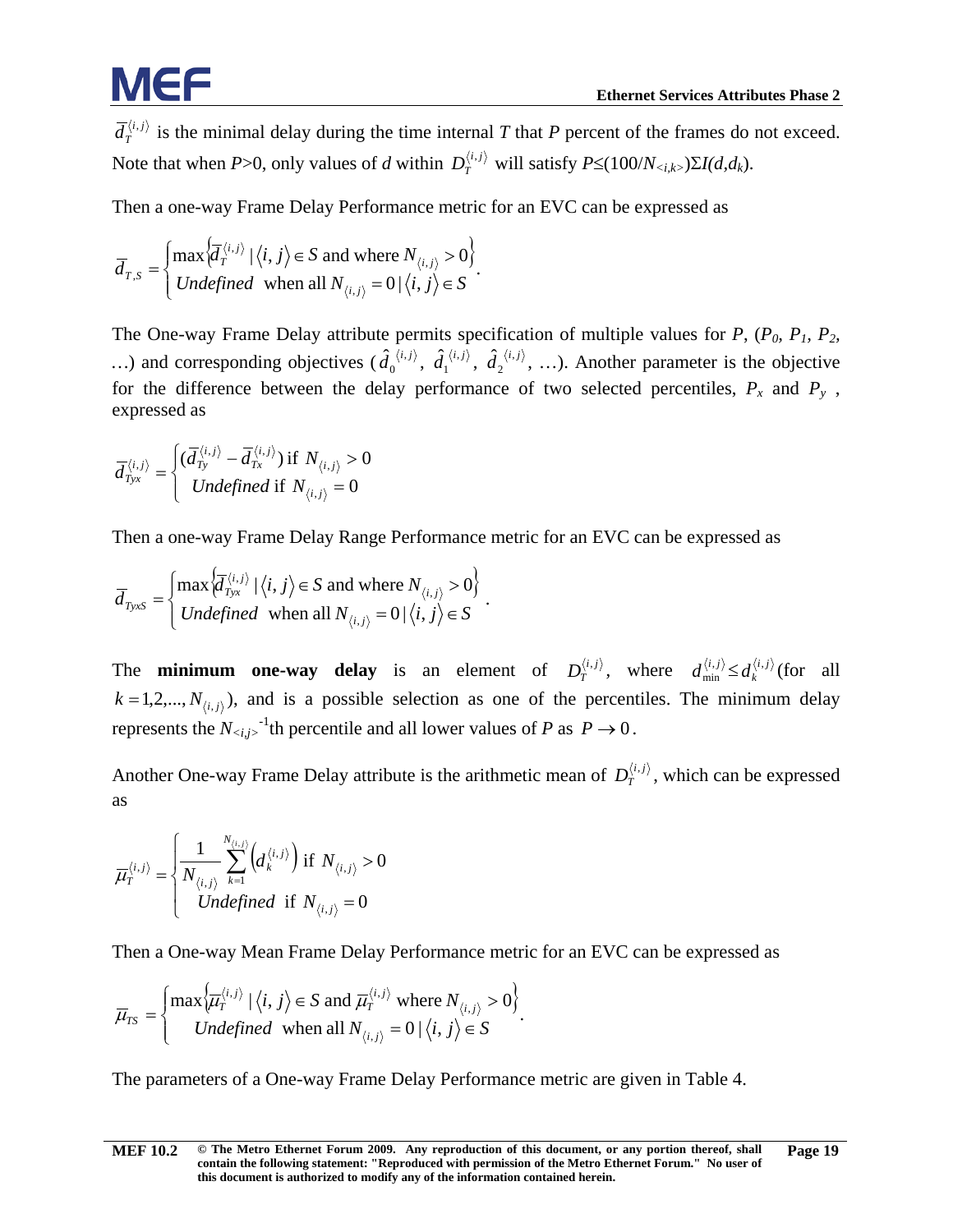$\overline{d}_T^{\langle i,j \rangle}$ is the minimal delay during the time internal $T$ that $P$ percent of the frames do not exceed. Note that when $P$>0, only values of $d$ within $D_T^{\langle i,j \rangle}$ will satisfy $P \leq (100/N_{<i,k>})\Sigma I(d,d_k)$.

Then a one-way Frame Delay Performance metric for an EVC can be expressed as

$$\overline{d}_{T,S} = \begin{cases} \max\left\{\overline{d}_T^{\langle i,j \rangle} \mid \langle i,j \rangle \in S \text{ and where } N_{\langle i,j \rangle} > 0\right\} \\ \mathit{Undefined} \text{ when all } N_{\langle i,j \rangle} = 0 \mid \langle i,j \rangle \in S \end{cases}.$$

The One-way Frame Delay attribute permits specification of multiple values for $P$, ($P_0$, $P_1$, $P_2$, …) and corresponding objectives ($\hat{d}_0^{\langle i,j \rangle}$, $\hat{d}_1^{\langle i,j \rangle}$, $\hat{d}_2^{\langle i,j \rangle}$, …). Another parameter is the objective for the difference between the delay performance of two selected percentiles, $P_x$ and $P_y$ , expressed as

$$\overline{d}_{Tyx}^{\langle i,j \rangle} = \begin{cases} (\overline{d}_{Ty}^{\langle i,j \rangle} - \overline{d}_{Tx}^{\langle i,j \rangle}) \text{ if } N_{\langle i,j \rangle} > 0 \\ \mathit{Undefined} \text{ if } N_{\langle i,j \rangle} = 0 \end{cases}$$

Then a one-way Frame Delay Range Performance metric for an EVC can be expressed as

$$\overline{d}_{TyxS} = \begin{cases} \max\left\{\overline{d}_{Tyx}^{\langle i,j \rangle} \mid \langle i,j \rangle \in S \text{ and where } N_{\langle i,j \rangle} > 0\right\} \\ \mathit{Undefined} \text{ when all } N_{\langle i,j \rangle} = 0 \mid \langle i,j \rangle \in S \end{cases}.$$

The **minimum one-way delay** is an element of $D_T^{\langle i,j \rangle}$, where $d_{\min}^{\langle i,j \rangle} \leq d_k^{\langle i,j \rangle}$ (for all $k = 1,2,...,N_{\langle i,j \rangle}$), and is a possible selection as one of the percentiles. The minimum delay represents the $N_{<i,j>}^{-1}$th percentile and all lower values of $P$ as $P \to 0$.

Another One-way Frame Delay attribute is the arithmetic mean of $D_T^{\langle i,j \rangle}$, which can be expressed as

$$\overline{\mu}_T^{\langle i,j \rangle} = \begin{cases} \dfrac{1}{N_{\langle i,j \rangle}} \displaystyle\sum_{k=1}^{N_{\langle i,j \rangle}} \left(d_k^{\langle i,j \rangle}\right) \text{ if } N_{\langle i,j \rangle} > 0 \\ \mathit{Undefined} \text{ if } N_{\langle i,j \rangle} = 0 \end{cases}$$

Then a One-way Mean Frame Delay Performance metric for an EVC can be expressed as

$$\overline{\mu}_{TS} = \begin{cases} \max\left\{\overline{\mu}_T^{\langle i,j \rangle} \mid \langle i,j \rangle \in S \text{ and } \overline{\mu}_T^{\langle i,j \rangle} \text{ where } N_{\langle i,j \rangle} > 0\right\} \\ \mathit{Undefined} \text{ when all } N_{\langle i,j \rangle} = 0 \mid \langle i,j \rangle \in S \end{cases}.$$

The parameters of a One-way Frame Delay Performance metric are given in Table 4.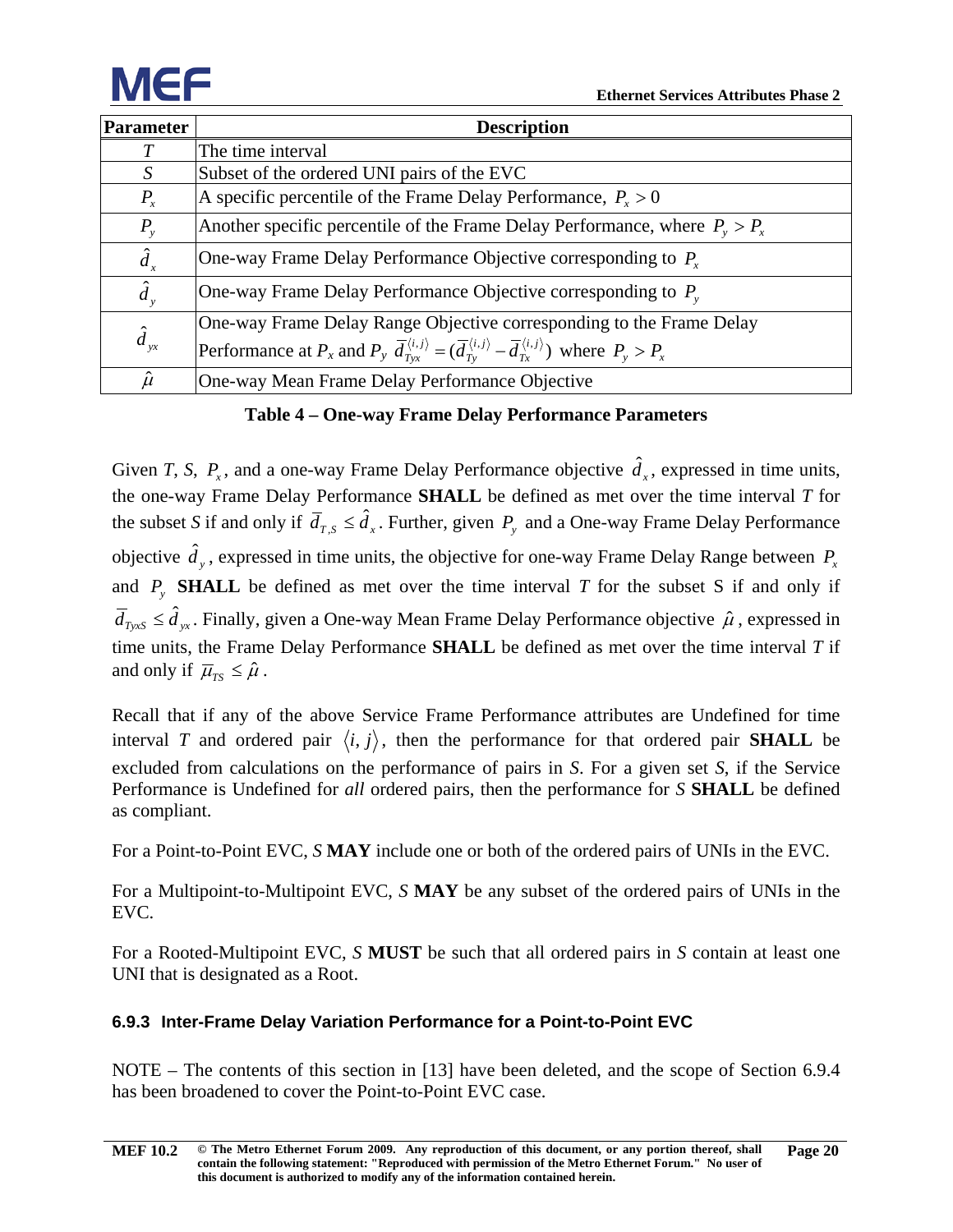| Parameter | Description |
|---|---|
| $T$ | The time interval |
| $S$ | Subset of the ordered UNI pairs of the EVC |
| $P_x$ | A specific percentile of the Frame Delay Performance, $P_x > 0$ |
| $P_y$ | Another specific percentile of the Frame Delay Performance, where $P_y > P_x$ |
| $\hat{d}_x$ | One-way Frame Delay Performance Objective corresponding to $P_x$ |
| $\hat{d}_y$ | One-way Frame Delay Performance Objective corresponding to $P_y$ |
| $\hat{d}_{yx}$ | One-way Frame Delay Range Objective corresponding to the Frame Delay Performance at $P_x$ and $P_y$ $\bar{d}_{Tyx}^{\langle i,j \rangle} = (\bar{d}_{Ty}^{\langle i,j \rangle} - \bar{d}_{Tx}^{\langle i,j \rangle})$ where $P_y > P_x$ |
| $\hat{\mu}$ | One-way Mean Frame Delay Performance Objective |

**Table 4 – One-way Frame Delay Performance Parameters**

Given $T$, $S$, $P_x$, and a one-way Frame Delay Performance objective $\hat{d}_x$, expressed in time units, the one-way Frame Delay Performance **SHALL** be defined as met over the time interval $T$ for the subset $S$ if and only if $\bar{d}_{T,S} \leq \hat{d}_x$. Further, given $P_y$ and a One-way Frame Delay Performance objective $\hat{d}_y$, expressed in time units, the objective for one-way Frame Delay Range between $P_x$ and $P_y$ **SHALL** be defined as met over the time interval $T$ for the subset S if and only if $\bar{d}_{TyxS} \leq \hat{d}_{yx}$. Finally, given a One-way Mean Frame Delay Performance objective $\hat{\mu}$, expressed in time units, the Frame Delay Performance **SHALL** be defined as met over the time interval $T$ if and only if $\bar{\mu}_{TS} \leq \hat{\mu}$.

Recall that if any of the above Service Frame Performance attributes are Undefined for time interval $T$ and ordered pair $\langle i, j \rangle$, then the performance for that ordered pair **SHALL** be excluded from calculations on the performance of pairs in $S$. For a given set $S$, if the Service Performance is Undefined for *all* ordered pairs, then the performance for $S$ **SHALL** be defined as compliant.

For a Point-to-Point EVC, $S$ **MAY** include one or both of the ordered pairs of UNIs in the EVC.

For a Multipoint-to-Multipoint EVC, $S$ **MAY** be any subset of the ordered pairs of UNIs in the EVC.

For a Rooted-Multipoint EVC, $S$ **MUST** be such that all ordered pairs in $S$ contain at least one UNI that is designated as a Root.

### 6.9.3 Inter-Frame Delay Variation Performance for a Point-to-Point EVC

NOTE – The contents of this section in [13] have been deleted, and the scope of Section 6.9.4 has been broadened to cover the Point-to-Point EVC case.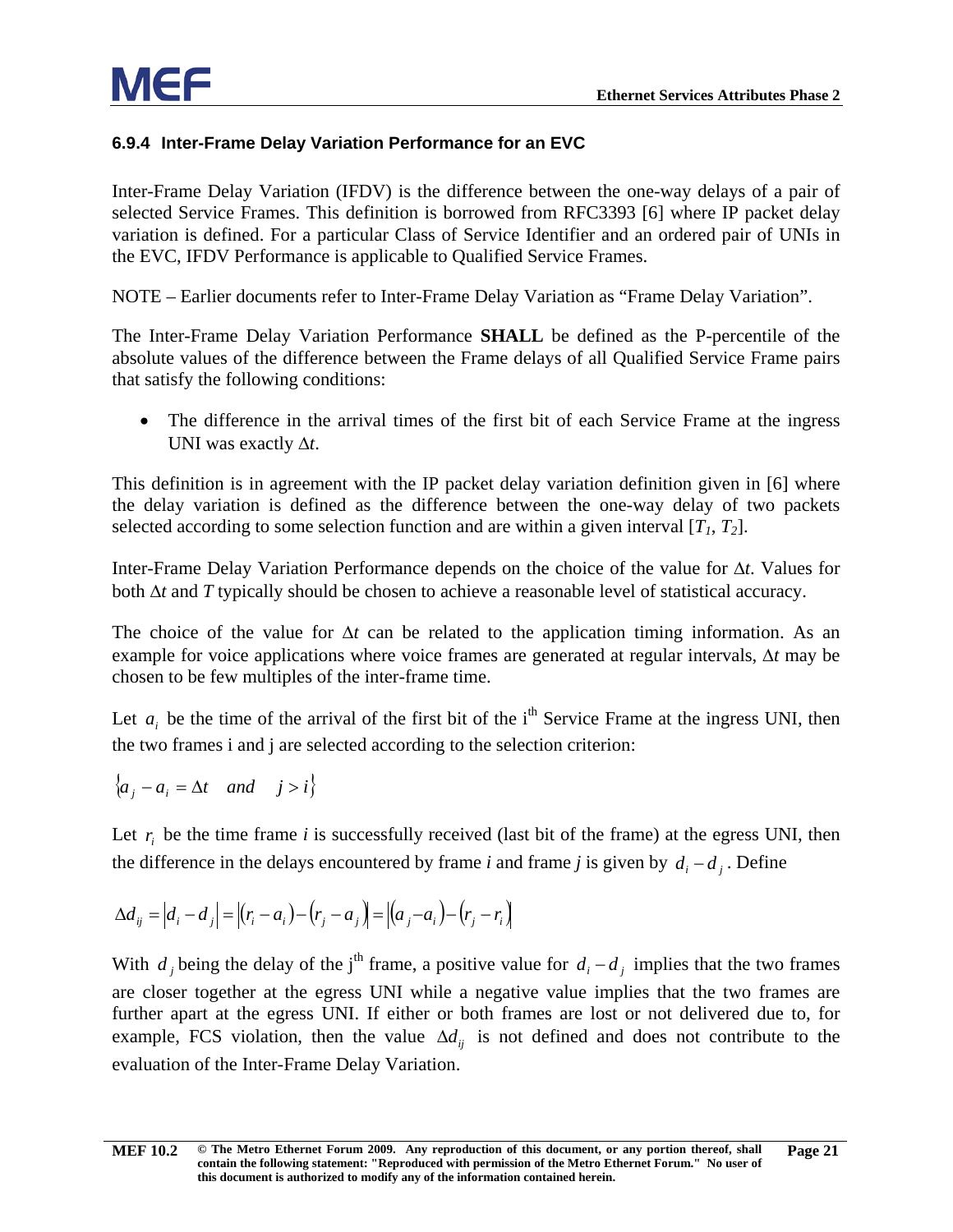### 6.9.4 Inter-Frame Delay Variation Performance for an EVC

Inter-Frame Delay Variation (IFDV) is the difference between the one-way delays of a pair of selected Service Frames. This definition is borrowed from RFC3393 [6] where IP packet delay variation is defined. For a particular Class of Service Identifier and an ordered pair of UNIs in the EVC, IFDV Performance is applicable to Qualified Service Frames.

NOTE – Earlier documents refer to Inter-Frame Delay Variation as "Frame Delay Variation".

The Inter-Frame Delay Variation Performance **SHALL** be defined as the P-percentile of the absolute values of the difference between the Frame delays of all Qualified Service Frame pairs that satisfy the following conditions:

- The difference in the arrival times of the first bit of each Service Frame at the ingress UNI was exactly $\Delta t$.

This definition is in agreement with the IP packet delay variation definition given in [6] where the delay variation is defined as the difference between the one-way delay of two packets selected according to some selection function and are within a given interval $[T_1, T_2]$.

Inter-Frame Delay Variation Performance depends on the choice of the value for $\Delta t$. Values for both $\Delta t$ and $T$ typically should be chosen to achieve a reasonable level of statistical accuracy.

The choice of the value for $\Delta t$ can be related to the application timing information. As an example for voice applications where voice frames are generated at regular intervals, $\Delta t$ may be chosen to be few multiples of the inter-frame time.

Let $a_i$ be the time of the arrival of the first bit of the i[th] Service Frame at the ingress UNI, then the two frames i and j are selected according to the selection criterion:

$$\{a_j - a_i = \Delta t \quad and \quad j > i\}$$

Let $r_i$ be the time frame $i$ is successfully received (last bit of the frame) at the egress UNI, then the difference in the delays encountered by frame $i$ and frame $j$ is given by $d_i - d_j$. Define

$$\Delta d_{ij} = |d_i - d_j| = |(r_i - a_i) - (r_j - a_j)| = |(a_j - a_i) - (r_j - r_i)|$$

With $d_j$ being the delay of the j[th] frame, a positive value for $d_i - d_j$ implies that the two frames are closer together at the egress UNI while a negative value implies that the two frames are further apart at the egress UNI. If either or both frames are lost or not delivered due to, for example, FCS violation, then the value $\Delta d_{ij}$ is not defined and does not contribute to the evaluation of the Inter-Frame Delay Variation.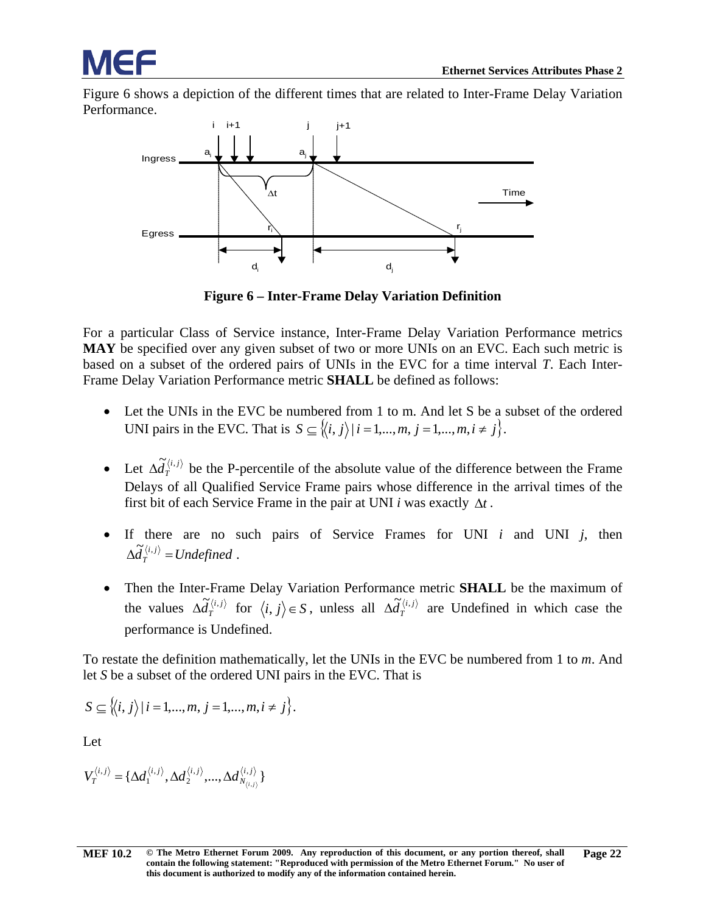Figure 6 shows a depiction of the different times that are related to Inter-Frame Delay Variation Performance.

**Figure 6 – Inter-Frame Delay Variation Definition**

For a particular Class of Service instance, Inter-Frame Delay Variation Performance metrics **MAY** be specified over any given subset of two or more UNIs on an EVC. Each such metric is based on a subset of the ordered pairs of UNIs in the EVC for a time interval *T*. Each Inter-Frame Delay Variation Performance metric **SHALL** be defined as follows:

- Let the UNIs in the EVC be numbered from 1 to m. And let S be a subset of the ordered UNI pairs in the EVC. That is $S \subseteq \{\langle i, j \rangle \mid i = 1,...,m, j = 1,...,m, i \neq j\}$.

- Let $\Delta\tilde{d}_T^{\langle i,j \rangle}$ be the P-percentile of the absolute value of the difference between the Frame Delays of all Qualified Service Frame pairs whose difference in the arrival times of the first bit of each Service Frame in the pair at UNI *i* was exactly $\Delta t$.

- If there are no such pairs of Service Frames for UNI *i* and UNI *j*, then $\Delta\tilde{d}_T^{\langle i,j \rangle} = Undefined$.

- Then the Inter-Frame Delay Variation Performance metric **SHALL** be the maximum of the values $\Delta\tilde{d}_T^{\langle i,j \rangle}$ for $\langle i, j \rangle \in S$, unless all $\Delta\tilde{d}_T^{\langle i,j \rangle}$ are Undefined in which case the performance is Undefined.

To restate the definition mathematically, let the UNIs in the EVC be numbered from 1 to *m*. And let *S* be a subset of the ordered UNI pairs in the EVC. That is

$$S \subseteq \{\langle i, j \rangle \mid i = 1,...,m, j = 1,...,m, i \neq j\}.$$

Let

$$V_T^{\langle i,j \rangle} = \{\Delta d_1^{\langle i,j \rangle}, \Delta d_2^{\langle i,j \rangle}, ..., \Delta d_{N_{\langle i,j \rangle}}^{\langle i,j \rangle}\}$$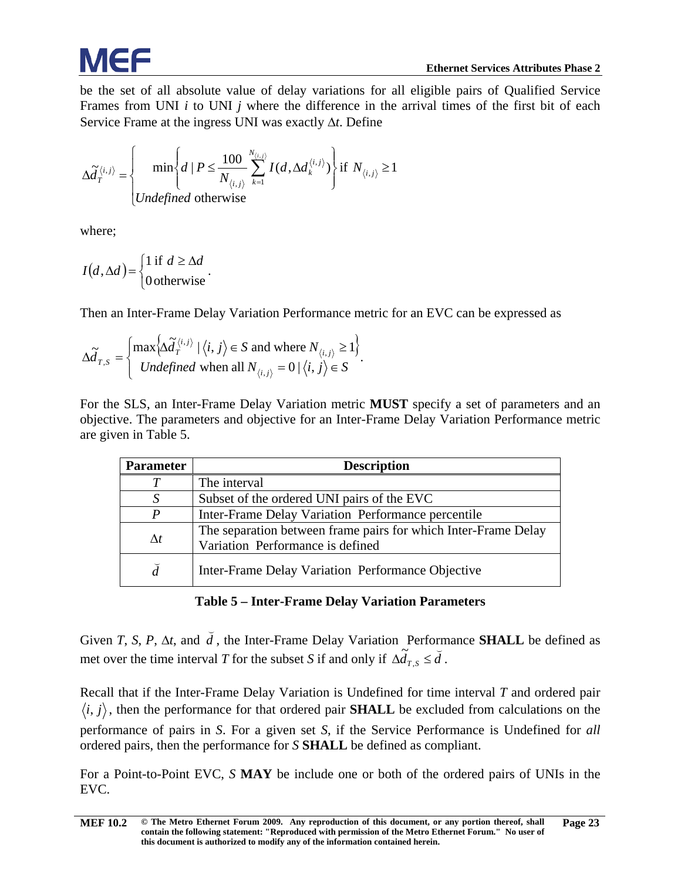be the set of all absolute value of delay variations for all eligible pairs of Qualified Service Frames from UNI $i$ to UNI $j$ where the difference in the arrival times of the first bit of each Service Frame at the ingress UNI was exactly $\Delta t$. Define

$$\Delta\tilde{d}_{T}^{\langle i,j\rangle} = \begin{cases} \min\left\{ d \mid P \le \dfrac{100}{N_{\langle i,j\rangle}} \displaystyle\sum_{k=1}^{N_{\langle i,j\rangle}} I(d, \Delta d_{k}^{\langle i,j\rangle}) \right\} \text{ if } N_{\langle i,j\rangle} \ge 1 \\ \textit{Undefined} \text{ otherwise} \end{cases}$$

where;

$$I(d, \Delta d) = \begin{cases} 1 \text{ if } d \ge \Delta d \\ 0 \text{ otherwise} \end{cases}.$$

Then an Inter-Frame Delay Variation Performance metric for an EVC can be expressed as

$$\Delta\tilde{d}_{T,S} = \begin{cases} \max\left\{ \Delta\tilde{d}_{T}^{\langle i,j\rangle} \mid \langle i,j\rangle \in S \text{ and where } N_{\langle i,j\rangle} \ge 1 \right\} \\ \textit{Undefined} \text{ when all } N_{\langle i,j\rangle} = 0 \mid \langle i,j\rangle \in S \end{cases}.$$

For the SLS, an Inter-Frame Delay Variation metric **MUST** specify a set of parameters and an objective. The parameters and objective for an Inter-Frame Delay Variation Performance metric are given in Table 5.

| Parameter | Description |
|---|---|
| $T$ | The interval |
| $S$ | Subset of the ordered UNI pairs of the EVC |
| $P$ | Inter-Frame Delay Variation Performance percentile |
| $\Delta t$ | The separation between frame pairs for which Inter-Frame Delay Variation Performance is defined |
| $\breve{d}$ | Inter-Frame Delay Variation Performance Objective |

**Table 5 – Inter-Frame Delay Variation Parameters**

Given $T$, $S$, $P$, $\Delta t$, and $\breve{d}$, the Inter-Frame Delay Variation Performance **SHALL** be defined as met over the time interval $T$ for the subset $S$ if and only if $\Delta\tilde{d}_{T,S} \le \breve{d}$.

Recall that if the Inter-Frame Delay Variation is Undefined for time interval $T$ and ordered pair $\langle i, j\rangle$, then the performance for that ordered pair **SHALL** be excluded from calculations on the performance of pairs in $S$. For a given set $S$, if the Service Performance is Undefined for *all* ordered pairs, then the performance for $S$ **SHALL** be defined as compliant.

For a Point-to-Point EVC, $S$ **MAY** be include one or both of the ordered pairs of UNIs in the EVC.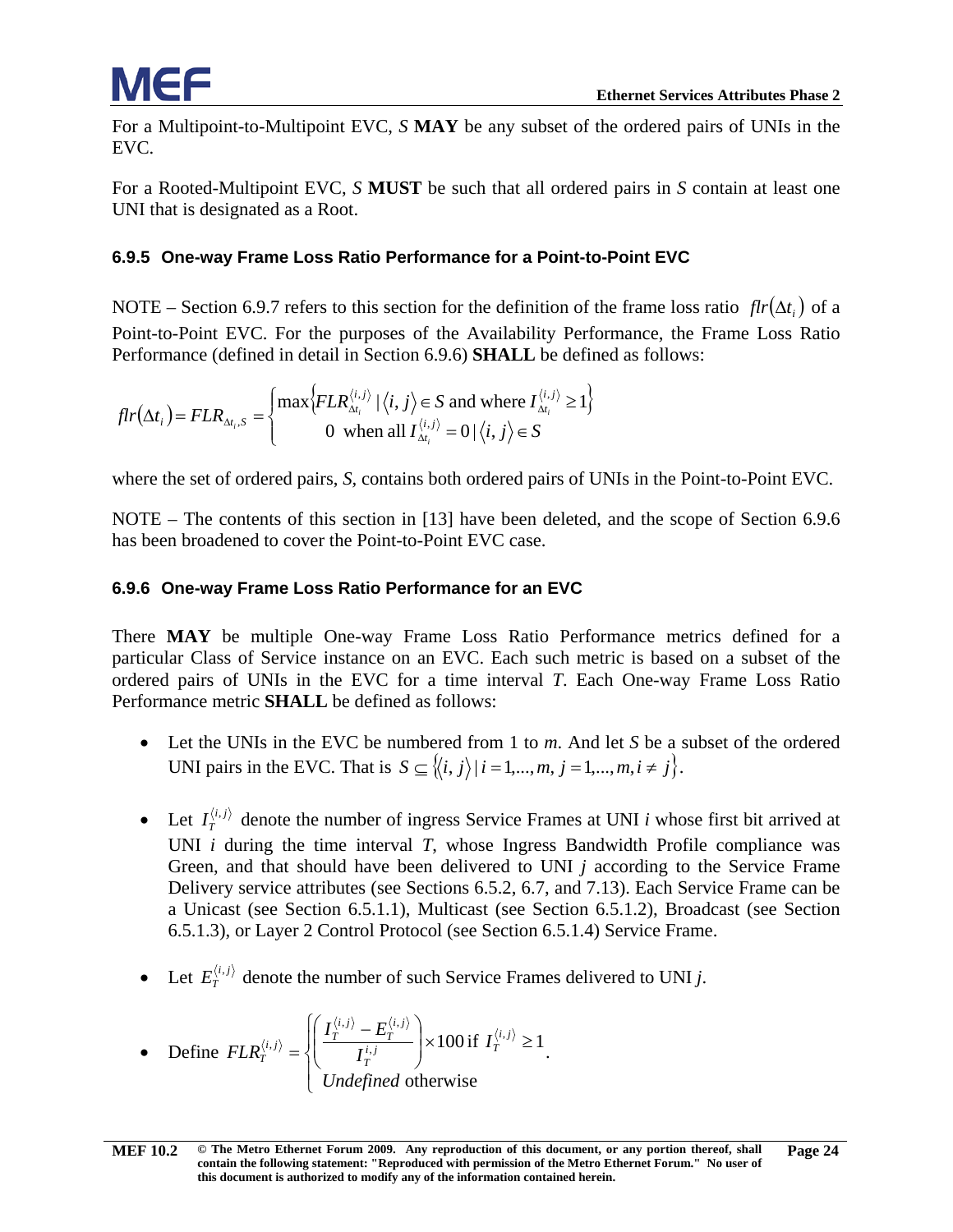For a Multipoint-to-Multipoint EVC, $S$ **MAY** be any subset of the ordered pairs of UNIs in the EVC.

For a Rooted-Multipoint EVC, $S$ **MUST** be such that all ordered pairs in $S$ contain at least one UNI that is designated as a Root.

### 6.9.5 One-way Frame Loss Ratio Performance for a Point-to-Point EVC

NOTE – Section 6.9.7 refers to this section for the definition of the frame loss ratio $flr(\Delta t_i)$ of a Point-to-Point EVC. For the purposes of the Availability Performance, the Frame Loss Ratio Performance (defined in detail in Section 6.9.6) **SHALL** be defined as follows:

$$flr(\Delta t_i) = FLR_{\Delta t_i, S} = \begin{cases} \max\left\{FLR_{\Delta t_i}^{\langle i,j \rangle} \mid \langle i, j \rangle \in S \text{ and where } I_{\Delta t_i}^{\langle i,j \rangle} \geq 1\right\} \\ 0 \text{ when all } I_{\Delta t_i}^{\langle i,j \rangle} = 0 \mid \langle i, j \rangle \in S \end{cases}$$

where the set of ordered pairs, $S$, contains both ordered pairs of UNIs in the Point-to-Point EVC.

NOTE – The contents of this section in [13] have been deleted, and the scope of Section 6.9.6 has been broadened to cover the Point-to-Point EVC case.

### 6.9.6 One-way Frame Loss Ratio Performance for an EVC

There **MAY** be multiple One-way Frame Loss Ratio Performance metrics defined for a particular Class of Service instance on an EVC. Each such metric is based on a subset of the ordered pairs of UNIs in the EVC for a time interval $T$. Each One-way Frame Loss Ratio Performance metric **SHALL** be defined as follows:

- Let the UNIs in the EVC be numbered from 1 to $m$. And let $S$ be a subset of the ordered UNI pairs in the EVC. That is $S \subseteq \{\langle i, j \rangle \mid i = 1,...,m, j = 1,...,m, i \neq j\}$.

- Let $I_T^{\langle i,j \rangle}$ denote the number of ingress Service Frames at UNI $i$ whose first bit arrived at UNI $i$ during the time interval $T$, whose Ingress Bandwidth Profile compliance was Green, and that should have been delivered to UNI $j$ according to the Service Frame Delivery service attributes (see Sections 6.5.2, 6.7, and 7.13). Each Service Frame can be a Unicast (see Section 6.5.1.1), Multicast (see Section 6.5.1.2), Broadcast (see Section 6.5.1.3), or Layer 2 Control Protocol (see Section 6.5.1.4) Service Frame.

- Let $E_T^{\langle i,j \rangle}$ denote the number of such Service Frames delivered to UNI $j$.

- Define $FLR_T^{\langle i,j \rangle} = \begin{cases} \left(\dfrac{I_T^{\langle i,j \rangle} - E_T^{\langle i,j \rangle}}{I_T^{i,j}}\right) \times 100 \text{ if } I_T^{\langle i,j \rangle} \geq 1 \\ \textit{Undefined} \text{ otherwise} \end{cases}$.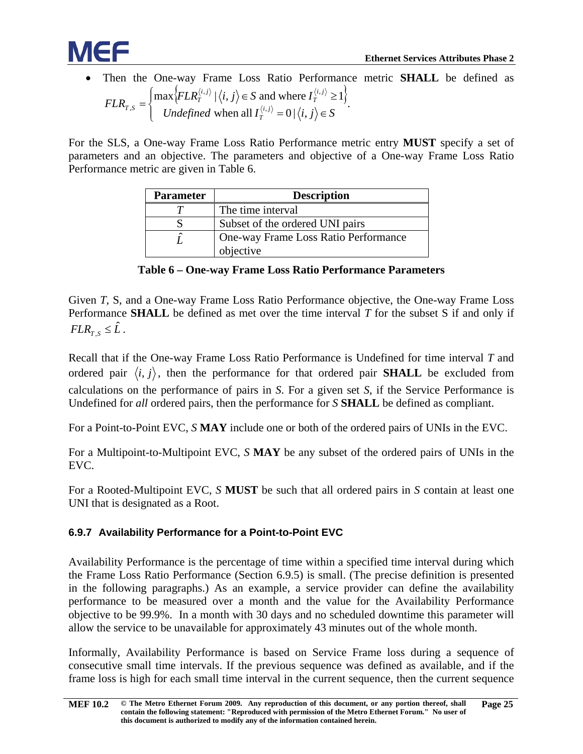- Then the One-way Frame Loss Ratio Performance metric **SHALL** be defined as $FLR_{T,S} = \begin{cases} \max\left\{FLR_T^{\langle i,j\rangle} \mid \langle i,j\rangle \in S \text{ and where } I_T^{\langle i,j\rangle} \geq 1\right\} \\ \textit{Undefined} \text{ when all } I_T^{\langle i,j\rangle} = 0 \mid \langle i,j\rangle \in S \end{cases}$.

For the SLS, a One-way Frame Loss Ratio Performance metric entry **MUST** specify a set of parameters and an objective. The parameters and objective of a One-way Frame Loss Ratio Performance metric are given in Table 6.

| Parameter | Description |
|---|---|
| $T$ | The time interval |
| S | Subset of the ordered UNI pairs |
| $\hat{L}$ | One-way Frame Loss Ratio Performance objective |

**Table 6 – One-way Frame Loss Ratio Performance Parameters**

Given $T$, S, and a One-way Frame Loss Ratio Performance objective, the One-way Frame Loss Performance **SHALL** be defined as met over the time interval $T$ for the subset S if and only if $FLR_{T,S} \leq \hat{L}$.

Recall that if the One-way Frame Loss Ratio Performance is Undefined for time interval $T$ and ordered pair $\langle i,j\rangle$, then the performance for that ordered pair **SHALL** be excluded from calculations on the performance of pairs in $S$. For a given set $S$, if the Service Performance is Undefined for *all* ordered pairs, then the performance for $S$ **SHALL** be defined as compliant.

For a Point-to-Point EVC, $S$ **MAY** include one or both of the ordered pairs of UNIs in the EVC.

For a Multipoint-to-Multipoint EVC, $S$ **MAY** be any subset of the ordered pairs of UNIs in the EVC.

For a Rooted-Multipoint EVC, $S$ **MUST** be such that all ordered pairs in $S$ contain at least one UNI that is designated as a Root.

### 6.9.7 Availability Performance for a Point-to-Point EVC

Availability Performance is the percentage of time within a specified time interval during which the Frame Loss Ratio Performance (Section 6.9.5) is small. (The precise definition is presented in the following paragraphs.) As an example, a service provider can define the availability performance to be measured over a month and the value for the Availability Performance objective to be 99.9%. In a month with 30 days and no scheduled downtime this parameter will allow the service to be unavailable for approximately 43 minutes out of the whole month.

Informally, Availability Performance is based on Service Frame loss during a sequence of consecutive small time intervals. If the previous sequence was defined as available, and if the frame loss is high for each small time interval in the current sequence, then the current sequence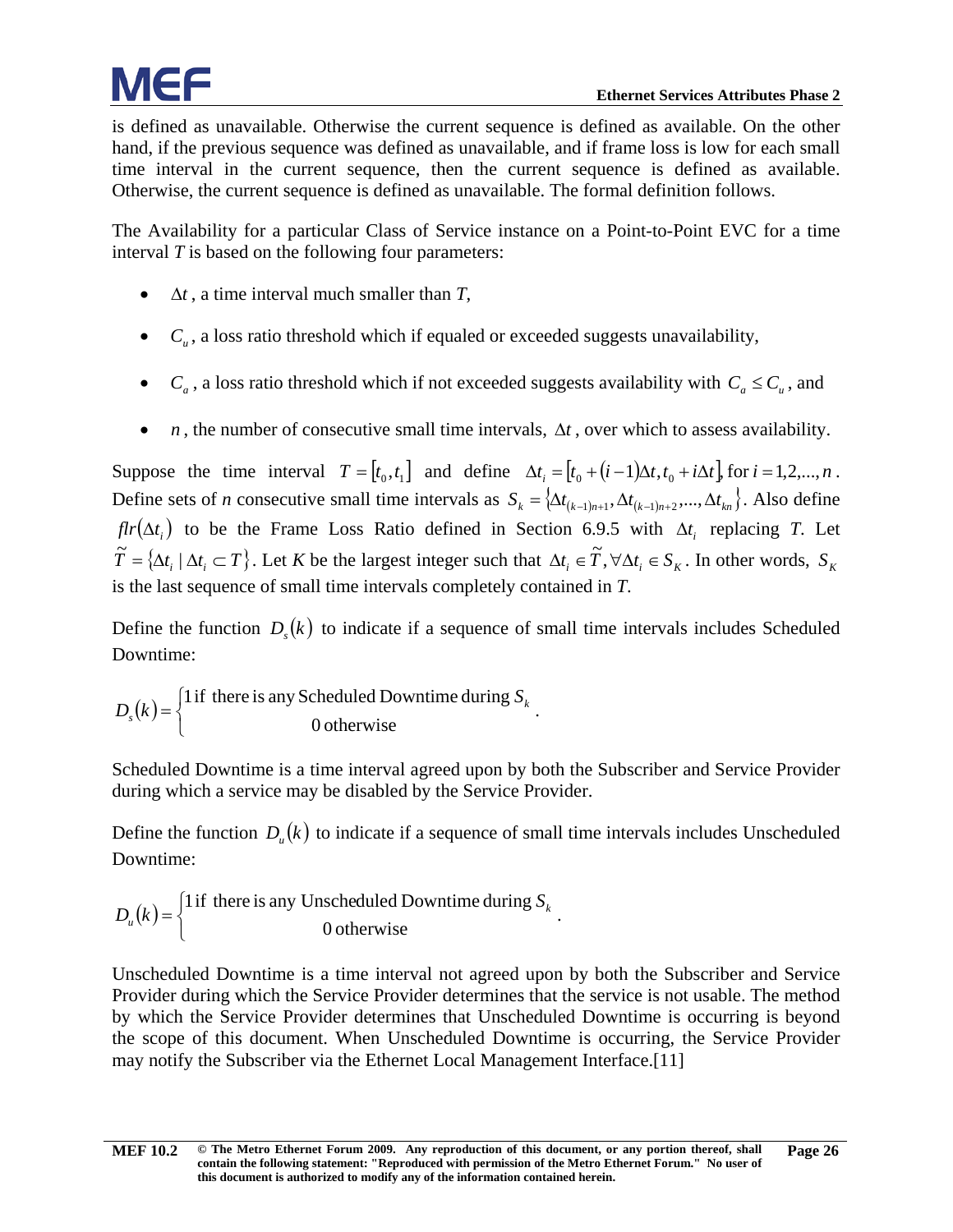is defined as unavailable. Otherwise the current sequence is defined as available. On the other hand, if the previous sequence was defined as unavailable, and if frame loss is low for each small time interval in the current sequence, then the current sequence is defined as available. Otherwise, the current sequence is defined as unavailable. The formal definition follows.

The Availability for a particular Class of Service instance on a Point-to-Point EVC for a time interval $T$ is based on the following four parameters:

- $\Delta t$, a time interval much smaller than $T$,
- $C_u$, a loss ratio threshold which if equaled or exceeded suggests unavailability,
- $C_a$, a loss ratio threshold which if not exceeded suggests availability with $C_a \leq C_u$, and
- $n$, the number of consecutive small time intervals, $\Delta t$, over which to assess availability.

Suppose the time interval $T = [t_0, t_1]$ and define $\Delta t_i = [t_0 + (i-1)\Delta t, t_0 + i\Delta t]$, for $i = 1,2,...,n$. Define sets of $n$ consecutive small time intervals as $S_k = \{\Delta t_{(k-1)n+1}, \Delta t_{(k-1)n+2}, ..., \Delta t_{kn}\}$. Also define $flr(\Delta t_i)$ to be the Frame Loss Ratio defined in Section 6.9.5 with $\Delta t_i$ replacing $T$. Let $\tilde{T} = \{\Delta t_i \mid \Delta t_i \subset T\}$. Let $K$ be the largest integer such that $\Delta t_i \in \tilde{T}, \forall \Delta t_i \in S_K$. In other words, $S_K$ is the last sequence of small time intervals completely contained in $T$.

Define the function $D_s(k)$ to indicate if a sequence of small time intervals includes Scheduled Downtime:

$$D_s(k) = \begin{cases} 1 \text{ if there is any Scheduled Downtime during } S_k \\ 0 \text{ otherwise} \end{cases}.$$

Scheduled Downtime is a time interval agreed upon by both the Subscriber and Service Provider during which a service may be disabled by the Service Provider.

Define the function $D_u(k)$ to indicate if a sequence of small time intervals includes Unscheduled Downtime:

$$D_u(k) = \begin{cases} 1 \text{ if there is any Unscheduled Downtime during } S_k \\ 0 \text{ otherwise} \end{cases}.$$

Unscheduled Downtime is a time interval not agreed upon by both the Subscriber and Service Provider during which the Service Provider determines that the service is not usable. The method by which the Service Provider determines that Unscheduled Downtime is occurring is beyond the scope of this document. When Unscheduled Downtime is occurring, the Service Provider may notify the Subscriber via the Ethernet Local Management Interface.[11]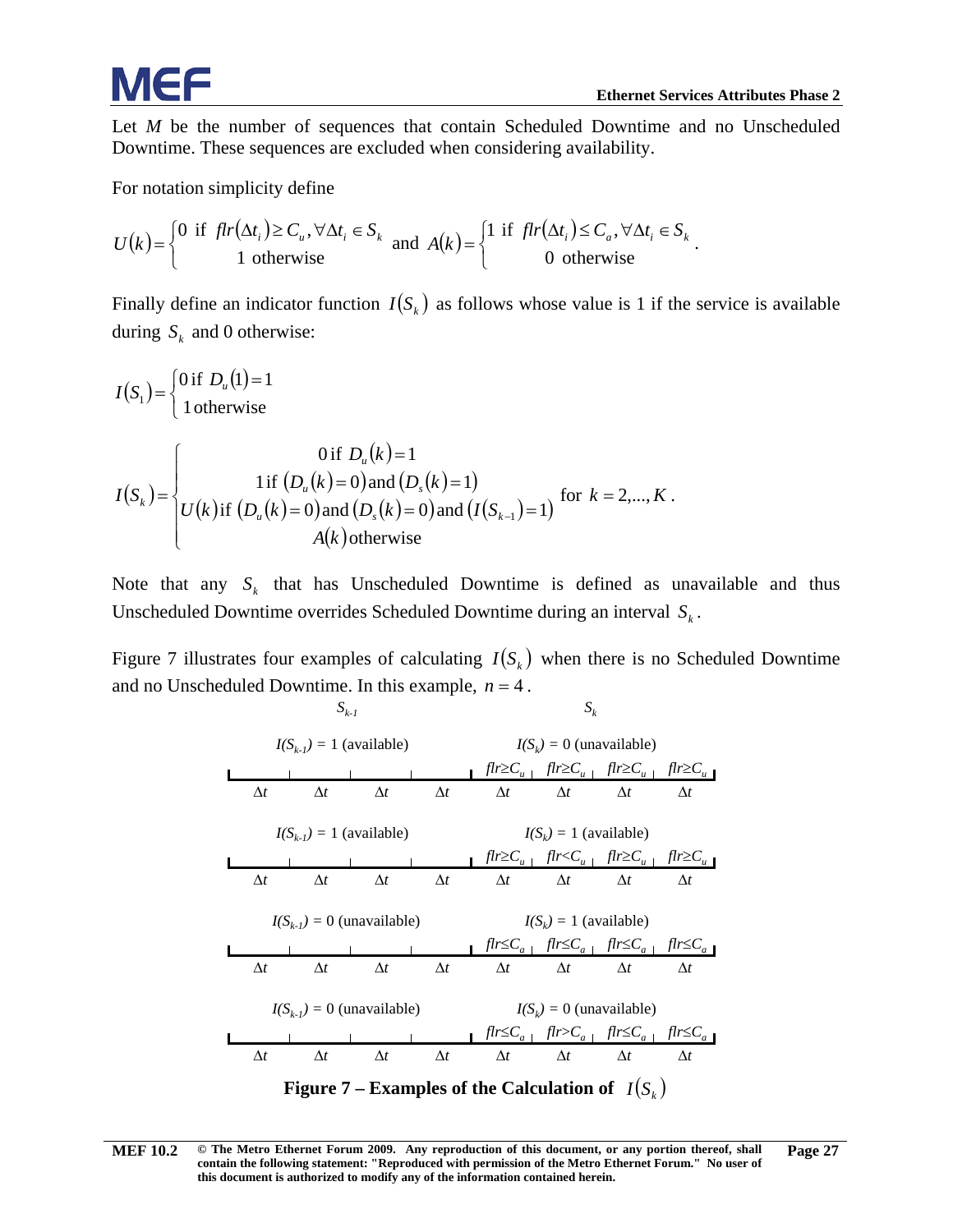Let $M$ be the number of sequences that contain Scheduled Downtime and no Unscheduled Downtime. These sequences are excluded when considering availability.

For notation simplicity define

$$U(k)=\begin{cases}0 \text{ if } flr(\Delta t_i)\geq C_u, \forall \Delta t_i \in S_k \\ 1 \text{ otherwise}\end{cases} \text{ and } A(k)=\begin{cases}1 \text{ if } flr(\Delta t_i)\leq C_a, \forall \Delta t_i \in S_k \\ 0 \text{ otherwise}\end{cases}.$$

Finally define an indicator function $I(S_k)$ as follows whose value is 1 if the service is available during $S_k$ and 0 otherwise:

$$I(S_1)=\begin{cases}0 \text{ if } D_u(1)=1 \\ 1 \text{ otherwise}\end{cases}$$

$$I(S_k)=\begin{cases}0 \text{ if } D_u(k)=1 \\ 1 \text{ if } (D_u(k)=0) \text{ and } (D_s(k)=1) \\ U(k) \text{ if } (D_u(k)=0) \text{ and } (D_s(k)=0) \text{ and } (I(S_{k-1})=1) \\ A(k) \text{ otherwise}\end{cases} \text{ for } k=2,\ldots,K.$$

Note that any $S_k$ that has Unscheduled Downtime is defined as unavailable and thus Unscheduled Downtime overrides Scheduled Downtime during an interval $S_k$.

Figure 7 illustrates four examples of calculating $I(S_k)$ when there is no Scheduled Downtime and no Unscheduled Downtime. In this example, $n = 4$.

| $S_{k-1}$ | | | | $S_k$ | | | |
|---|---|---|---|---|---|---|---|
| $I(S_{k-1}) = 1$ (available) | | | | $I(S_k) = 0$ (unavailable) | | | |
| | | | | $flr \geq C_u$ | $flr \geq C_u$ | $flr \geq C_u$ | $flr \geq C_u$ |
| $\Delta t$ | $\Delta t$ | $\Delta t$ | $\Delta t$ | $\Delta t$ | $\Delta t$ | $\Delta t$ | $\Delta t$ |
| $I(S_{k-1}) = 1$ (available) | | | | $I(S_k) = 1$ (available) | | | |
| | | | | $flr \geq C_u$ | $flr < C_u$ | $flr \geq C_u$ | $flr \geq C_u$ |
| $\Delta t$ | $\Delta t$ | $\Delta t$ | $\Delta t$ | $\Delta t$ | $\Delta t$ | $\Delta t$ | $\Delta t$ |
| $I(S_{k-1}) = 0$ (unavailable) | | | | $I(S_k) = 1$ (available) | | | |
| | | | | $flr \leq C_a$ | $flr \leq C_a$ | $flr \leq C_a$ | $flr \leq C_a$ |
| $\Delta t$ | $\Delta t$ | $\Delta t$ | $\Delta t$ | $\Delta t$ | $\Delta t$ | $\Delta t$ | $\Delta t$ |
| $I(S_{k-1}) = 0$ (unavailable) | | | | $I(S_k) = 0$ (unavailable) | | | |
| | | | | $flr \leq C_a$ | $flr > C_a$ | $flr \leq C_a$ | $flr \leq C_a$ |
| $\Delta t$ | $\Delta t$ | $\Delta t$ | $\Delta t$ | $\Delta t$ | $\Delta t$ | $\Delta t$ | $\Delta t$ |

**Figure 7 – Examples of the Calculation of $I(S_k)$**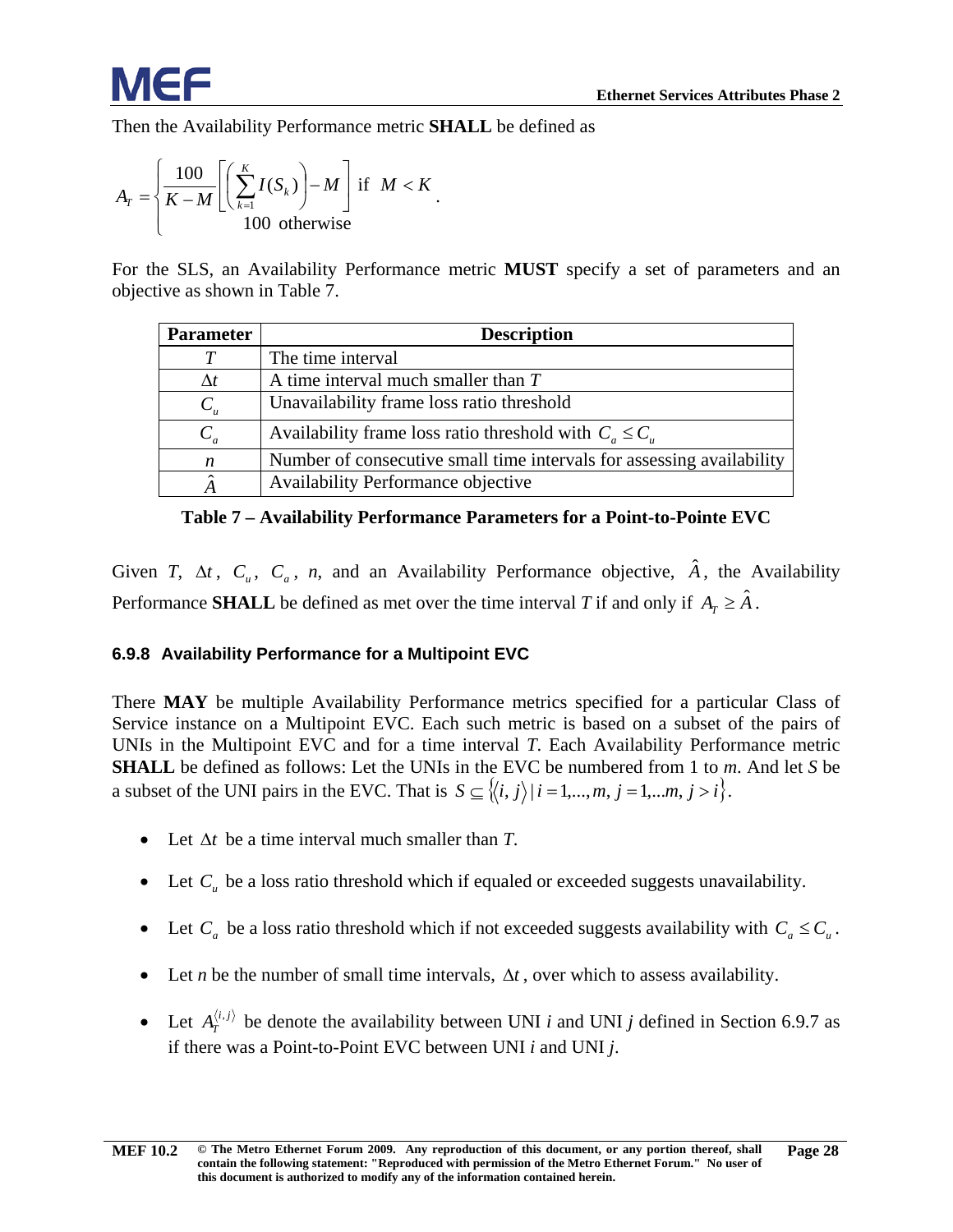Then the Availability Performance metric **SHALL** be defined as

$$A_T = \begin{cases} \dfrac{100}{K-M}\left[\left(\displaystyle\sum_{k=1}^{K} I(S_k)\right) - M\right] & \text{if } M < K \\ 100 \text{ otherwise} \end{cases}.$$

For the SLS, an Availability Performance metric **MUST** specify a set of parameters and an objective as shown in Table 7.

| Parameter | Description |
|---|---|
| $T$ | The time interval |
| $\Delta t$ | A time interval much smaller than $T$ |
| $C_u$ | Unavailability frame loss ratio threshold |
| $C_a$ | Availability frame loss ratio threshold with $C_a \le C_u$ |
| $n$ | Number of consecutive small time intervals for assessing availability |
| $\hat{A}$ | Availability Performance objective |

**Table 7 – Availability Performance Parameters for a Point-to-Pointe EVC**

Given $T$, $\Delta t$, $C_u$, $C_a$, $n$, and an Availability Performance objective, $\hat{A}$, the Availability Performance **SHALL** be defined as met over the time interval $T$ if and only if $A_T \ge \hat{A}$.

### 6.9.8 Availability Performance for a Multipoint EVC

There **MAY** be multiple Availability Performance metrics specified for a particular Class of Service instance on a Multipoint EVC. Each such metric is based on a subset of the pairs of UNIs in the Multipoint EVC and for a time interval $T$. Each Availability Performance metric **SHALL** be defined as follows: Let the UNIs in the EVC be numbered from 1 to $m$. And let $S$ be a subset of the UNI pairs in the EVC. That is $S \subseteq \{\langle i,j \rangle \mid i = 1,...,m, j = 1,...m, j > i\}$.

- Let $\Delta t$ be a time interval much smaller than $T$.
- Let $C_u$ be a loss ratio threshold which if equaled or exceeded suggests unavailability.
- Let $C_a$ be a loss ratio threshold which if not exceeded suggests availability with $C_a \le C_u$.
- Let $n$ be the number of small time intervals, $\Delta t$, over which to assess availability.
- Let $A_T^{\langle i,j \rangle}$ be denote the availability between UNI $i$ and UNI $j$ defined in Section 6.9.7 as if there was a Point-to-Point EVC between UNI $i$ and UNI $j$.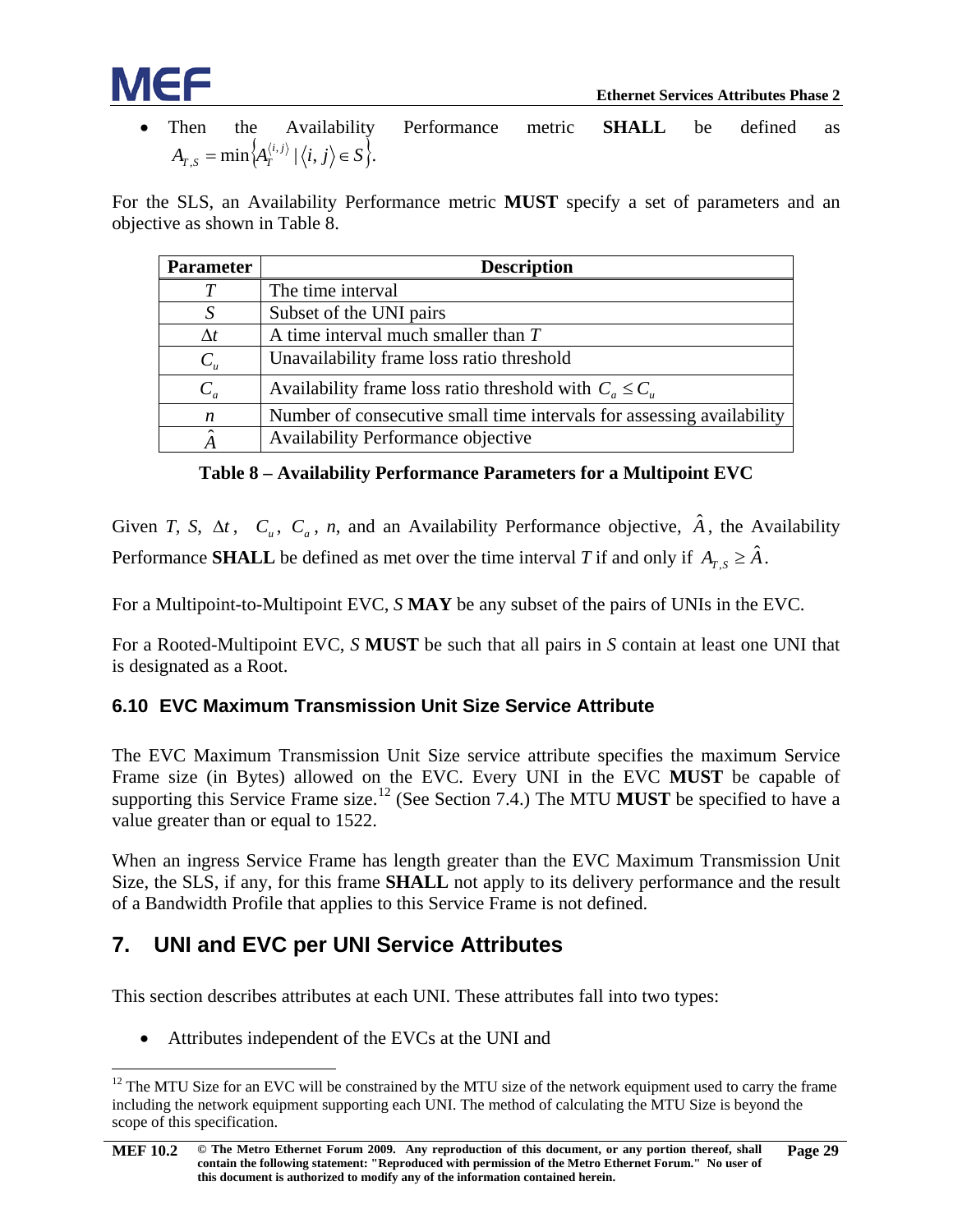- Then the Availability Performance metric **SHALL** be defined as $A_{T,S} = \min\left\{A_T^{\langle i,j \rangle} \mid \langle i,j \rangle \in S\right\}$.

For the SLS, an Availability Performance metric **MUST** specify a set of parameters and an objective as shown in Table 8.

| Parameter | Description |
|---|---|
| $T$ | The time interval |
| $S$ | Subset of the UNI pairs |
| $\Delta t$ | A time interval much smaller than $T$ |
| $C_u$ | Unavailability frame loss ratio threshold |
| $C_a$ | Availability frame loss ratio threshold with $C_a \le C_u$ |
| $n$ | Number of consecutive small time intervals for assessing availability |
| $\hat{A}$ | Availability Performance objective |

**Table 8 – Availability Performance Parameters for a Multipoint EVC**

Given $T$, $S$, $\Delta t$, $C_u$, $C_a$, $n$, and an Availability Performance objective, $\hat{A}$, the Availability Performance **SHALL** be defined as met over the time interval $T$ if and only if $A_{T,S} \ge \hat{A}$.

For a Multipoint-to-Multipoint EVC, $S$ **MAY** be any subset of the pairs of UNIs in the EVC.

For a Rooted-Multipoint EVC, $S$ **MUST** be such that all pairs in $S$ contain at least one UNI that is designated as a Root.

### 6.10 EVC Maximum Transmission Unit Size Service Attribute

The EVC Maximum Transmission Unit Size service attribute specifies the maximum Service Frame size (in Bytes) allowed on the EVC. Every UNI in the EVC **MUST** be capable of supporting this Service Frame size.[12] (See Section 7.4.) The MTU **MUST** be specified to have a value greater than or equal to 1522.

When an ingress Service Frame has length greater than the EVC Maximum Transmission Unit Size, the SLS, if any, for this frame **SHALL** not apply to its delivery performance and the result of a Bandwidth Profile that applies to this Service Frame is not defined.

## 7. UNI and EVC per UNI Service Attributes

This section describes attributes at each UNI. These attributes fall into two types:

- Attributes independent of the EVCs at the UNI and

[12] The MTU Size for an EVC will be constrained by the MTU size of the network equipment used to carry the frame including the network equipment supporting each UNI. The method of calculating the MTU Size is beyond the scope of this specification.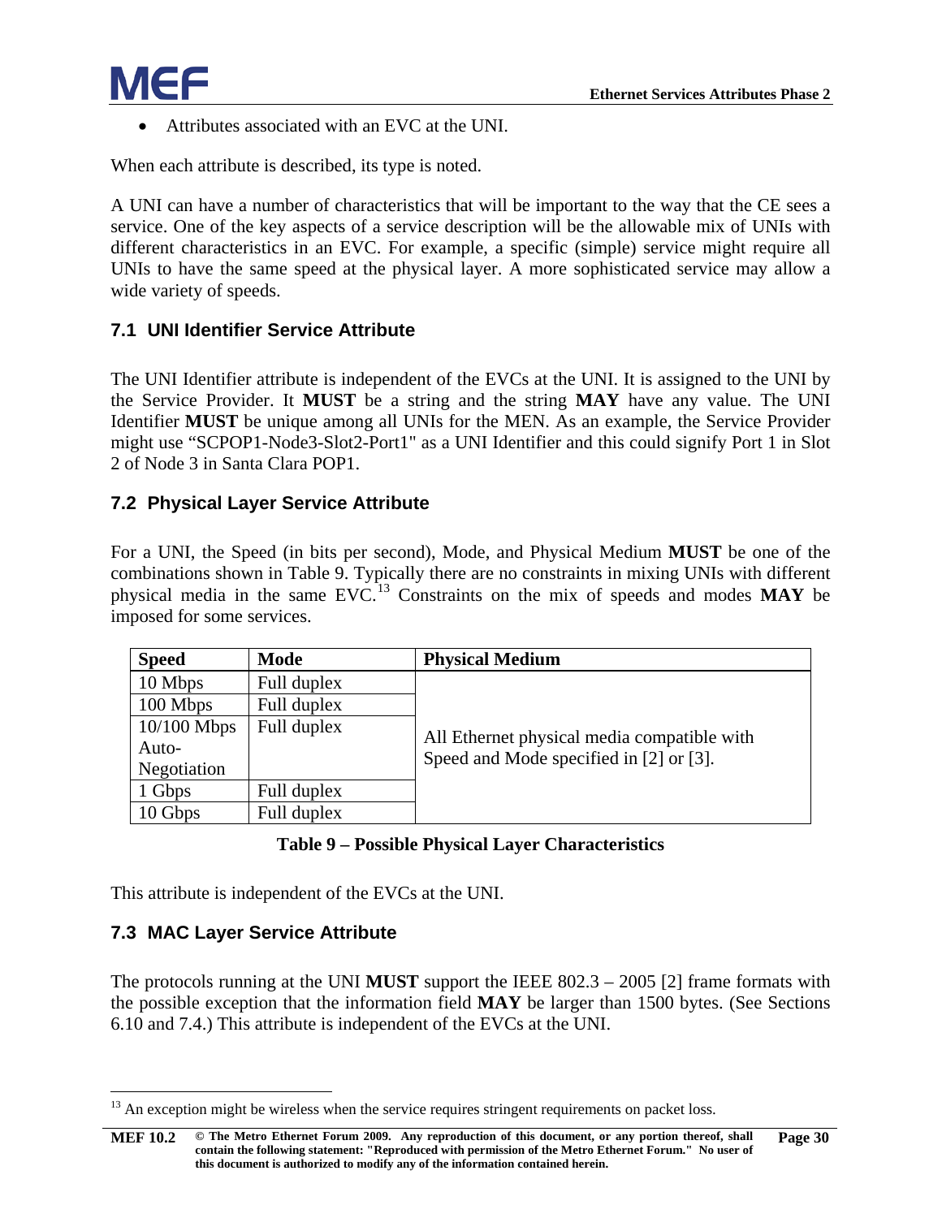- Attributes associated with an EVC at the UNI.

When each attribute is described, its type is noted.

A UNI can have a number of characteristics that will be important to the way that the CE sees a service. One of the key aspects of a service description will be the allowable mix of UNIs with different characteristics in an EVC. For example, a specific (simple) service might require all UNIs to have the same speed at the physical layer. A more sophisticated service may allow a wide variety of speeds.

### 7.1 UNI Identifier Service Attribute

The UNI Identifier attribute is independent of the EVCs at the UNI. It is assigned to the UNI by the Service Provider. It **MUST** be a string and the string **MAY** have any value. The UNI Identifier **MUST** be unique among all UNIs for the MEN. As an example, the Service Provider might use "SCPOP1-Node3-Slot2-Port1" as a UNI Identifier and this could signify Port 1 in Slot 2 of Node 3 in Santa Clara POP1.

### 7.2 Physical Layer Service Attribute

For a UNI, the Speed (in bits per second), Mode, and Physical Medium **MUST** be one of the combinations shown in Table 9. Typically there are no constraints in mixing UNIs with different physical media in the same EVC.[13] Constraints on the mix of speeds and modes **MAY** be imposed for some services.

| Speed | Mode | Physical Medium |
|---|---|---|
| 10 Mbps | Full duplex | All Ethernet physical media compatible with Speed and Mode specified in [2] or [3]. |
| 100 Mbps | Full duplex | |
| 10/100 Mbps Auto-Negotiation | Full duplex | |
| 1 Gbps | Full duplex | |
| 10 Gbps | Full duplex | |

**Table 9 – Possible Physical Layer Characteristics**

This attribute is independent of the EVCs at the UNI.

### 7.3 MAC Layer Service Attribute

The protocols running at the UNI **MUST** support the IEEE 802.3 – 2005 [2] frame formats with the possible exception that the information field **MAY** be larger than 1500 bytes. (See Sections 6.10 and 7.4.) This attribute is independent of the EVCs at the UNI.

[13] An exception might be wireless when the service requires stringent requirements on packet loss.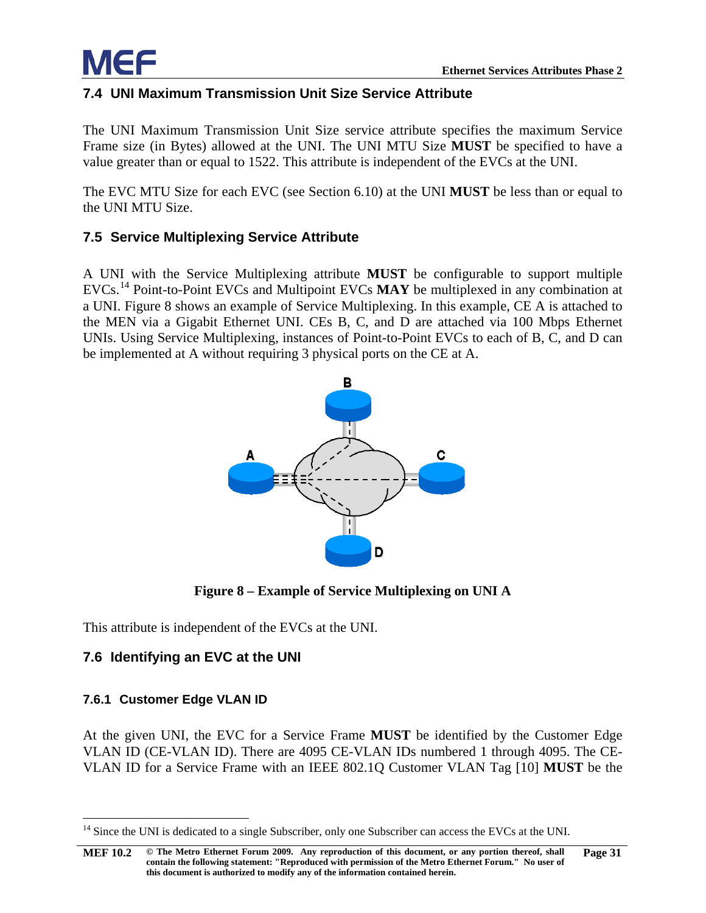## 7.4 UNI Maximum Transmission Unit Size Service Attribute

The UNI Maximum Transmission Unit Size service attribute specifies the maximum Service Frame size (in Bytes) allowed at the UNI. The UNI MTU Size **MUST** be specified to have a value greater than or equal to 1522. This attribute is independent of the EVCs at the UNI.

The EVC MTU Size for each EVC (see Section 6.10) at the UNI **MUST** be less than or equal to the UNI MTU Size.

## 7.5 Service Multiplexing Service Attribute

A UNI with the Service Multiplexing attribute **MUST** be configurable to support multiple EVCs.[14] Point-to-Point EVCs and Multipoint EVCs **MAY** be multiplexed in any combination at a UNI. Figure 8 shows an example of Service Multiplexing. In this example, CE A is attached to the MEN via a Gigabit Ethernet UNI. CEs B, C, and D are attached via 100 Mbps Ethernet UNIs. Using Service Multiplexing, instances of Point-to-Point EVCs to each of B, C, and D can be implemented at A without requiring 3 physical ports on the CE at A.

**Figure 8 – Example of Service Multiplexing on UNI A**

This attribute is independent of the EVCs at the UNI.

## 7.6 Identifying an EVC at the UNI

### 7.6.1 Customer Edge VLAN ID

At the given UNI, the EVC for a Service Frame **MUST** be identified by the Customer Edge VLAN ID (CE-VLAN ID). There are 4095 CE-VLAN IDs numbered 1 through 4095. The CE-VLAN ID for a Service Frame with an IEEE 802.1Q Customer VLAN Tag [10] **MUST** be the

[14] Since the UNI is dedicated to a single Subscriber, only one Subscriber can access the EVCs at the UNI.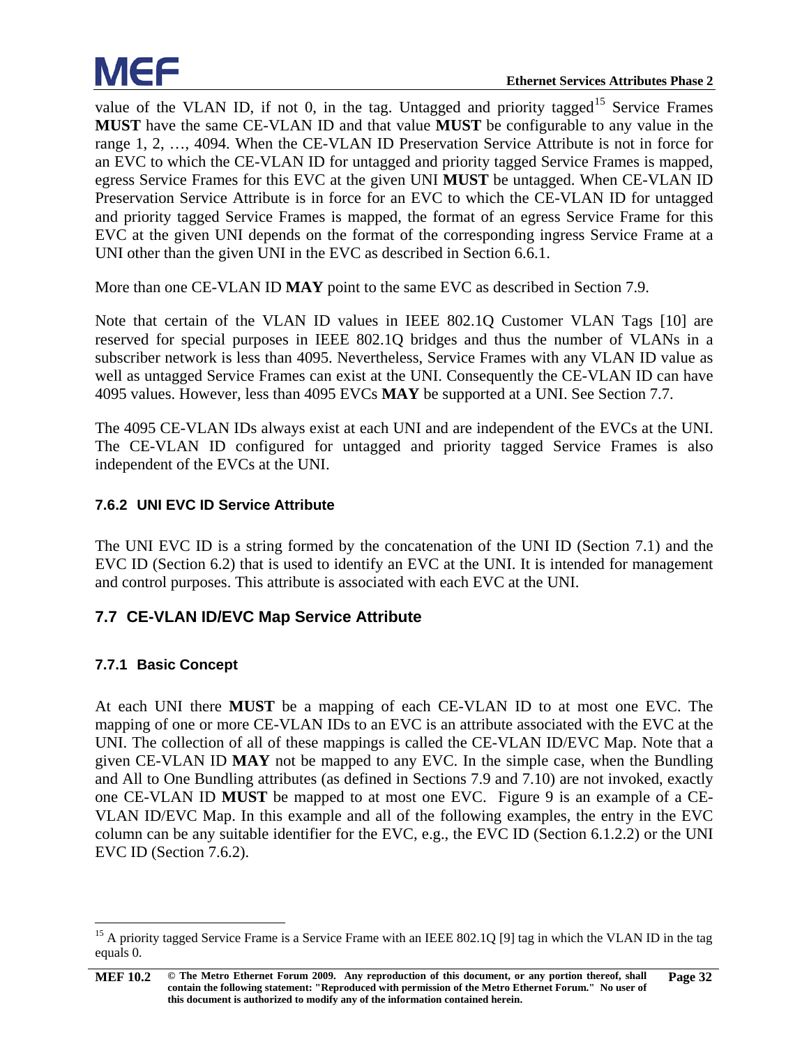value of the VLAN ID, if not 0, in the tag. Untagged and priority tagged[15] Service Frames **MUST** have the same CE-VLAN ID and that value **MUST** be configurable to any value in the range 1, 2, …, 4094. When the CE-VLAN ID Preservation Service Attribute is not in force for an EVC to which the CE-VLAN ID for untagged and priority tagged Service Frames is mapped, egress Service Frames for this EVC at the given UNI **MUST** be untagged. When CE-VLAN ID Preservation Service Attribute is in force for an EVC to which the CE-VLAN ID for untagged and priority tagged Service Frames is mapped, the format of an egress Service Frame for this EVC at the given UNI depends on the format of the corresponding ingress Service Frame at a UNI other than the given UNI in the EVC as described in Section 6.6.1.

More than one CE-VLAN ID **MAY** point to the same EVC as described in Section 7.9.

Note that certain of the VLAN ID values in IEEE 802.1Q Customer VLAN Tags [10] are reserved for special purposes in IEEE 802.1Q bridges and thus the number of VLANs in a subscriber network is less than 4095. Nevertheless, Service Frames with any VLAN ID value as well as untagged Service Frames can exist at the UNI. Consequently the CE-VLAN ID can have 4095 values. However, less than 4095 EVCs **MAY** be supported at a UNI. See Section 7.7.

The 4095 CE-VLAN IDs always exist at each UNI and are independent of the EVCs at the UNI. The CE-VLAN ID configured for untagged and priority tagged Service Frames is also independent of the EVCs at the UNI.

### 7.6.2 UNI EVC ID Service Attribute

The UNI EVC ID is a string formed by the concatenation of the UNI ID (Section 7.1) and the EVC ID (Section 6.2) that is used to identify an EVC at the UNI. It is intended for management and control purposes. This attribute is associated with each EVC at the UNI.

## 7.7 CE-VLAN ID/EVC Map Service Attribute

### 7.7.1 Basic Concept

At each UNI there **MUST** be a mapping of each CE-VLAN ID to at most one EVC. The mapping of one or more CE-VLAN IDs to an EVC is an attribute associated with the EVC at the UNI. The collection of all of these mappings is called the CE-VLAN ID/EVC Map. Note that a given CE-VLAN ID **MAY** not be mapped to any EVC. In the simple case, when the Bundling and All to One Bundling attributes (as defined in Sections 7.9 and 7.10) are not invoked, exactly one CE-VLAN ID **MUST** be mapped to at most one EVC. Figure 9 is an example of a CE-VLAN ID/EVC Map. In this example and all of the following examples, the entry in the EVC column can be any suitable identifier for the EVC, e.g., the EVC ID (Section 6.1.2.2) or the UNI EVC ID (Section 7.6.2).

---

[15] A priority tagged Service Frame is a Service Frame with an IEEE 802.1Q [9] tag in which the VLAN ID in the tag equals 0.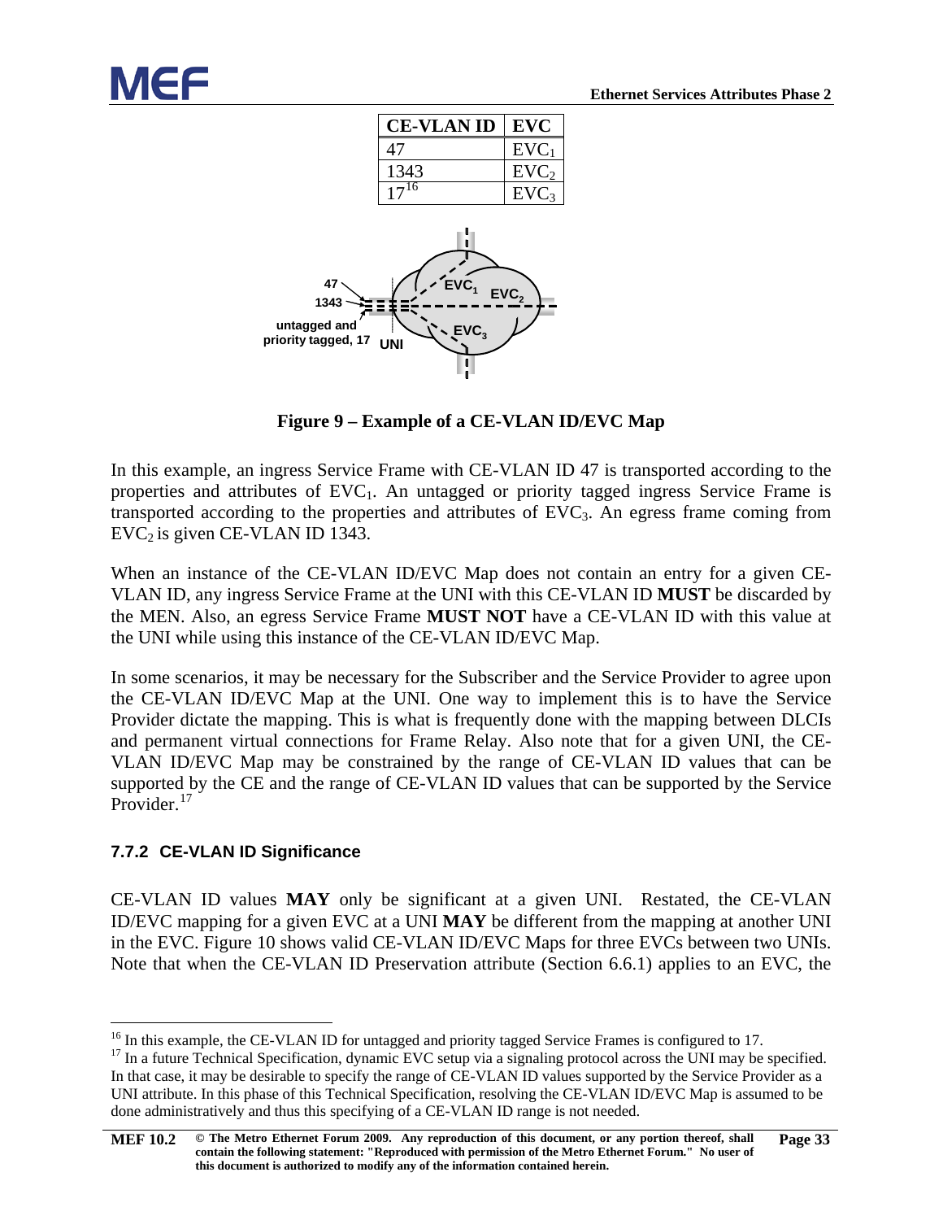| CE-VLAN ID | EVC |
| --- | --- |
| 47 | $EVC_1$ |
| 1343 | $EVC_2$ |
| 17[16] | $EVC_3$ |

**Figure 9 – Example of a CE-VLAN ID/EVC Map**

In this example, an ingress Service Frame with CE-VLAN ID 47 is transported according to the properties and attributes of $EVC_1$. An untagged or priority tagged ingress Service Frame is transported according to the properties and attributes of $EVC_3$. An egress frame coming from $EVC_2$ is given CE-VLAN ID 1343.

When an instance of the CE-VLAN ID/EVC Map does not contain an entry for a given CE-VLAN ID, any ingress Service Frame at the UNI with this CE-VLAN ID **MUST** be discarded by the MEN. Also, an egress Service Frame **MUST NOT** have a CE-VLAN ID with this value at the UNI while using this instance of the CE-VLAN ID/EVC Map.

In some scenarios, it may be necessary for the Subscriber and the Service Provider to agree upon the CE-VLAN ID/EVC Map at the UNI. One way to implement this is to have the Service Provider dictate the mapping. This is what is frequently done with the mapping between DLCIs and permanent virtual connections for Frame Relay. Also note that for a given UNI, the CE-VLAN ID/EVC Map may be constrained by the range of CE-VLAN ID values that can be supported by the CE and the range of CE-VLAN ID values that can be supported by the Service Provider.[17]

### 7.7.2 CE-VLAN ID Significance

CE-VLAN ID values **MAY** only be significant at a given UNI. Restated, the CE-VLAN ID/EVC mapping for a given EVC at a UNI **MAY** be different from the mapping at another UNI in the EVC. Figure 10 shows valid CE-VLAN ID/EVC Maps for three EVCs between two UNIs. Note that when the CE-VLAN ID Preservation attribute (Section 6.6.1) applies to an EVC, the

---

[16] In this example, the CE-VLAN ID for untagged and priority tagged Service Frames is configured to 17.

[17] In a future Technical Specification, dynamic EVC setup via a signaling protocol across the UNI may be specified. In that case, it may be desirable to specify the range of CE-VLAN ID values supported by the Service Provider as a UNI attribute. In this phase of this Technical Specification, resolving the CE-VLAN ID/EVC Map is assumed to be done administratively and thus this specifying of a CE-VLAN ID range is not needed.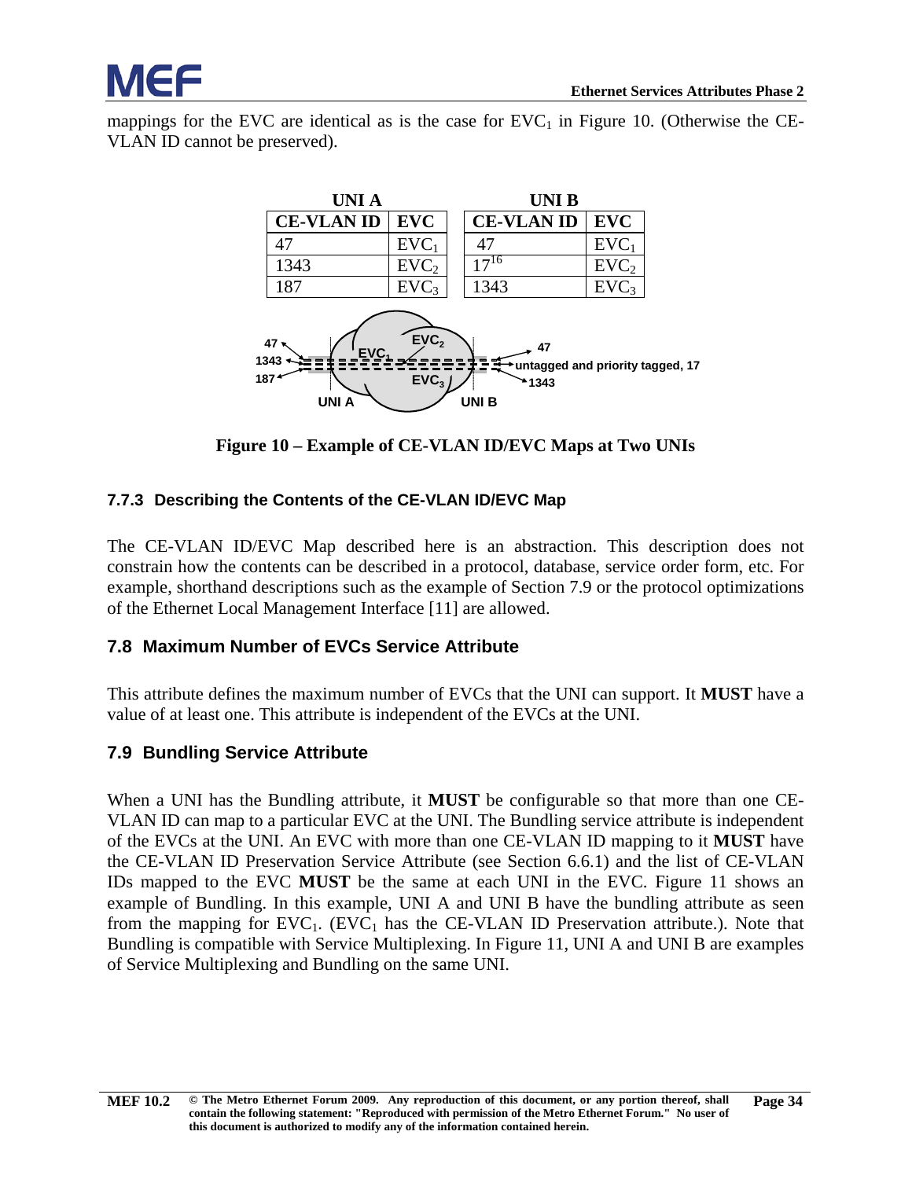mappings for the EVC are identical as is the case for $EVC_1$ in Figure 10. (Otherwise the CE-VLAN ID cannot be preserved).

| UNI A | | | UNI B | |
|---|---|---|---|---|
| CE-VLAN ID | EVC | | CE-VLAN ID | EVC |
| 47 | $EVC_1$ | | 47 | $EVC_1$ |
| 1343 | $EVC_2$ | | 17[16] | $EVC_2$ |
| 187 | $EVC_3$ | | 1343 | $EVC_3$ |

Figure 10 – Example of CE-VLAN ID/EVC Maps at Two UNIs

### 7.7.3 Describing the Contents of the CE-VLAN ID/EVC Map

The CE-VLAN ID/EVC Map described here is an abstraction. This description does not constrain how the contents can be described in a protocol, database, service order form, etc. For example, shorthand descriptions such as the example of Section 7.9 or the protocol optimizations of the Ethernet Local Management Interface [11] are allowed.

## 7.8 Maximum Number of EVCs Service Attribute

This attribute defines the maximum number of EVCs that the UNI can support. It **MUST** have a value of at least one. This attribute is independent of the EVCs at the UNI.

## 7.9 Bundling Service Attribute

When a UNI has the Bundling attribute, it **MUST** be configurable so that more than one CE-VLAN ID can map to a particular EVC at the UNI. The Bundling service attribute is independent of the EVCs at the UNI. An EVC with more than one CE-VLAN ID mapping to it **MUST** have the CE-VLAN ID Preservation Service Attribute (see Section 6.6.1) and the list of CE-VLAN IDs mapped to the EVC **MUST** be the same at each UNI in the EVC. Figure 11 shows an example of Bundling. In this example, UNI A and UNI B have the bundling attribute as seen from the mapping for $EVC_1$. ($EVC_1$ has the CE-VLAN ID Preservation attribute.). Note that Bundling is compatible with Service Multiplexing. In Figure 11, UNI A and UNI B are examples of Service Multiplexing and Bundling on the same UNI.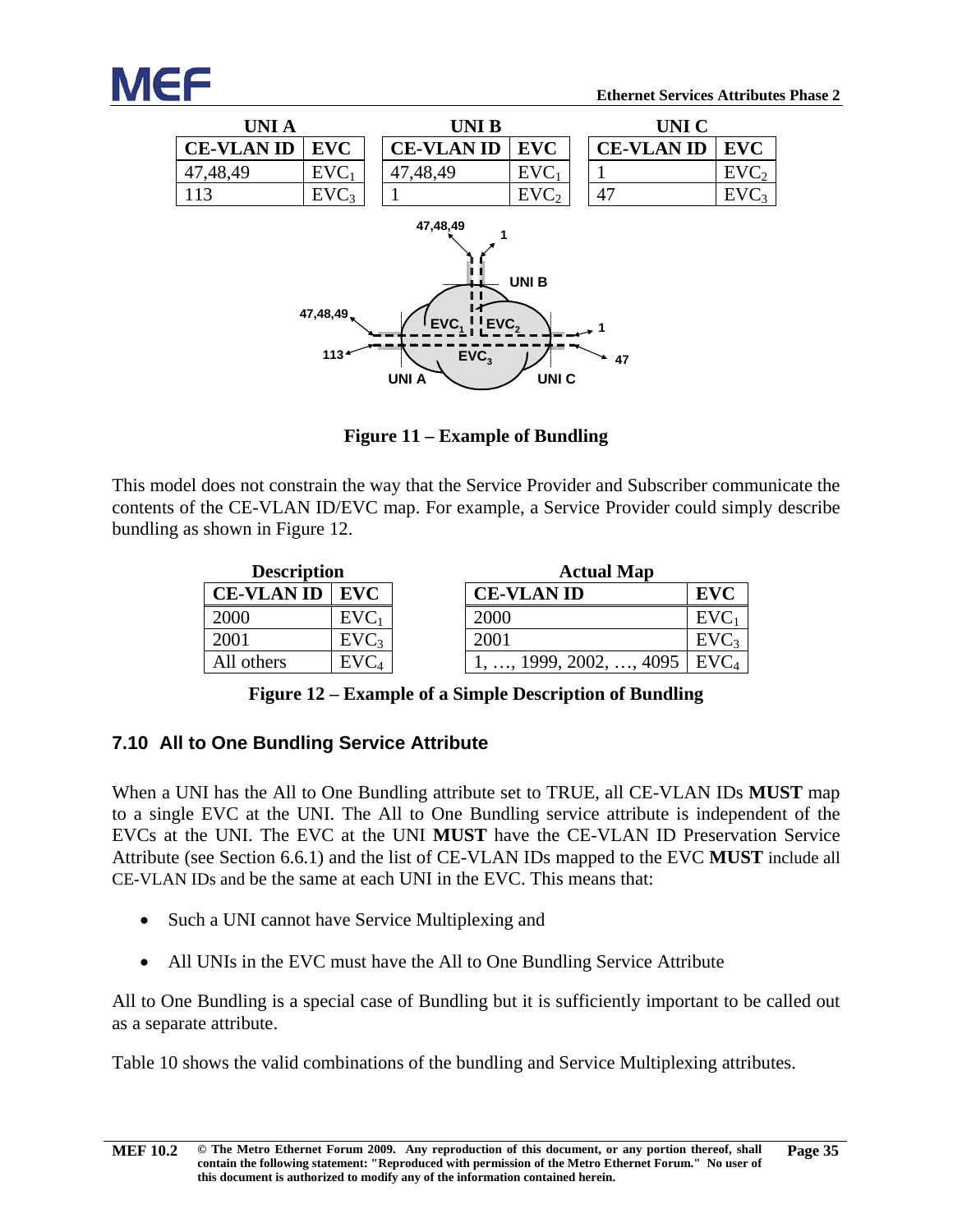| UNI A | |
|---|---|
| **CE-VLAN ID** | **EVC** |
| 47,48,49 | $EVC_1$ |
| 113 | $EVC_3$ |

| UNI B | |
|---|---|
| **CE-VLAN ID** | **EVC** |
| 47,48,49 | $EVC_1$ |
| 1 | $EVC_2$ |

| UNI C | |
|---|---|
| **CE-VLAN ID** | **EVC** |
| 1 | $EVC_2$ |
| 47 | $EVC_3$ |

**Figure 11 – Example of Bundling**

This model does not constrain the way that the Service Provider and Subscriber communicate the contents of the CE-VLAN ID/EVC map. For example, a Service Provider could simply describe bundling as shown in Figure 12.

**Description**

| CE-VLAN ID | EVC |
|---|---|
| 2000 | $EVC_1$ |
| 2001 | $EVC_3$ |
| All others | $EVC_4$ |

**Actual Map**

| CE-VLAN ID | EVC |
|---|---|
| 2000 | $EVC_1$ |
| 2001 | $EVC_3$ |
| 1, …, 1999, 2002, …, 4095 | $EVC_4$ |

**Figure 12 – Example of a Simple Description of Bundling**

## 7.10 All to One Bundling Service Attribute

When a UNI has the All to One Bundling attribute set to TRUE, all CE-VLAN IDs **MUST** map to a single EVC at the UNI. The All to One Bundling service attribute is independent of the EVCs at the UNI. The EVC at the UNI **MUST** have the CE-VLAN ID Preservation Service Attribute (see Section 6.6.1) and the list of CE-VLAN IDs mapped to the EVC **MUST** include all CE-VLAN IDs and be the same at each UNI in the EVC. This means that:

- Such a UNI cannot have Service Multiplexing and
- All UNIs in the EVC must have the All to One Bundling Service Attribute

All to One Bundling is a special case of Bundling but it is sufficiently important to be called out as a separate attribute.

Table 10 shows the valid combinations of the bundling and Service Multiplexing attributes.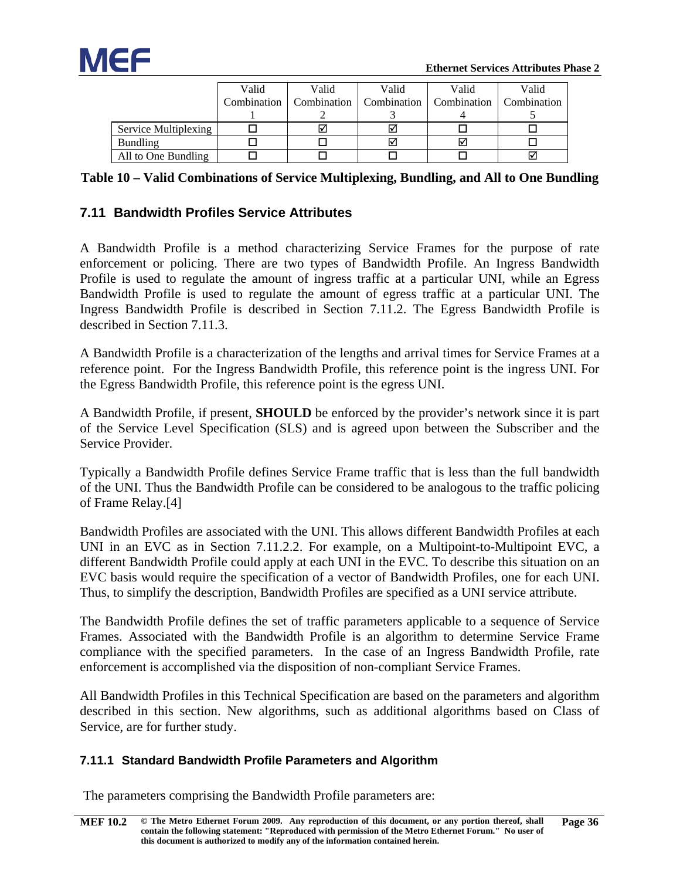| | Valid Combination 1 | Valid Combination 2 | Valid Combination 3 | Valid Combination 4 | Valid Combination 5 |
|---|---|---|---|---|---|
| Service Multiplexing | ☐ | ☑ | ☑ | ☐ | ☐ |
| Bundling | ☐ | ☐ | ☑ | ☑ | ☐ |
| All to One Bundling | ☐ | ☐ | ☐ | ☐ | ☑ |

**Table 10 – Valid Combinations of Service Multiplexing, Bundling, and All to One Bundling**

## 7.11 Bandwidth Profiles Service Attributes

A Bandwidth Profile is a method characterizing Service Frames for the purpose of rate enforcement or policing. There are two types of Bandwidth Profile. An Ingress Bandwidth Profile is used to regulate the amount of ingress traffic at a particular UNI, while an Egress Bandwidth Profile is used to regulate the amount of egress traffic at a particular UNI. The Ingress Bandwidth Profile is described in Section 7.11.2. The Egress Bandwidth Profile is described in Section 7.11.3.

A Bandwidth Profile is a characterization of the lengths and arrival times for Service Frames at a reference point. For the Ingress Bandwidth Profile, this reference point is the ingress UNI. For the Egress Bandwidth Profile, this reference point is the egress UNI.

A Bandwidth Profile, if present, **SHOULD** be enforced by the provider's network since it is part of the Service Level Specification (SLS) and is agreed upon between the Subscriber and the Service Provider.

Typically a Bandwidth Profile defines Service Frame traffic that is less than the full bandwidth of the UNI. Thus the Bandwidth Profile can be considered to be analogous to the traffic policing of Frame Relay.[4]

Bandwidth Profiles are associated with the UNI. This allows different Bandwidth Profiles at each UNI in an EVC as in Section 7.11.2.2. For example, on a Multipoint-to-Multipoint EVC, a different Bandwidth Profile could apply at each UNI in the EVC. To describe this situation on an EVC basis would require the specification of a vector of Bandwidth Profiles, one for each UNI. Thus, to simplify the description, Bandwidth Profiles are specified as a UNI service attribute.

The Bandwidth Profile defines the set of traffic parameters applicable to a sequence of Service Frames. Associated with the Bandwidth Profile is an algorithm to determine Service Frame compliance with the specified parameters. In the case of an Ingress Bandwidth Profile, rate enforcement is accomplished via the disposition of non-compliant Service Frames.

All Bandwidth Profiles in this Technical Specification are based on the parameters and algorithm described in this section. New algorithms, such as additional algorithms based on Class of Service, are for further study.

### 7.11.1 Standard Bandwidth Profile Parameters and Algorithm

The parameters comprising the Bandwidth Profile parameters are: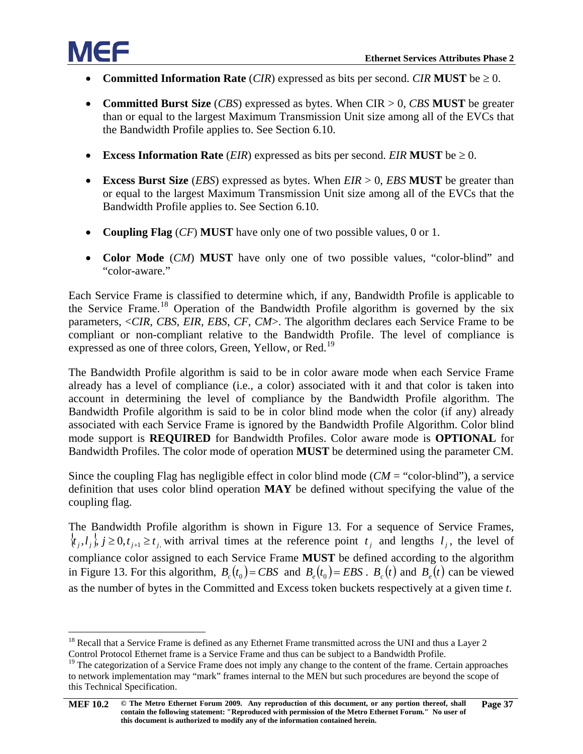- **Committed Information Rate** (*CIR*) expressed as bits per second. *CIR* **MUST** be ≥ 0.

- **Committed Burst Size** (*CBS*) expressed as bytes. When CIR > 0, *CBS* **MUST** be greater than or equal to the largest Maximum Transmission Unit size among all of the EVCs that the Bandwidth Profile applies to. See Section 6.10.

- **Excess Information Rate** (*EIR*) expressed as bits per second. *EIR* **MUST** be ≥ 0.

- **Excess Burst Size** (*EBS*) expressed as bytes. When *EIR* > 0, *EBS* **MUST** be greater than or equal to the largest Maximum Transmission Unit size among all of the EVCs that the Bandwidth Profile applies to. See Section 6.10.

- **Coupling Flag** (*CF*) **MUST** have only one of two possible values, 0 or 1.

- **Color Mode** (*CM*) **MUST** have only one of two possible values, "color-blind" and "color-aware."

Each Service Frame is classified to determine which, if any, Bandwidth Profile is applicable to the Service Frame.[18] Operation of the Bandwidth Profile algorithm is governed by the six parameters, <*CIR*, *CBS*, *EIR*, *EBS*, *CF*, *CM*>. The algorithm declares each Service Frame to be compliant or non-compliant relative to the Bandwidth Profile. The level of compliance is expressed as one of three colors, Green, Yellow, or Red.[19]

The Bandwidth Profile algorithm is said to be in color aware mode when each Service Frame already has a level of compliance (i.e., a color) associated with it and that color is taken into account in determining the level of compliance by the Bandwidth Profile algorithm. The Bandwidth Profile algorithm is said to be in color blind mode when the color (if any) already associated with each Service Frame is ignored by the Bandwidth Profile Algorithm. Color blind mode support is **REQUIRED** for Bandwidth Profiles. Color aware mode is **OPTIONAL** for Bandwidth Profiles. The color mode of operation **MUST** be determined using the parameter CM.

Since the coupling Flag has negligible effect in color blind mode (*CM* = "color-blind"), a service definition that uses color blind operation **MAY** be defined without specifying the value of the coupling flag.

The Bandwidth Profile algorithm is shown in Figure 13. For a sequence of Service Frames, $\{t_j, l_j\}, j \geq 0, t_{j+1} \geq t_j$, with arrival times at the reference point $t_j$ and lengths $l_j$, the level of compliance color assigned to each Service Frame **MUST** be defined according to the algorithm in Figure 13. For this algorithm, $B_c(t_0) = CBS$ and $B_e(t_0) = EBS$. $B_c(t)$ and $B_e(t)$ can be viewed as the number of bytes in the Committed and Excess token buckets respectively at a given time *t*.

---

[18] Recall that a Service Frame is defined as any Ethernet Frame transmitted across the UNI and thus a Layer 2 Control Protocol Ethernet frame is a Service Frame and thus can be subject to a Bandwidth Profile.

[19] The categorization of a Service Frame does not imply any change to the content of the frame. Certain approaches to network implementation may "mark" frames internal to the MEN but such procedures are beyond the scope of this Technical Specification.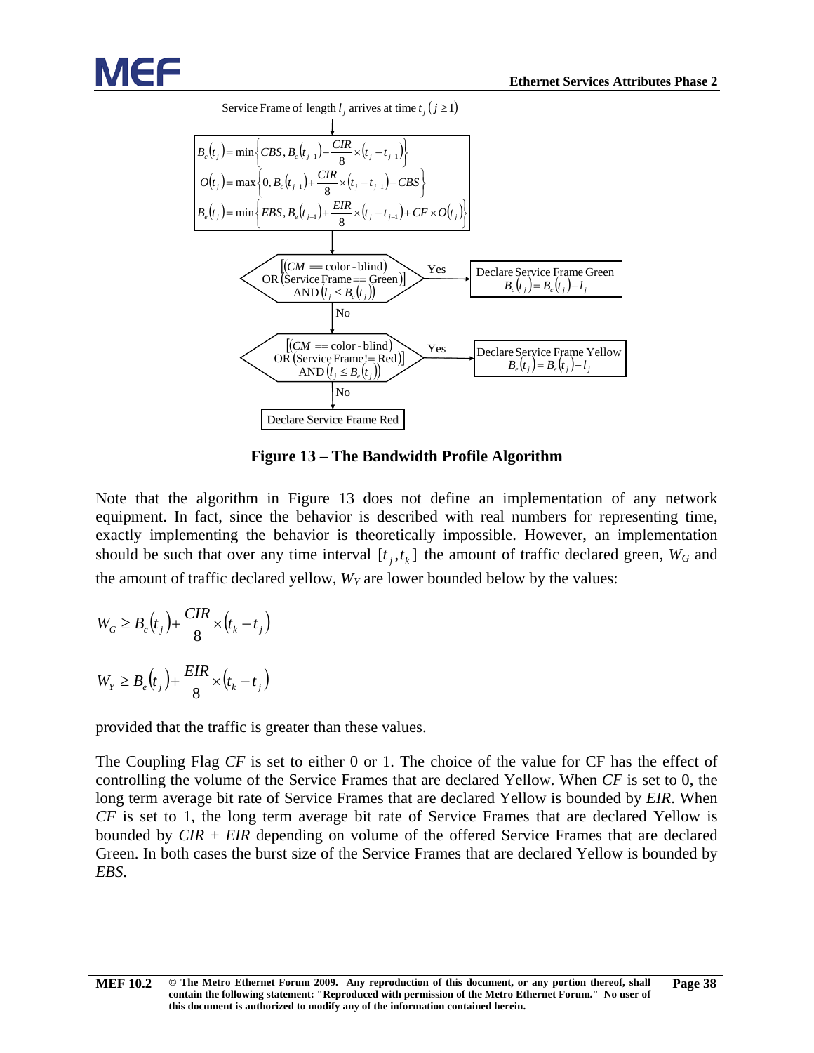Service Frame of length $l_j$ arrives at time $t_j$ $(j \geq 1)$

$$B_c(t_j) = \min\left\{CBS, B_c(t_{j-1}) + \frac{CIR}{8} \times (t_j - t_{j-1})\right\}$$

$$O(t_j) = \max\left\{0, B_c(t_{j-1}) + \frac{CIR}{8} \times (t_j - t_{j-1}) - CBS\right\}$$

$$B_e(t_j) = \min\left\{EBS, B_e(t_{j-1}) + \frac{EIR}{8} \times (t_j - t_{j-1}) + CF \times O(t_j)\right\}$$

$[(CM == \text{color-blind})$ OR $(\text{Service Frame} == \text{Green})]$ AND $(l_j \leq B_c(t_j))$

- Yes: Declare Service Frame Green $B_c(t_j) = B_c(t_j) - l_j$
- No: $[(CM == \text{color-blind})$ OR $(\text{Service Frame} != \text{Red})]$ AND $(l_j \leq B_e(t_j))$
  - Yes: Declare Service Frame Yellow $B_e(t_j) = B_e(t_j) - l_j$
  - No: Declare Service Frame Red

**Figure 13 – The Bandwidth Profile Algorithm**

Note that the algorithm in Figure 13 does not define an implementation of any network equipment. In fact, since the behavior is described with real numbers for representing time, exactly implementing the behavior is theoretically impossible. However, an implementation should be such that over any time interval $[t_j, t_k]$ the amount of traffic declared green, $W_G$ and the amount of traffic declared yellow, $W_Y$ are lower bounded below by the values:

$$W_G \geq B_c(t_j) + \frac{CIR}{8} \times (t_k - t_j)$$

$$W_Y \geq B_e(t_j) + \frac{EIR}{8} \times (t_k - t_j)$$

provided that the traffic is greater than these values.

The Coupling Flag *CF* is set to either 0 or 1. The choice of the value for CF has the effect of controlling the volume of the Service Frames that are declared Yellow. When *CF* is set to 0, the long term average bit rate of Service Frames that are declared Yellow is bounded by *EIR*. When *CF* is set to 1, the long term average bit rate of Service Frames that are declared Yellow is bounded by *CIR* + *EIR* depending on volume of the offered Service Frames that are declared Green. In both cases the burst size of the Service Frames that are declared Yellow is bounded by *EBS*.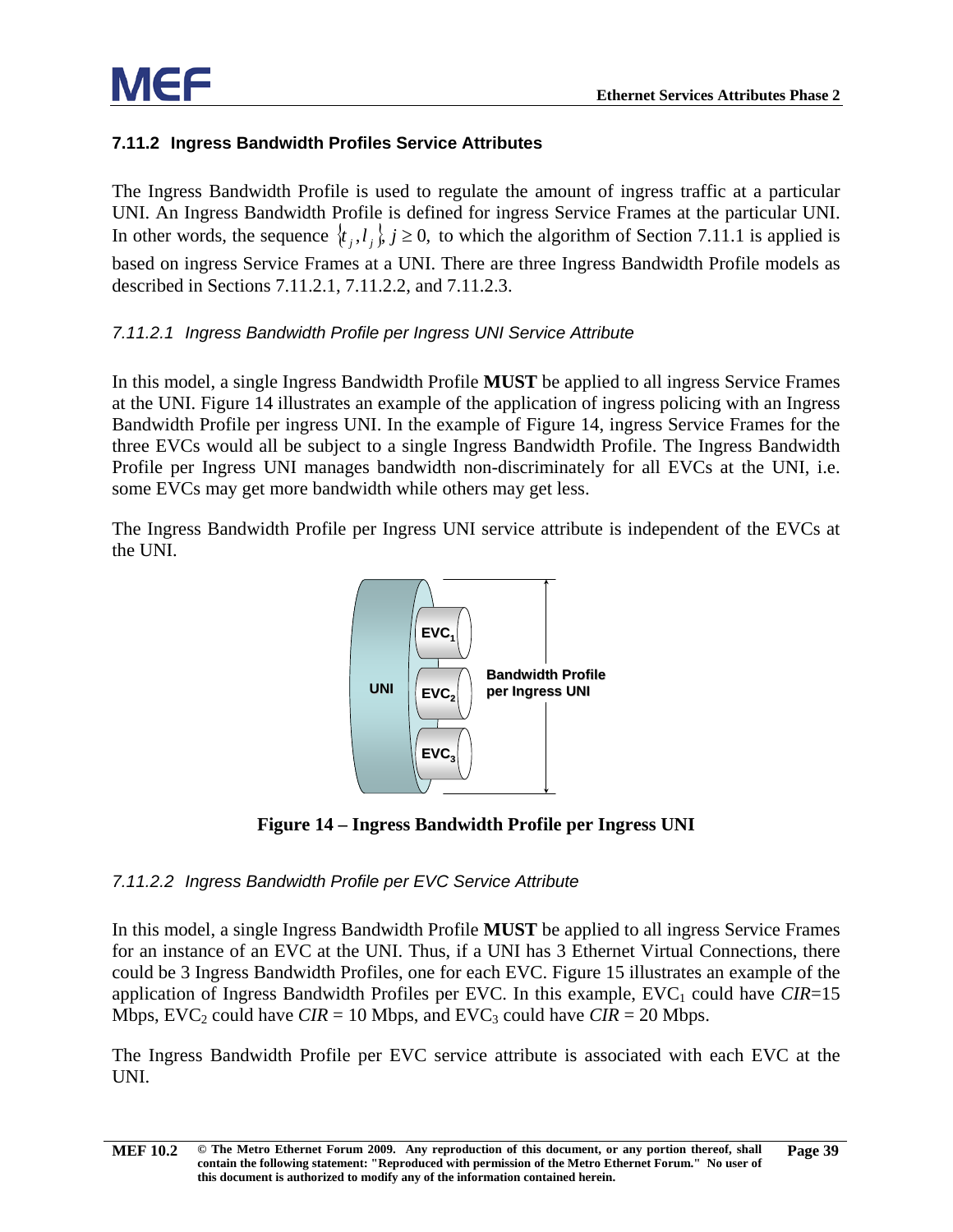### 7.11.2 Ingress Bandwidth Profiles Service Attributes

The Ingress Bandwidth Profile is used to regulate the amount of ingress traffic at a particular UNI. An Ingress Bandwidth Profile is defined for ingress Service Frames at the particular UNI. In other words, the sequence $\{t_j, l_j\}$, $j \geq 0$, to which the algorithm of Section 7.11.1 is applied is based on ingress Service Frames at a UNI. There are three Ingress Bandwidth Profile models as described in Sections 7.11.2.1, 7.11.2.2, and 7.11.2.3.

#### *7.11.2.1 Ingress Bandwidth Profile per Ingress UNI Service Attribute*

In this model, a single Ingress Bandwidth Profile **MUST** be applied to all ingress Service Frames at the UNI. Figure 14 illustrates an example of the application of ingress policing with an Ingress Bandwidth Profile per ingress UNI. In the example of Figure 14, ingress Service Frames for the three EVCs would all be subject to a single Ingress Bandwidth Profile. The Ingress Bandwidth Profile per Ingress UNI manages bandwidth non-discriminately for all EVCs at the UNI, i.e. some EVCs may get more bandwidth while others may get less.

The Ingress Bandwidth Profile per Ingress UNI service attribute is independent of the EVCs at the UNI.

**Figure 14 – Ingress Bandwidth Profile per Ingress UNI**

#### *7.11.2.2 Ingress Bandwidth Profile per EVC Service Attribute*

In this model, a single Ingress Bandwidth Profile **MUST** be applied to all ingress Service Frames for an instance of an EVC at the UNI. Thus, if a UNI has 3 Ethernet Virtual Connections, there could be 3 Ingress Bandwidth Profiles, one for each EVC. Figure 15 illustrates an example of the application of Ingress Bandwidth Profiles per EVC. In this example, $EVC_1$ could have *CIR*=15 Mbps, $EVC_2$ could have *CIR* = 10 Mbps, and $EVC_3$ could have *CIR* = 20 Mbps.

The Ingress Bandwidth Profile per EVC service attribute is associated with each EVC at the UNI.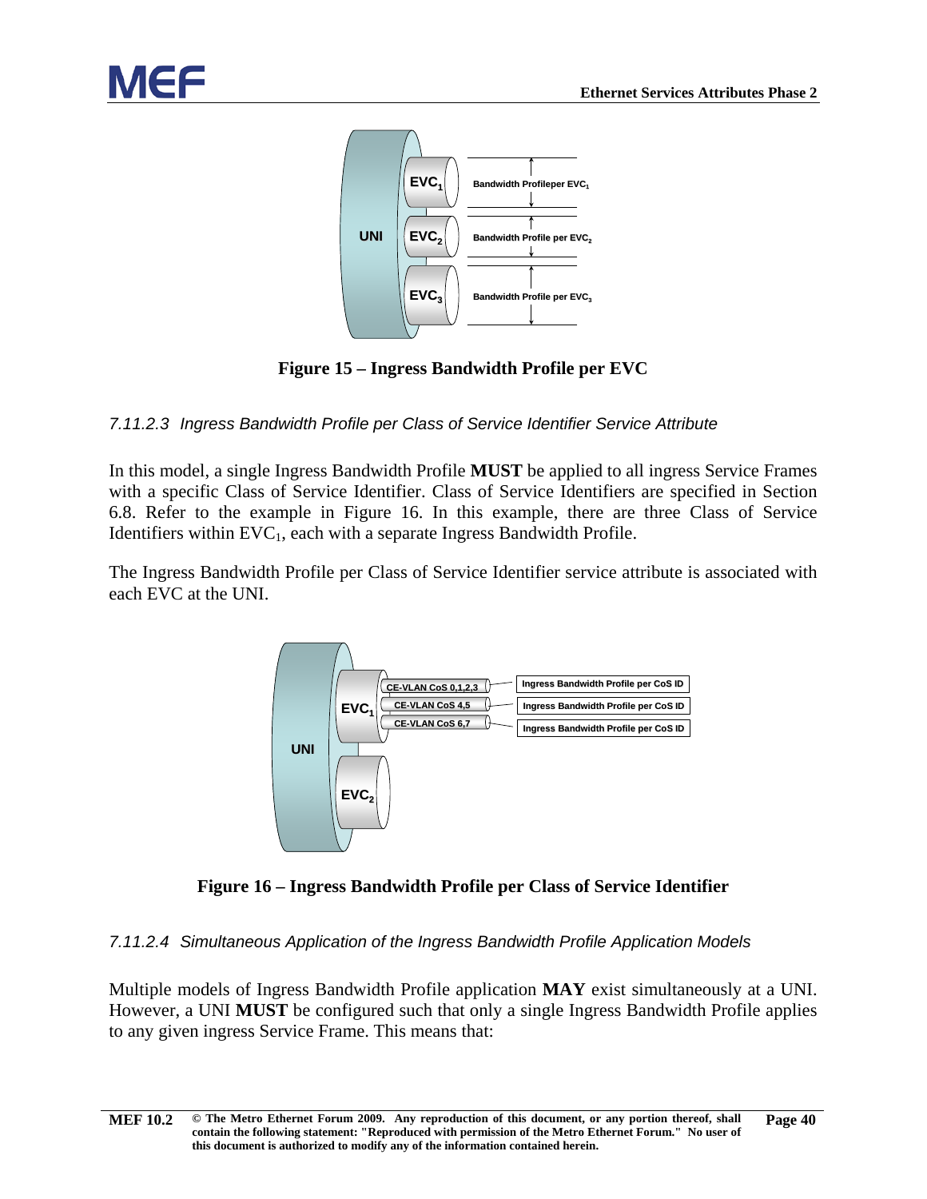Figure 15 – Ingress Bandwidth Profile per EVC

*7.11.2.3 Ingress Bandwidth Profile per Class of Service Identifier Service Attribute*

In this model, a single Ingress Bandwidth Profile **MUST** be applied to all ingress Service Frames with a specific Class of Service Identifier. Class of Service Identifiers are specified in Section 6.8. Refer to the example in Figure 16. In this example, there are three Class of Service Identifiers within $EVC_1$, each with a separate Ingress Bandwidth Profile.

The Ingress Bandwidth Profile per Class of Service Identifier service attribute is associated with each EVC at the UNI.

Figure 16 – Ingress Bandwidth Profile per Class of Service Identifier

*7.11.2.4 Simultaneous Application of the Ingress Bandwidth Profile Application Models*

Multiple models of Ingress Bandwidth Profile application **MAY** exist simultaneously at a UNI. However, a UNI **MUST** be configured such that only a single Ingress Bandwidth Profile applies to any given ingress Service Frame. This means that: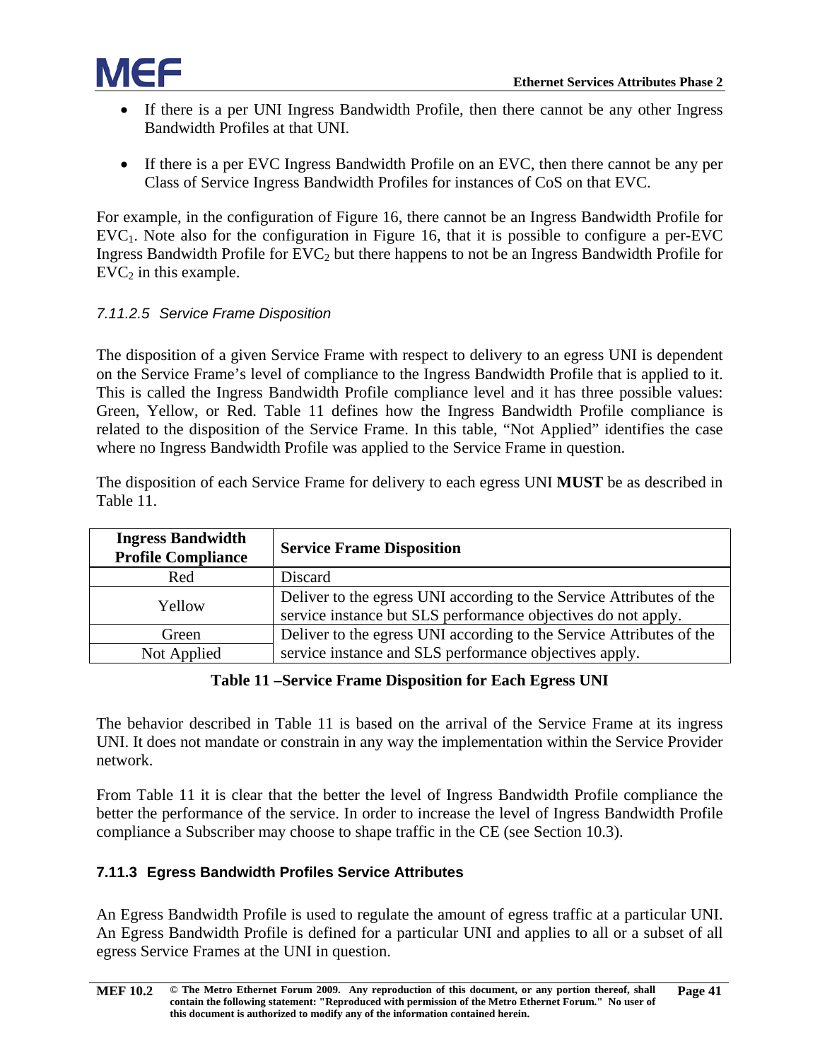- If there is a per UNI Ingress Bandwidth Profile, then there cannot be any other Ingress Bandwidth Profiles at that UNI.

- If there is a per EVC Ingress Bandwidth Profile on an EVC, then there cannot be any per Class of Service Ingress Bandwidth Profiles for instances of CoS on that EVC.

For example, in the configuration of Figure 16, there cannot be an Ingress Bandwidth Profile for $EVC_1$. Note also for the configuration in Figure 16, that it is possible to configure a per-EVC Ingress Bandwidth Profile for $EVC_2$ but there happens to not be an Ingress Bandwidth Profile for $EVC_2$ in this example.

#### *7.11.2.5 Service Frame Disposition*

The disposition of a given Service Frame with respect to delivery to an egress UNI is dependent on the Service Frame's level of compliance to the Ingress Bandwidth Profile that is applied to it. This is called the Ingress Bandwidth Profile compliance level and it has three possible values: Green, Yellow, or Red. Table 11 defines how the Ingress Bandwidth Profile compliance is related to the disposition of the Service Frame. In this table, "Not Applied" identifies the case where no Ingress Bandwidth Profile was applied to the Service Frame in question.

The disposition of each Service Frame for delivery to each egress UNI **MUST** be as described in Table 11.

| Ingress Bandwidth Profile Compliance | Service Frame Disposition |
|---|---|
| Red | Discard |
| Yellow | Deliver to the egress UNI according to the Service Attributes of the service instance but SLS performance objectives do not apply. |
| Green | Deliver to the egress UNI according to the Service Attributes of the service instance and SLS performance objectives apply. |
| Not Applied | Deliver to the egress UNI according to the Service Attributes of the service instance and SLS performance objectives apply. |

**Table 11 –Service Frame Disposition for Each Egress UNI**

The behavior described in Table 11 is based on the arrival of the Service Frame at its ingress UNI. It does not mandate or constrain in any way the implementation within the Service Provider network.

From Table 11 it is clear that the better the level of Ingress Bandwidth Profile compliance the better the performance of the service. In order to increase the level of Ingress Bandwidth Profile compliance a Subscriber may choose to shape traffic in the CE (see Section 10.3).

### 7.11.3 Egress Bandwidth Profiles Service Attributes

An Egress Bandwidth Profile is used to regulate the amount of egress traffic at a particular UNI. An Egress Bandwidth Profile is defined for a particular UNI and applies to all or a subset of all egress Service Frames at the UNI in question.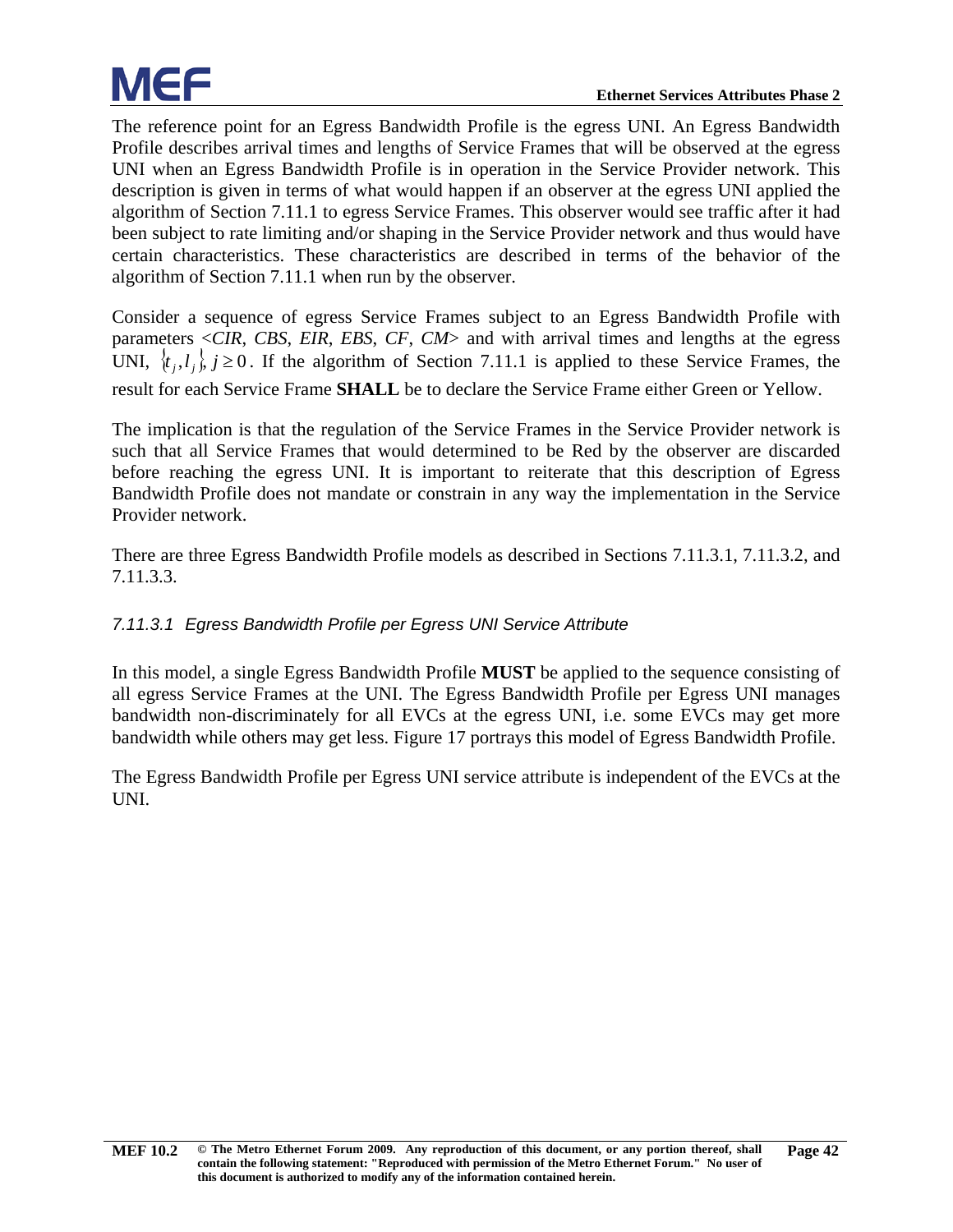The reference point for an Egress Bandwidth Profile is the egress UNI. An Egress Bandwidth Profile describes arrival times and lengths of Service Frames that will be observed at the egress UNI when an Egress Bandwidth Profile is in operation in the Service Provider network. This description is given in terms of what would happen if an observer at the egress UNI applied the algorithm of Section 7.11.1 to egress Service Frames. This observer would see traffic after it had been subject to rate limiting and/or shaping in the Service Provider network and thus would have certain characteristics. These characteristics are described in terms of the behavior of the algorithm of Section 7.11.1 when run by the observer.

Consider a sequence of egress Service Frames subject to an Egress Bandwidth Profile with parameters <*CIR*, *CBS*, *EIR*, *EBS*, *CF*, *CM*> and with arrival times and lengths at the egress UNI, $\{t_j, l_j\}, j \geq 0$. If the algorithm of Section 7.11.1 is applied to these Service Frames, the result for each Service Frame **SHALL** be to declare the Service Frame either Green or Yellow.

The implication is that the regulation of the Service Frames in the Service Provider network is such that all Service Frames that would determined to be Red by the observer are discarded before reaching the egress UNI. It is important to reiterate that this description of Egress Bandwidth Profile does not mandate or constrain in any way the implementation in the Service Provider network.

There are three Egress Bandwidth Profile models as described in Sections 7.11.3.1, 7.11.3.2, and 7.11.3.3.

#### *7.11.3.1 Egress Bandwidth Profile per Egress UNI Service Attribute*

In this model, a single Egress Bandwidth Profile **MUST** be applied to the sequence consisting of all egress Service Frames at the UNI. The Egress Bandwidth Profile per Egress UNI manages bandwidth non-discriminately for all EVCs at the egress UNI, i.e. some EVCs may get more bandwidth while others may get less. Figure 17 portrays this model of Egress Bandwidth Profile.

The Egress Bandwidth Profile per Egress UNI service attribute is independent of the EVCs at the UNI.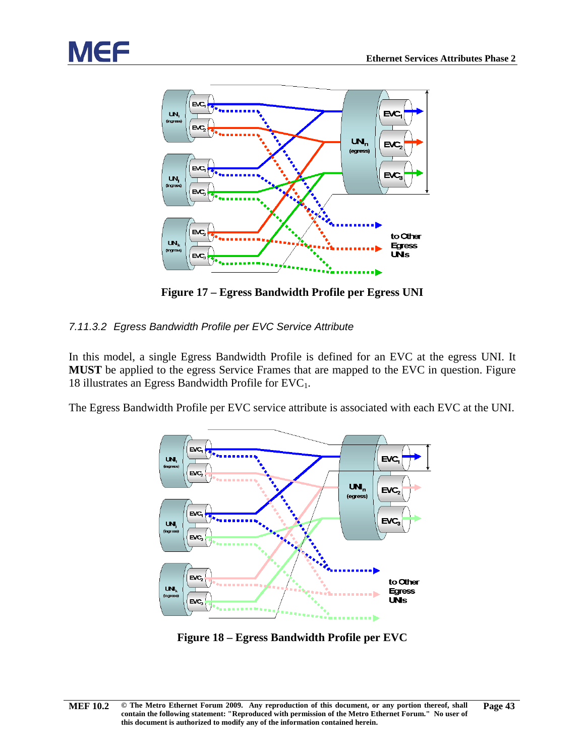Figure 17 – Egress Bandwidth Profile per Egress UNI

### 7.11.3.2 Egress Bandwidth Profile per EVC Service Attribute

In this model, a single Egress Bandwidth Profile is defined for an EVC at the egress UNI. It **MUST** be applied to the egress Service Frames that are mapped to the EVC in question. Figure 18 illustrates an Egress Bandwidth Profile for $EVC_1$.

The Egress Bandwidth Profile per EVC service attribute is associated with each EVC at the UNI.

Figure 18 – Egress Bandwidth Profile per EVC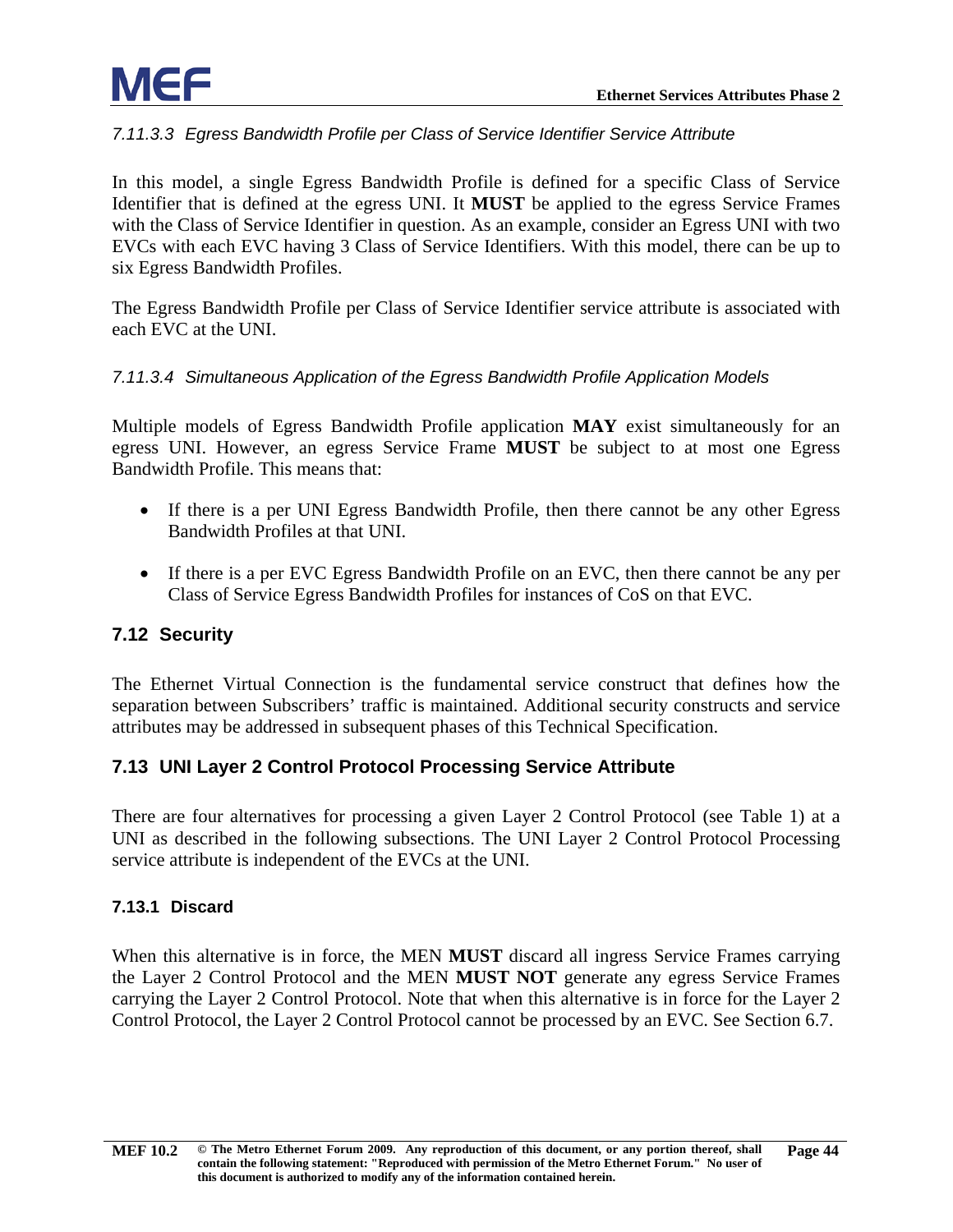#### *7.11.3.3 Egress Bandwidth Profile per Class of Service Identifier Service Attribute*

In this model, a single Egress Bandwidth Profile is defined for a specific Class of Service Identifier that is defined at the egress UNI. It **MUST** be applied to the egress Service Frames with the Class of Service Identifier in question. As an example, consider an Egress UNI with two EVCs with each EVC having 3 Class of Service Identifiers. With this model, there can be up to six Egress Bandwidth Profiles.

The Egress Bandwidth Profile per Class of Service Identifier service attribute is associated with each EVC at the UNI.

#### *7.11.3.4 Simultaneous Application of the Egress Bandwidth Profile Application Models*

Multiple models of Egress Bandwidth Profile application **MAY** exist simultaneously for an egress UNI. However, an egress Service Frame **MUST** be subject to at most one Egress Bandwidth Profile. This means that:

- If there is a per UNI Egress Bandwidth Profile, then there cannot be any other Egress Bandwidth Profiles at that UNI.
- If there is a per EVC Egress Bandwidth Profile on an EVC, then there cannot be any per Class of Service Egress Bandwidth Profiles for instances of CoS on that EVC.

## 7.12 Security

The Ethernet Virtual Connection is the fundamental service construct that defines how the separation between Subscribers' traffic is maintained. Additional security constructs and service attributes may be addressed in subsequent phases of this Technical Specification.

## 7.13 UNI Layer 2 Control Protocol Processing Service Attribute

There are four alternatives for processing a given Layer 2 Control Protocol (see Table 1) at a UNI as described in the following subsections. The UNI Layer 2 Control Protocol Processing service attribute is independent of the EVCs at the UNI.

### 7.13.1 Discard

When this alternative is in force, the MEN **MUST** discard all ingress Service Frames carrying the Layer 2 Control Protocol and the MEN **MUST NOT** generate any egress Service Frames carrying the Layer 2 Control Protocol. Note that when this alternative is in force for the Layer 2 Control Protocol, the Layer 2 Control Protocol cannot be processed by an EVC. See Section 6.7.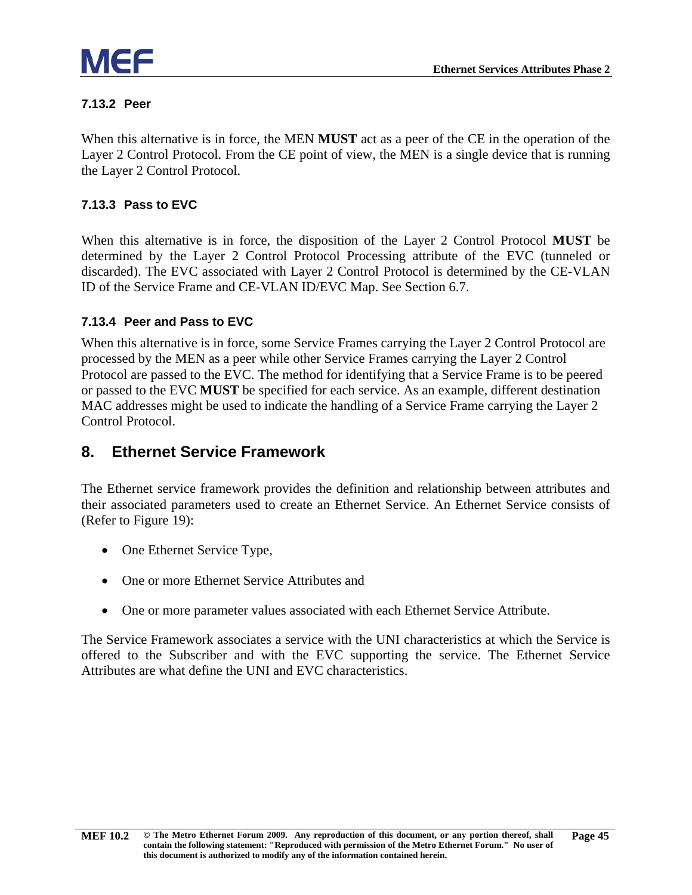### 7.13.2 Peer

When this alternative is in force, the MEN **MUST** act as a peer of the CE in the operation of the Layer 2 Control Protocol. From the CE point of view, the MEN is a single device that is running the Layer 2 Control Protocol.

### 7.13.3 Pass to EVC

When this alternative is in force, the disposition of the Layer 2 Control Protocol **MUST** be determined by the Layer 2 Control Protocol Processing attribute of the EVC (tunneled or discarded). The EVC associated with Layer 2 Control Protocol is determined by the CE-VLAN ID of the Service Frame and CE-VLAN ID/EVC Map. See Section 6.7.

### 7.13.4 Peer and Pass to EVC

When this alternative is in force, some Service Frames carrying the Layer 2 Control Protocol are processed by the MEN as a peer while other Service Frames carrying the Layer 2 Control Protocol are passed to the EVC. The method for identifying that a Service Frame is to be peered or passed to the EVC **MUST** be specified for each service. As an example, different destination MAC addresses might be used to indicate the handling of a Service Frame carrying the Layer 2 Control Protocol.

## 8. Ethernet Service Framework

The Ethernet service framework provides the definition and relationship between attributes and their associated parameters used to create an Ethernet Service. An Ethernet Service consists of (Refer to Figure 19):

- One Ethernet Service Type,
- One or more Ethernet Service Attributes and
- One or more parameter values associated with each Ethernet Service Attribute.

The Service Framework associates a service with the UNI characteristics at which the Service is offered to the Subscriber and with the EVC supporting the service. The Ethernet Service Attributes are what define the UNI and EVC characteristics.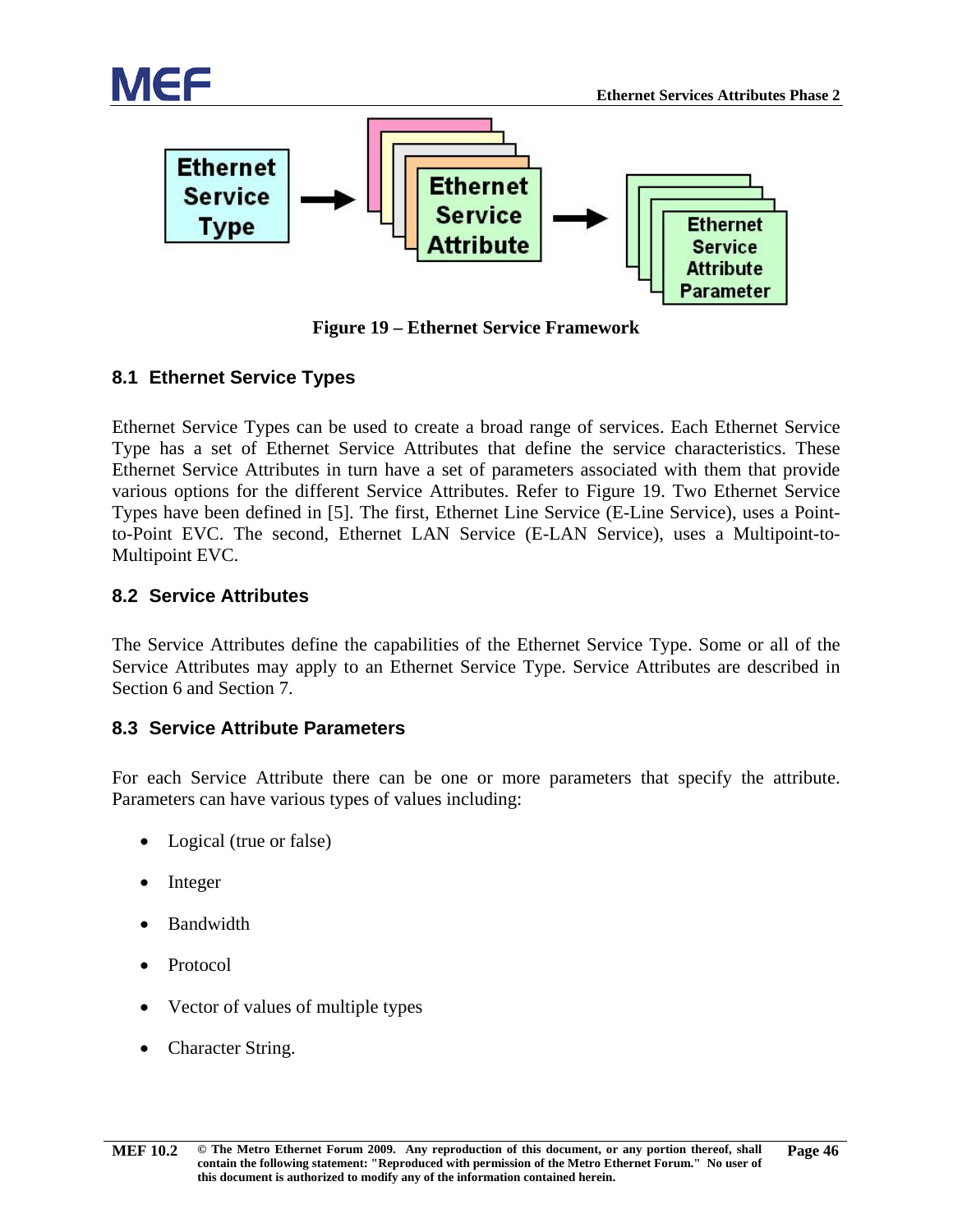Figure 19 – Ethernet Service Framework

## 8.1 Ethernet Service Types

Ethernet Service Types can be used to create a broad range of services. Each Ethernet Service Type has a set of Ethernet Service Attributes that define the service characteristics. These Ethernet Service Attributes in turn have a set of parameters associated with them that provide various options for the different Service Attributes. Refer to Figure 19. Two Ethernet Service Types have been defined in [5]. The first, Ethernet Line Service (E-Line Service), uses a Point-to-Point EVC. The second, Ethernet LAN Service (E-LAN Service), uses a Multipoint-to-Multipoint EVC.

## 8.2 Service Attributes

The Service Attributes define the capabilities of the Ethernet Service Type. Some or all of the Service Attributes may apply to an Ethernet Service Type. Service Attributes are described in Section 6 and Section 7.

## 8.3 Service Attribute Parameters

For each Service Attribute there can be one or more parameters that specify the attribute. Parameters can have various types of values including:

- Logical (true or false)
- Integer
- Bandwidth
- Protocol
- Vector of values of multiple types
- Character String.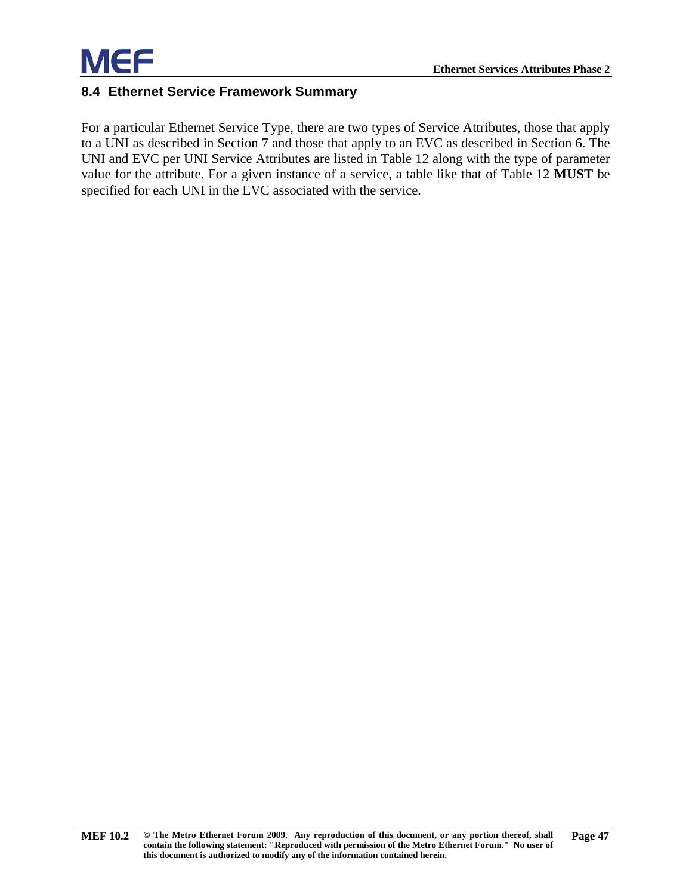## 8.4 Ethernet Service Framework Summary

For a particular Ethernet Service Type, there are two types of Service Attributes, those that apply to a UNI as described in Section 7 and those that apply to an EVC as described in Section 6. The UNI and EVC per UNI Service Attributes are listed in Table 12 along with the type of parameter value for the attribute. For a given instance of a service, a table like that of Table 12 **MUST** be specified for each UNI in the EVC associated with the service.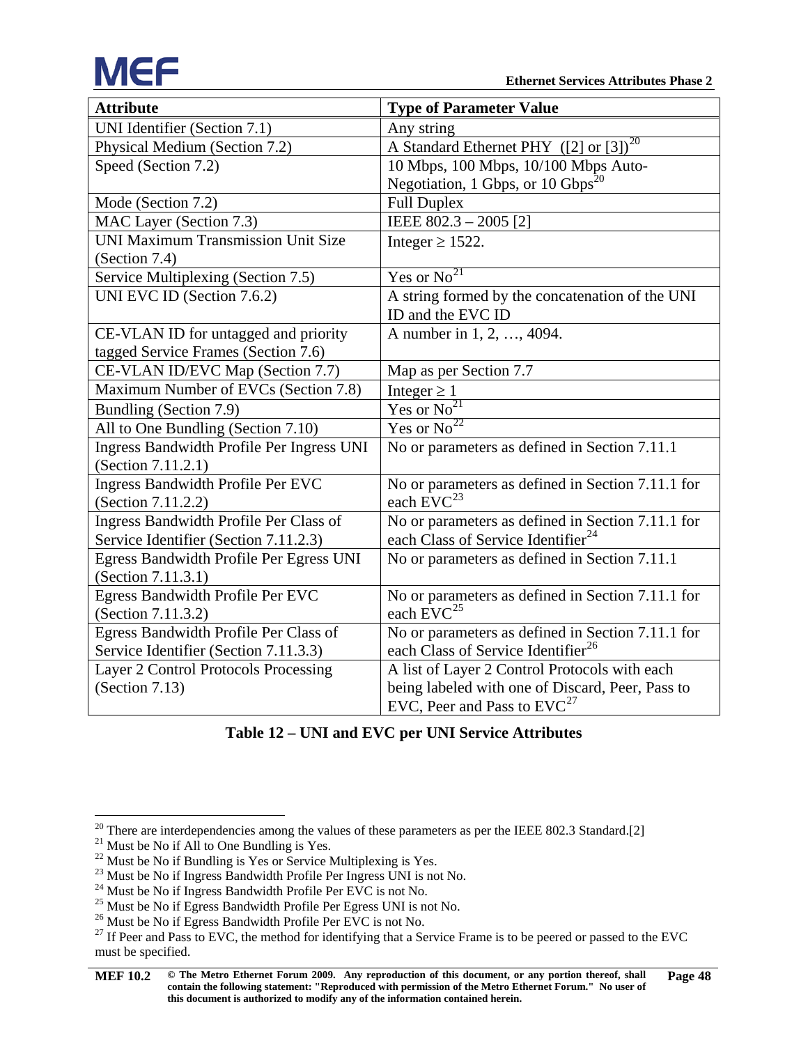| Attribute | Type of Parameter Value |
|---|---|
| UNI Identifier (Section 7.1) | Any string |
| Physical Medium (Section 7.2) | A Standard Ethernet PHY ([2] or [3])[20] |
| Speed (Section 7.2) | 10 Mbps, 100 Mbps, 10/100 Mbps Auto-Negotiation, 1 Gbps, or 10 Gbps[20] |
| Mode (Section 7.2) | Full Duplex |
| MAC Layer (Section 7.3) | IEEE 802.3 – 2005 [2] |
| UNI Maximum Transmission Unit Size (Section 7.4) | Integer ≥ 1522. |
| Service Multiplexing (Section 7.5) | Yes or No[21] |
| UNI EVC ID (Section 7.6.2) | A string formed by the concatenation of the UNI ID and the EVC ID |
| CE-VLAN ID for untagged and priority tagged Service Frames (Section 7.6) | A number in 1, 2, …, 4094. |
| CE-VLAN ID/EVC Map (Section 7.7) | Map as per Section 7.7 |
| Maximum Number of EVCs (Section 7.8) | Integer ≥ 1 |
| Bundling (Section 7.9) | Yes or No[21] |
| All to One Bundling (Section 7.10) | Yes or No[22] |
| Ingress Bandwidth Profile Per Ingress UNI (Section 7.11.2.1) | No or parameters as defined in Section 7.11.1 |
| Ingress Bandwidth Profile Per EVC (Section 7.11.2.2) | No or parameters as defined in Section 7.11.1 for each EVC[23] |
| Ingress Bandwidth Profile Per Class of Service Identifier (Section 7.11.2.3) | No or parameters as defined in Section 7.11.1 for each Class of Service Identifier[24] |
| Egress Bandwidth Profile Per Egress UNI (Section 7.11.3.1) | No or parameters as defined in Section 7.11.1 |
| Egress Bandwidth Profile Per EVC (Section 7.11.3.2) | No or parameters as defined in Section 7.11.1 for each EVC[25] |
| Egress Bandwidth Profile Per Class of Service Identifier (Section 7.11.3.3) | No or parameters as defined in Section 7.11.1 for each Class of Service Identifier[26] |
| Layer 2 Control Protocols Processing (Section 7.13) | A list of Layer 2 Control Protocols with each being labeled with one of Discard, Peer, Pass to EVC, Peer and Pass to EVC[27] |

**Table 12 – UNI and EVC per UNI Service Attributes**

[20] There are interdependencies among the values of these parameters as per the IEEE 802.3 Standard.[2]
[21] Must be No if All to One Bundling is Yes.
[22] Must be No if Bundling is Yes or Service Multiplexing is Yes.
[23] Must be No if Ingress Bandwidth Profile Per Ingress UNI is not No.
[24] Must be No if Ingress Bandwidth Profile Per EVC is not No.
[25] Must be No if Egress Bandwidth Profile Per Egress UNI is not No.
[26] Must be No if Egress Bandwidth Profile Per EVC is not No.
[27] If Peer and Pass to EVC, the method for identifying that a Service Frame is to be peered or passed to the EVC must be specified.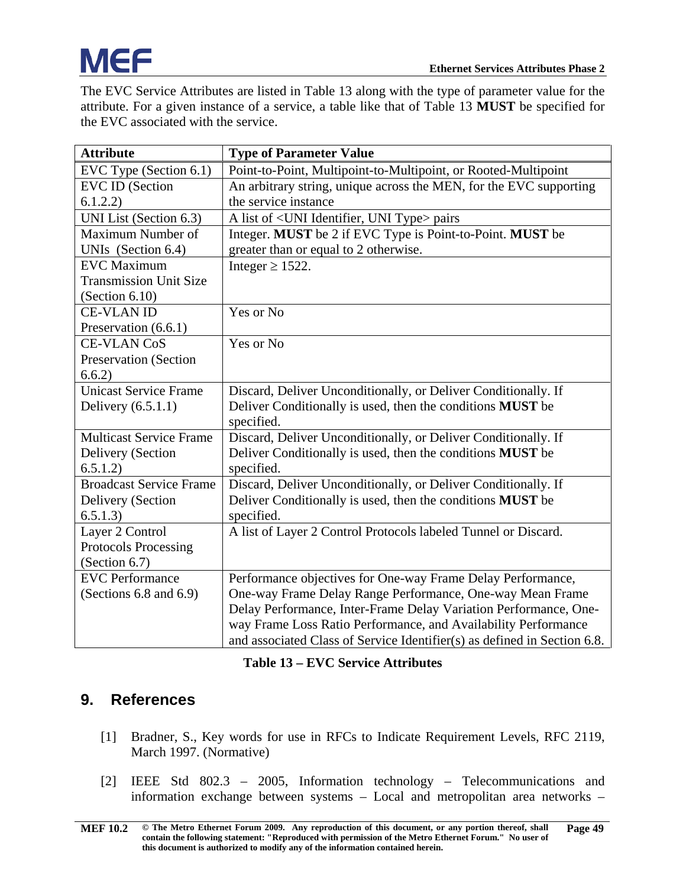The EVC Service Attributes are listed in Table 13 along with the type of parameter value for the attribute. For a given instance of a service, a table like that of Table 13 **MUST** be specified for the EVC associated with the service.

| Attribute | Type of Parameter Value |
|---|---|
| EVC Type (Section 6.1) | Point-to-Point, Multipoint-to-Multipoint, or Rooted-Multipoint |
| EVC ID (Section 6.1.2.2) | An arbitrary string, unique across the MEN, for the EVC supporting the service instance |
| UNI List (Section 6.3) | A list of <UNI Identifier, UNI Type> pairs |
| Maximum Number of UNIs (Section 6.4) | Integer. **MUST** be 2 if EVC Type is Point-to-Point. **MUST** be greater than or equal to 2 otherwise. |
| EVC Maximum Transmission Unit Size (Section 6.10) | Integer $\geq$ 1522. |
| CE-VLAN ID Preservation (6.6.1) | Yes or No |
| CE-VLAN CoS Preservation (Section 6.6.2) | Yes or No |
| Unicast Service Frame Delivery (6.5.1.1) | Discard, Deliver Unconditionally, or Deliver Conditionally. If Deliver Conditionally is used, then the conditions **MUST** be specified. |
| Multicast Service Frame Delivery (Section 6.5.1.2) | Discard, Deliver Unconditionally, or Deliver Conditionally. If Deliver Conditionally is used, then the conditions **MUST** be specified. |
| Broadcast Service Frame Delivery (Section 6.5.1.3) | Discard, Deliver Unconditionally, or Deliver Conditionally. If Deliver Conditionally is used, then the conditions **MUST** be specified. |
| Layer 2 Control Protocols Processing (Section 6.7) | A list of Layer 2 Control Protocols labeled Tunnel or Discard. |
| EVC Performance (Sections 6.8 and 6.9) | Performance objectives for One-way Frame Delay Performance, One-way Frame Delay Range Performance, One-way Mean Frame Delay Performance, Inter-Frame Delay Variation Performance, One-way Frame Loss Ratio Performance, and Availability Performance and associated Class of Service Identifier(s) as defined in Section 6.8. |

**Table 13 – EVC Service Attributes**

## 9. References

[1] Bradner, S., Key words for use in RFCs to Indicate Requirement Levels, RFC 2119, March 1997. (Normative)

[2] IEEE Std 802.3 – 2005, Information technology – Telecommunications and information exchange between systems – Local and metropolitan area networks –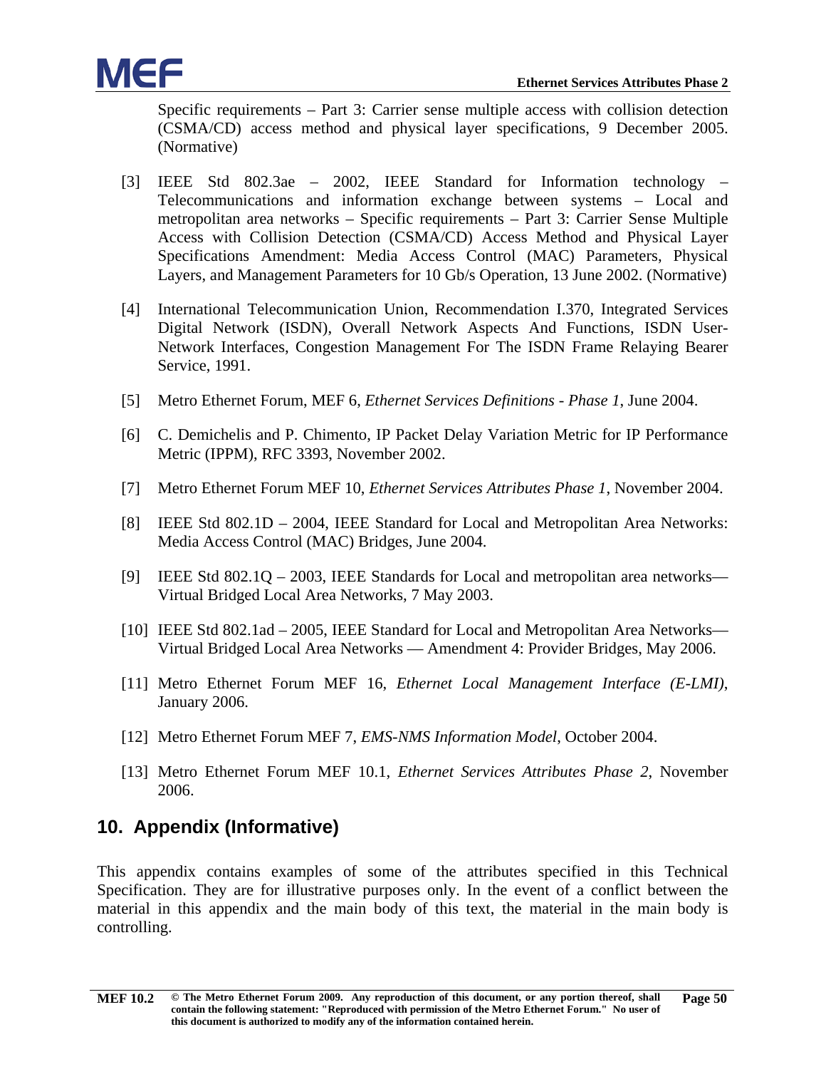Specific requirements – Part 3: Carrier sense multiple access with collision detection (CSMA/CD) access method and physical layer specifications, 9 December 2005. (Normative)

[3] IEEE Std 802.3ae – 2002, IEEE Standard for Information technology – Telecommunications and information exchange between systems – Local and metropolitan area networks – Specific requirements – Part 3: Carrier Sense Multiple Access with Collision Detection (CSMA/CD) Access Method and Physical Layer Specifications Amendment: Media Access Control (MAC) Parameters, Physical Layers, and Management Parameters for 10 Gb/s Operation, 13 June 2002. (Normative)

[4] International Telecommunication Union, Recommendation I.370, Integrated Services Digital Network (ISDN), Overall Network Aspects And Functions, ISDN User-Network Interfaces, Congestion Management For The ISDN Frame Relaying Bearer Service, 1991.

[5] Metro Ethernet Forum, MEF 6, *Ethernet Services Definitions - Phase 1*, June 2004.

[6] C. Demichelis and P. Chimento, IP Packet Delay Variation Metric for IP Performance Metric (IPPM), RFC 3393, November 2002.

[7] Metro Ethernet Forum MEF 10, *Ethernet Services Attributes Phase 1*, November 2004.

[8] IEEE Std 802.1D – 2004, IEEE Standard for Local and Metropolitan Area Networks: Media Access Control (MAC) Bridges, June 2004.

[9] IEEE Std 802.1Q – 2003, IEEE Standards for Local and metropolitan area networks— Virtual Bridged Local Area Networks, 7 May 2003.

[10] IEEE Std 802.1ad – 2005, IEEE Standard for Local and Metropolitan Area Networks— Virtual Bridged Local Area Networks — Amendment 4: Provider Bridges, May 2006.

[11] Metro Ethernet Forum MEF 16, *Ethernet Local Management Interface (E-LMI)*, January 2006.

[12] Metro Ethernet Forum MEF 7, *EMS-NMS Information Model*, October 2004.

[13] Metro Ethernet Forum MEF 10.1, *Ethernet Services Attributes Phase 2*, November 2006.

## 10. Appendix (Informative)

This appendix contains examples of some of the attributes specified in this Technical Specification. They are for illustrative purposes only. In the event of a conflict between the material in this appendix and the main body of this text, the material in the main body is controlling.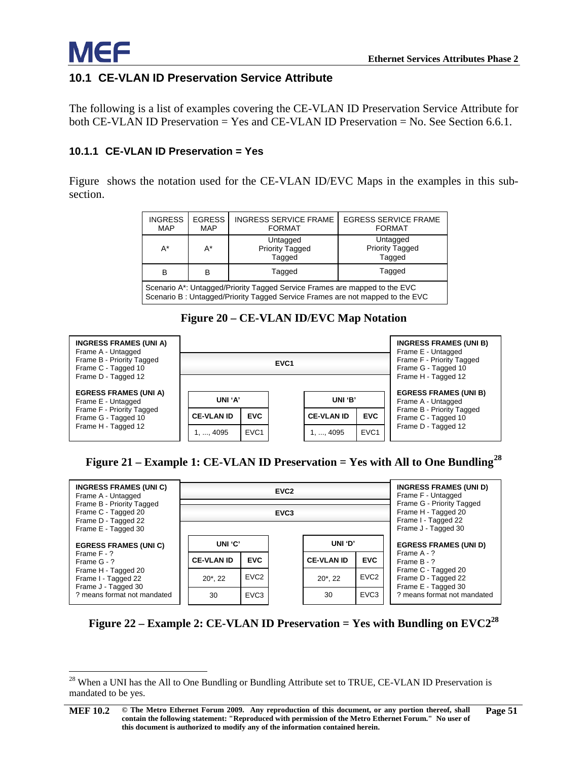## 10.1 CE-VLAN ID Preservation Service Attribute

The following is a list of examples covering the CE-VLAN ID Preservation Service Attribute for both CE-VLAN ID Preservation = Yes and CE-VLAN ID Preservation = No. See Section 6.6.1.

### 10.1.1 CE-VLAN ID Preservation = Yes

Figure  shows the notation used for the CE-VLAN ID/EVC Maps in the examples in this sub-section.

| INGRESS MAP | EGRESS MAP | INGRESS SERVICE FRAME FORMAT | EGRESS SERVICE FRAME FORMAT |
|---|---|---|---|
| A* | A* | Untagged<br>Priority Tagged<br>Tagged | Untagged<br>Priority Tagged<br>Tagged |
| B | B | Tagged | Tagged |
| Scenario A*: Untagged/Priority Tagged Service Frames are mapped to the EVC<br>Scenario B : Untagged/Priority Tagged Service Frames are not mapped to the EVC | | | |

**Figure 20 – CE-VLAN ID/EVC Map Notation**

**INGRESS FRAMES (UNI A)**
Frame A - Untagged
Frame B - Priority Tagged
Frame C - Tagged 10
Frame D - Tagged 12

**EGRESS FRAMES (UNI A)**
Frame E - Untagged
Frame F - Priority Tagged
Frame G - Tagged 10
Frame H - Tagged 12

EVC1

| UNI 'A' | |
|---|---|
| CE-VLAN ID | EVC |
| 1, ..., 4095 | EVC1 |

| UNI 'B' | |
|---|---|
| CE-VLAN ID | EVC |
| 1, ..., 4095 | EVC1 |

**INGRESS FRAMES (UNI B)**
Frame E - Untagged
Frame F - Priority Tagged
Frame G - Tagged 10
Frame H - Tagged 12

**EGRESS FRAMES (UNI B)**
Frame A - Untagged
Frame B - Priority Tagged
Frame C - Tagged 10
Frame D - Tagged 12

**Figure 21 – Example 1: CE-VLAN ID Preservation = Yes with All to One Bundling[28]**

**INGRESS FRAMES (UNI C)**
Frame A - Untagged
Frame B - Priority Tagged
Frame C - Tagged 20
Frame D - Tagged 22
Frame E - Tagged 30

**EGRESS FRAMES (UNI C)**
Frame F - ?
Frame G - ?
Frame H - Tagged 20
Frame I - Tagged 22
Frame J - Tagged 30
? means format not mandated

EVC2

EVC3

| UNI 'C' | |
|---|---|
| CE-VLAN ID | EVC |
| 20*, 22 | EVC2 |
| 30 | EVC3 |

| UNI 'D' | |
|---|---|
| CE-VLAN ID | EVC |
| 20*, 22 | EVC2 |
| 30 | EVC3 |

**INGRESS FRAMES (UNI D)**
Frame F - Untagged
Frame G - Priority Tagged
Frame H - Tagged 20
Frame I - Tagged 22
Frame J - Tagged 30

**EGRESS FRAMES (UNI D)**
Frame A - ?
Frame B - ?
Frame C - Tagged 20
Frame D - Tagged 22
Frame E - Tagged 30
? means format not mandated

**Figure 22 – Example 2: CE-VLAN ID Preservation = Yes with Bundling on EVC2[28]**

[28] When a UNI has the All to One Bundling or Bundling Attribute set to TRUE, CE-VLAN ID Preservation is mandated to be yes.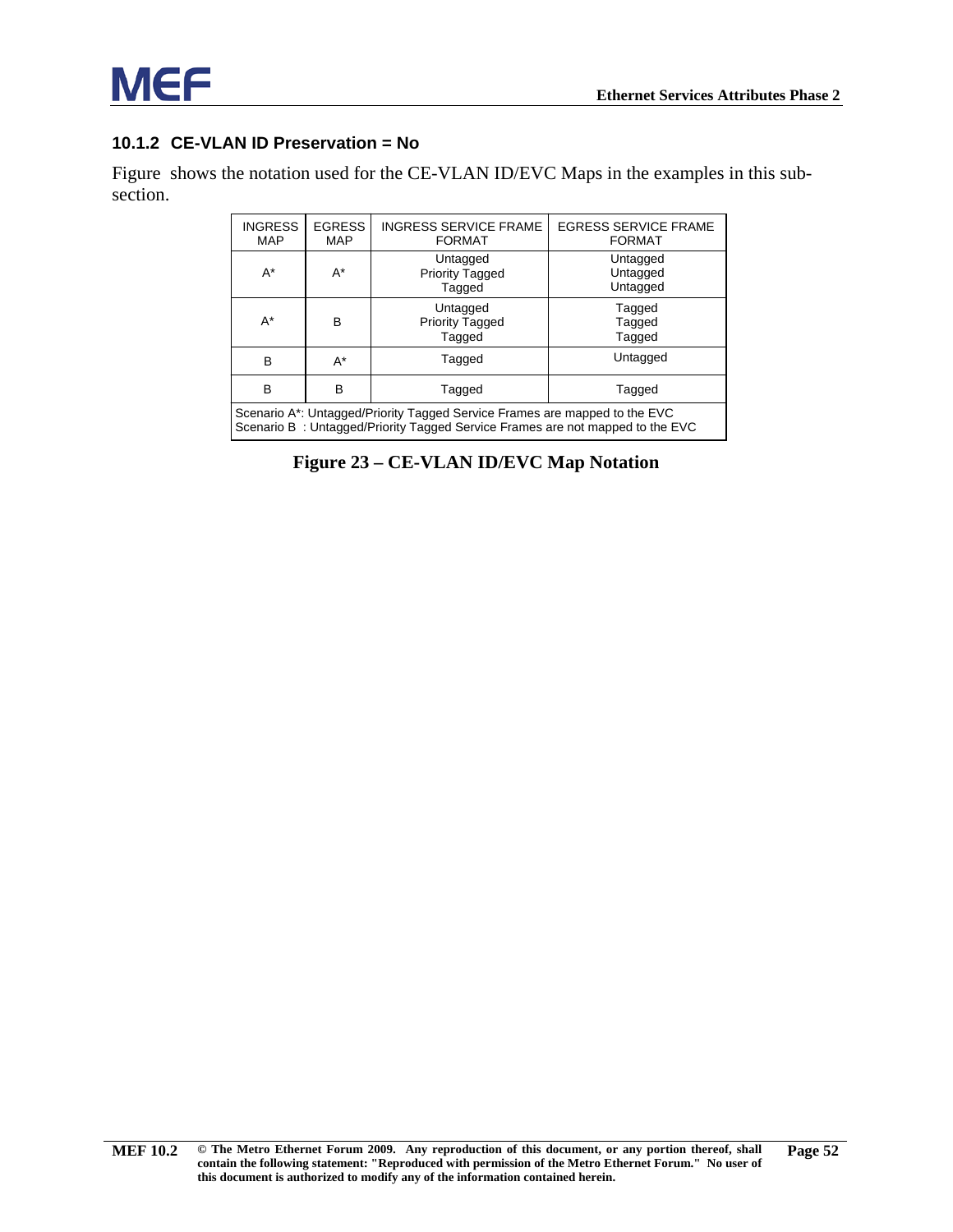### 10.1.2 CE-VLAN ID Preservation = No

Figure shows the notation used for the CE-VLAN ID/EVC Maps in the examples in this sub-section.

| INGRESS MAP | EGRESS MAP | INGRESS SERVICE FRAME FORMAT | EGRESS SERVICE FRAME FORMAT |
|---|---|---|---|
| A* | A* | Untagged<br>Priority Tagged<br>Tagged | Untagged<br>Untagged<br>Untagged |
| A* | B | Untagged<br>Priority Tagged<br>Tagged | Tagged<br>Tagged<br>Tagged |
| B | A* | Tagged | Untagged |
| B | B | Tagged | Tagged |
| Scenario A*: Untagged/Priority Tagged Service Frames are mapped to the EVC<br>Scenario B : Untagged/Priority Tagged Service Frames are not mapped to the EVC | | | |

**Figure 23 – CE-VLAN ID/EVC Map Notation**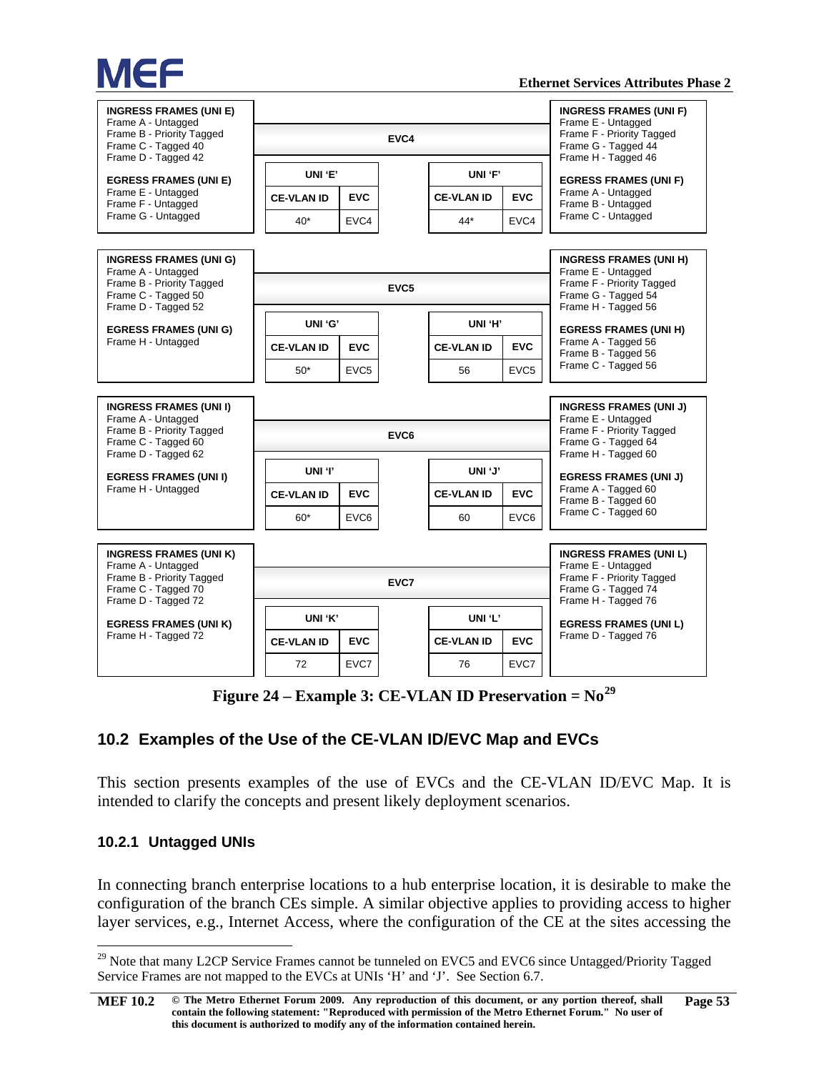**INGRESS FRAMES (UNI E)**
Frame A - Untagged
Frame B - Priority Tagged
Frame C - Tagged 40
Frame D - Tagged 42

**EGRESS FRAMES (UNI E)**
Frame E - Untagged
Frame F - Untagged
Frame G - Untagged

**EVC4**

| UNI 'E' | |
|---|---|
| **CE-VLAN ID** | **EVC** |
| 40* | EVC4 |

| UNI 'F' | |
|---|---|
| **CE-VLAN ID** | **EVC** |
| 44* | EVC4 |

**INGRESS FRAMES (UNI F)**
Frame E - Untagged
Frame F - Priority Tagged
Frame G - Tagged 44
Frame H - Tagged 46

**EGRESS FRAMES (UNI F)**
Frame A - Untagged
Frame B - Untagged
Frame C - Untagged

**INGRESS FRAMES (UNI G)**
Frame A - Untagged
Frame B - Priority Tagged
Frame C - Tagged 50
Frame D - Tagged 52

**EGRESS FRAMES (UNI G)**
Frame H - Untagged

**EVC5**

| UNI 'G' | |
|---|---|
| **CE-VLAN ID** | **EVC** |
| 50* | EVC5 |

| UNI 'H' | |
|---|---|
| **CE-VLAN ID** | **EVC** |
| 56 | EVC5 |

**INGRESS FRAMES (UNI H)**
Frame E - Untagged
Frame F - Priority Tagged
Frame G - Tagged 54
Frame H - Tagged 56

**EGRESS FRAMES (UNI H)**
Frame A - Tagged 56
Frame B - Tagged 56
Frame C - Tagged 56

**INGRESS FRAMES (UNI I)**
Frame A - Untagged
Frame B - Priority Tagged
Frame C - Tagged 60
Frame D - Tagged 62

**EGRESS FRAMES (UNI I)**
Frame H - Untagged

**EVC6**

| UNI 'I' | |
|---|---|
| **CE-VLAN ID** | **EVC** |
| 60* | EVC6 |

| UNI 'J' | |
|---|---|
| **CE-VLAN ID** | **EVC** |
| 60 | EVC6 |

**INGRESS FRAMES (UNI J)**
Frame E - Untagged
Frame F - Priority Tagged
Frame G - Tagged 64
Frame H - Tagged 60

**EGRESS FRAMES (UNI J)**
Frame A - Tagged 60
Frame B - Tagged 60
Frame C - Tagged 60

**INGRESS FRAMES (UNI K)**
Frame A - Untagged
Frame B - Priority Tagged
Frame C - Tagged 70
Frame D - Tagged 72

**EGRESS FRAMES (UNI K)**
Frame H - Tagged 72

**EVC7**

| UNI 'K' | |
|---|---|
| **CE-VLAN ID** | **EVC** |
| 72 | EVC7 |

| UNI 'L' | |
|---|---|
| **CE-VLAN ID** | **EVC** |
| 76 | EVC7 |

**INGRESS FRAMES (UNI L)**
Frame E - Untagged
Frame F - Priority Tagged
Frame G - Tagged 74
Frame H - Tagged 76

**EGRESS FRAMES (UNI L)**
Frame D - Tagged 76

**Figure 24 – Example 3: CE-VLAN ID Preservation = No[29]**

## 10.2 Examples of the Use of the CE-VLAN ID/EVC Map and EVCs

This section presents examples of the use of EVCs and the CE-VLAN ID/EVC Map. It is intended to clarify the concepts and present likely deployment scenarios.

### 10.2.1 Untagged UNIs

In connecting branch enterprise locations to a hub enterprise location, it is desirable to make the configuration of the branch CEs simple. A similar objective applies to providing access to higher layer services, e.g., Internet Access, where the configuration of the CE at the sites accessing the

[29] Note that many L2CP Service Frames cannot be tunneled on EVC5 and EVC6 since Untagged/Priority Tagged Service Frames are not mapped to the EVCs at UNIs 'H' and 'J'. See Section 6.7.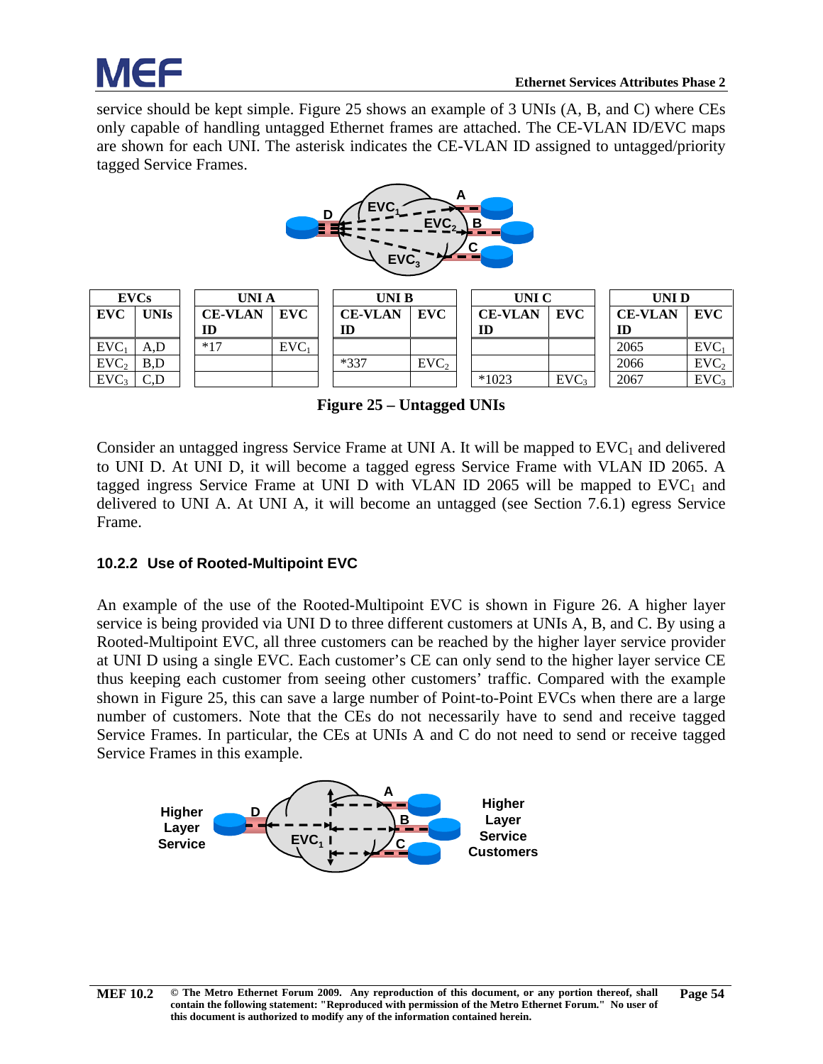service should be kept simple. Figure 25 shows an example of 3 UNIs (A, B, and C) where CEs only capable of handling untagged Ethernet frames are attached. The CE-VLAN ID/EVC maps are shown for each UNI. The asterisk indicates the CE-VLAN ID assigned to untagged/priority tagged Service Frames.

| EVCs | | | UNI A | | | UNI B | | | UNI C | | | UNI D | |
|---|---|---|---|---|---|---|---|---|---|---|---|---|---|
| **EVC** | **UNIs** | | **CE-VLAN ID** | **EVC** | | **CE-VLAN ID** | **EVC** | | **CE-VLAN ID** | **EVC** | | **CE-VLAN ID** | **EVC** |
| $EVC_1$ | A,D | | *17 | $EVC_1$ | | | | | | | | 2065 | $EVC_1$ |
| $EVC_2$ | B,D | | | | | *337 | $EVC_2$ | | | | | 2066 | $EVC_2$ |
| $EVC_3$ | C,D | | | | | | | | *1023 | $EVC_3$ | | 2067 | $EVC_3$ |

**Figure 25 – Untagged UNIs**

Consider an untagged ingress Service Frame at UNI A. It will be mapped to $EVC_1$ and delivered to UNI D. At UNI D, it will become a tagged egress Service Frame with VLAN ID 2065. A tagged ingress Service Frame at UNI D with VLAN ID 2065 will be mapped to $EVC_1$ and delivered to UNI A. At UNI A, it will become an untagged (see Section 7.6.1) egress Service Frame.

### 10.2.2 Use of Rooted-Multipoint EVC

An example of the use of the Rooted-Multipoint EVC is shown in Figure 26. A higher layer service is being provided via UNI D to three different customers at UNIs A, B, and C. By using a Rooted-Multipoint EVC, all three customers can be reached by the higher layer service provider at UNI D using a single EVC. Each customer's CE can only send to the higher layer service CE thus keeping each customer from seeing other customers' traffic. Compared with the example shown in Figure 25, this can save a large number of Point-to-Point EVCs when there are a large number of customers. Note that the CEs do not necessarily have to send and receive tagged Service Frames. In particular, the CEs at UNIs A and C do not need to send or receive tagged Service Frames in this example.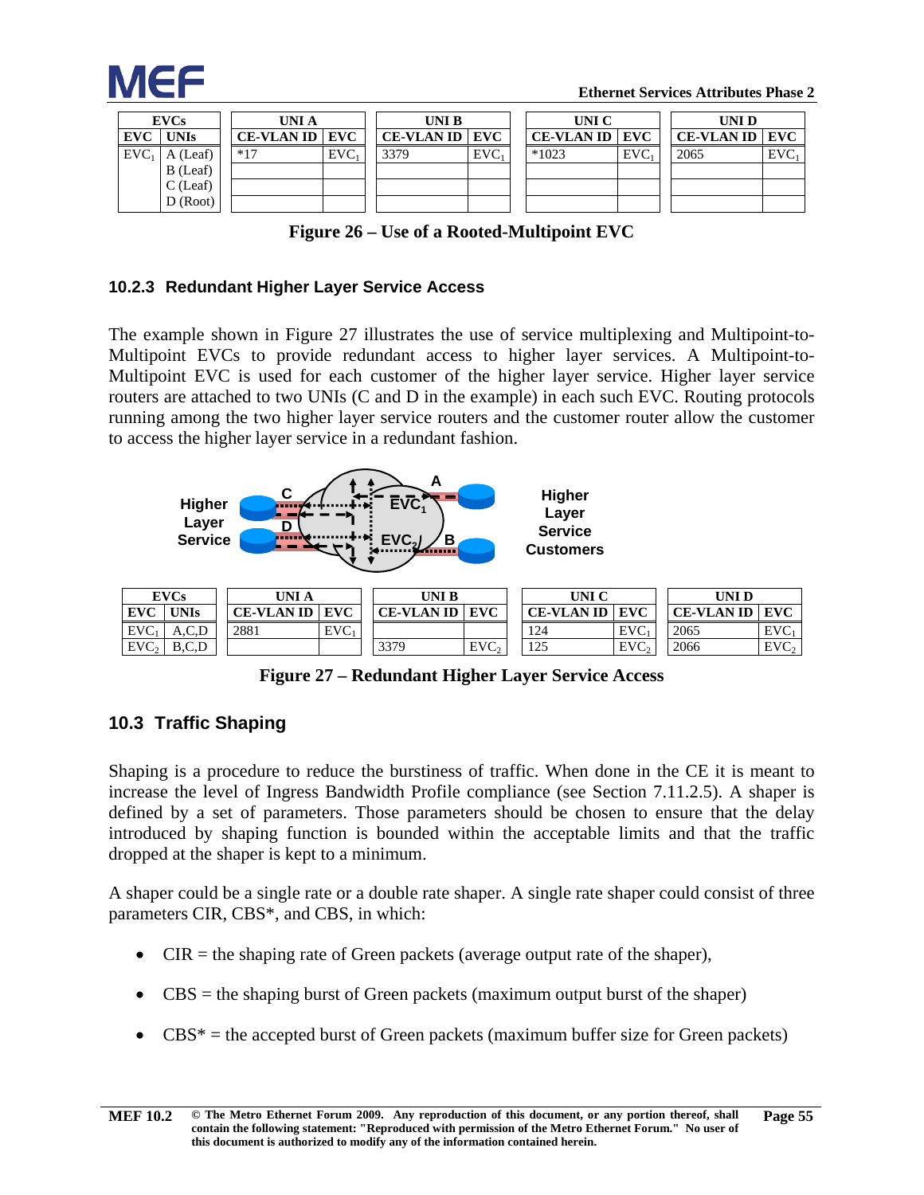| EVCs | | | UNI A | | | UNI B | | | UNI C | | | UNI D | |
|---|---|---|---|---|---|---|---|---|---|---|---|---|---|
| EVC | UNIs | | CE-VLAN ID | EVC | | CE-VLAN ID | EVC | | CE-VLAN ID | EVC | | CE-VLAN ID | EVC |
| $EVC_1$ | A (Leaf) | | *17 | $EVC_1$ | | 3379 | $EVC_1$ | | *1023 | $EVC_1$ | | 2065 | $EVC_1$ |
| | B (Leaf) | | | | | | | | | | | | |
| | C (Leaf) | | | | | | | | | | | | |
| | D (Root) | | | | | | | | | | | | |

**Figure 26 – Use of a Rooted-Multipoint EVC**

### 10.2.3 Redundant Higher Layer Service Access

The example shown in Figure 27 illustrates the use of service multiplexing and Multipoint-to-Multipoint EVCs to provide redundant access to higher layer services. A Multipoint-to-Multipoint EVC is used for each customer of the higher layer service. Higher layer service routers are attached to two UNIs (C and D in the example) in each such EVC. Routing protocols running among the two higher layer service routers and the customer router allow the customer to access the higher layer service in a redundant fashion.

Higher Layer Service — C, D — $EVC_1$, $EVC_2$ — A, B — Higher Layer Service Customers

| EVCs | | | UNI A | | | UNI B | | | UNI C | | | UNI D | |
|---|---|---|---|---|---|---|---|---|---|---|---|---|---|
| EVC | UNIs | | CE-VLAN ID | EVC | | CE-VLAN ID | EVC | | CE-VLAN ID | EVC | | CE-VLAN ID | EVC |
| $EVC_1$ | A,C,D | | 2881 | $EVC_1$ | | | | | 124 | $EVC_1$ | | 2065 | $EVC_1$ |
| $EVC_2$ | B,C,D | | | | | 3379 | $EVC_2$ | | 125 | $EVC_2$ | | 2066 | $EVC_2$ |

**Figure 27 – Redundant Higher Layer Service Access**

## 10.3 Traffic Shaping

Shaping is a procedure to reduce the burstiness of traffic. When done in the CE it is meant to increase the level of Ingress Bandwidth Profile compliance (see Section 7.11.2.5). A shaper is defined by a set of parameters. Those parameters should be chosen to ensure that the delay introduced by shaping function is bounded within the acceptable limits and that the traffic dropped at the shaper is kept to a minimum.

A shaper could be a single rate or a double rate shaper. A single rate shaper could consist of three parameters CIR, CBS*, and CBS, in which:

- CIR = the shaping rate of Green packets (average output rate of the shaper),
- CBS = the shaping burst of Green packets (maximum output burst of the shaper)
- CBS* = the accepted burst of Green packets (maximum buffer size for Green packets)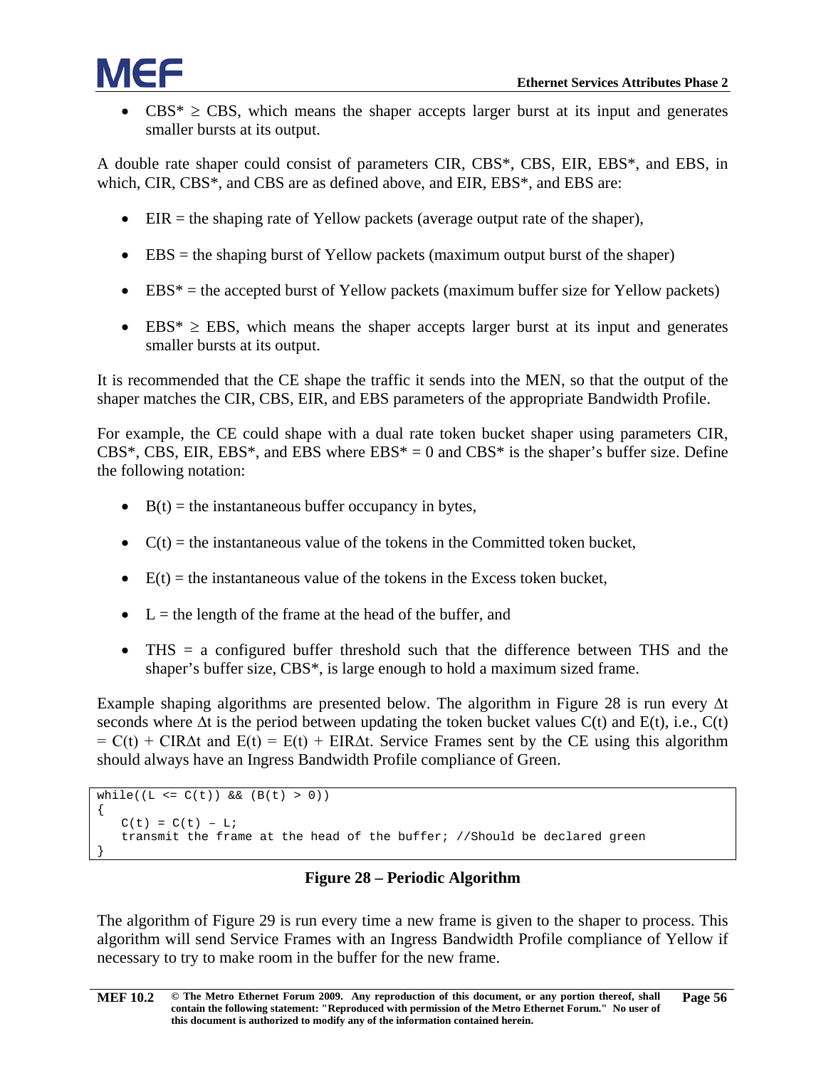- $CBS^* \geq CBS$, which means the shaper accepts larger burst at its input and generates smaller bursts at its output.

A double rate shaper could consist of parameters CIR, CBS*, CBS, EIR, EBS*, and EBS, in which, CIR, CBS*, and CBS are as defined above, and EIR, EBS*, and EBS are:

- EIR = the shaping rate of Yellow packets (average output rate of the shaper),
- EBS = the shaping burst of Yellow packets (maximum output burst of the shaper)
- EBS* = the accepted burst of Yellow packets (maximum buffer size for Yellow packets)
- $EBS^* \geq EBS$, which means the shaper accepts larger burst at its input and generates smaller bursts at its output.

It is recommended that the CE shape the traffic it sends into the MEN, so that the output of the shaper matches the CIR, CBS, EIR, and EBS parameters of the appropriate Bandwidth Profile.

For example, the CE could shape with a dual rate token bucket shaper using parameters CIR, CBS*, CBS, EIR, EBS*, and EBS where $EBS^* = 0$ and CBS* is the shaper's buffer size. Define the following notation:

- $B(t)$ = the instantaneous buffer occupancy in bytes,
- $C(t)$ = the instantaneous value of the tokens in the Committed token bucket,
- $E(t)$ = the instantaneous value of the tokens in the Excess token bucket,
- $L$ = the length of the frame at the head of the buffer, and
- THS = a configured buffer threshold such that the difference between THS and the shaper's buffer size, CBS*, is large enough to hold a maximum sized frame.

Example shaping algorithms are presented below. The algorithm in Figure 28 is run every $\Delta t$ seconds where $\Delta t$ is the period between updating the token bucket values $C(t)$ and $E(t)$, i.e., $C(t) = C(t) + CIR\Delta t$ and $E(t) = E(t) + EIR\Delta t$. Service Frames sent by the CE using this algorithm should always have an Ingress Bandwidth Profile compliance of Green.

```
while((L <= C(t)) && (B(t) > 0))
{
   C(t) = C(t) – L;
   transmit the frame at the head of the buffer; //Should be declared green
}
```

**Figure 28 – Periodic Algorithm**

The algorithm of Figure 29 is run every time a new frame is given to the shaper to process. This algorithm will send Service Frames with an Ingress Bandwidth Profile compliance of Yellow if necessary to try to make room in the buffer for the new frame.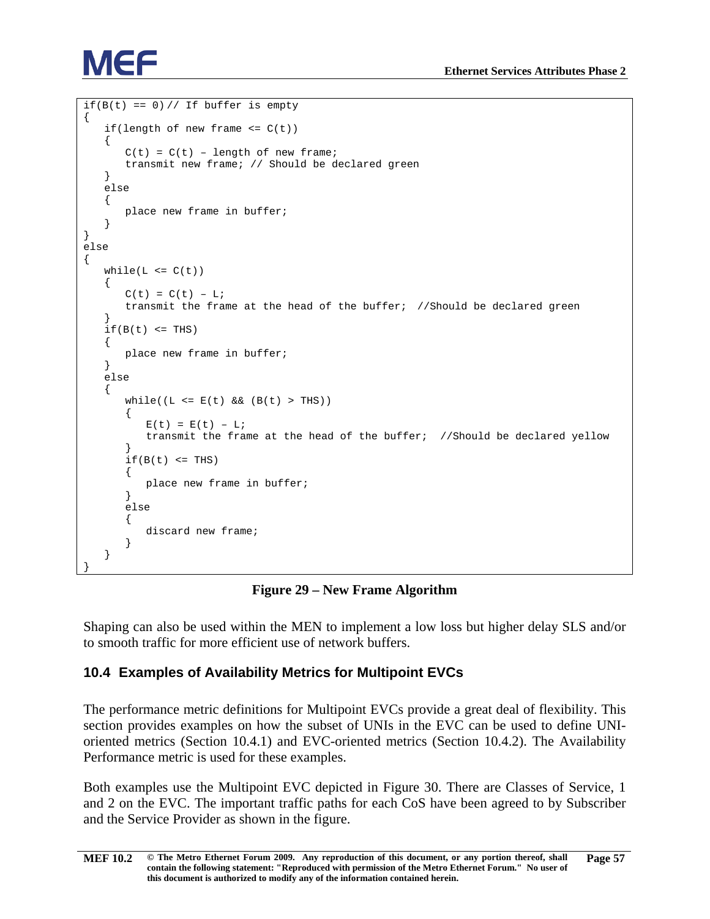```
if(B(t) == 0)// If buffer is empty
{
   if(length of new frame <= C(t))
   {
      C(t) = C(t) – length of new frame;
      transmit new frame; // Should be declared green
   }
   else
   {
      place new frame in buffer;
   }
}
else
{
   while(L <= C(t))
   {
      C(t) = C(t) – L;
      transmit the frame at the head of the buffer;  //Should be declared green
   }
   if(B(t) <= THS)
   {
      place new frame in buffer;
   }
   else
   {
      while((L <= E(t) && (B(t) > THS))
      {
         E(t) = E(t) – L;
         transmit the frame at the head of the buffer;  //Should be declared yellow
      }
      if(B(t) <= THS)
      {
         place new frame in buffer;
      }
      else
      {
         discard new frame;
      }
   }
}
```

**Figure 29 – New Frame Algorithm**

Shaping can also be used within the MEN to implement a low loss but higher delay SLS and/or to smooth traffic for more efficient use of network buffers.

## 10.4 Examples of Availability Metrics for Multipoint EVCs

The performance metric definitions for Multipoint EVCs provide a great deal of flexibility. This section provides examples on how the subset of UNIs in the EVC can be used to define UNI-oriented metrics (Section 10.4.1) and EVC-oriented metrics (Section 10.4.2). The Availability Performance metric is used for these examples.

Both examples use the Multipoint EVC depicted in Figure 30. There are Classes of Service, 1 and 2 on the EVC. The important traffic paths for each CoS have been agreed to by Subscriber and the Service Provider as shown in the figure.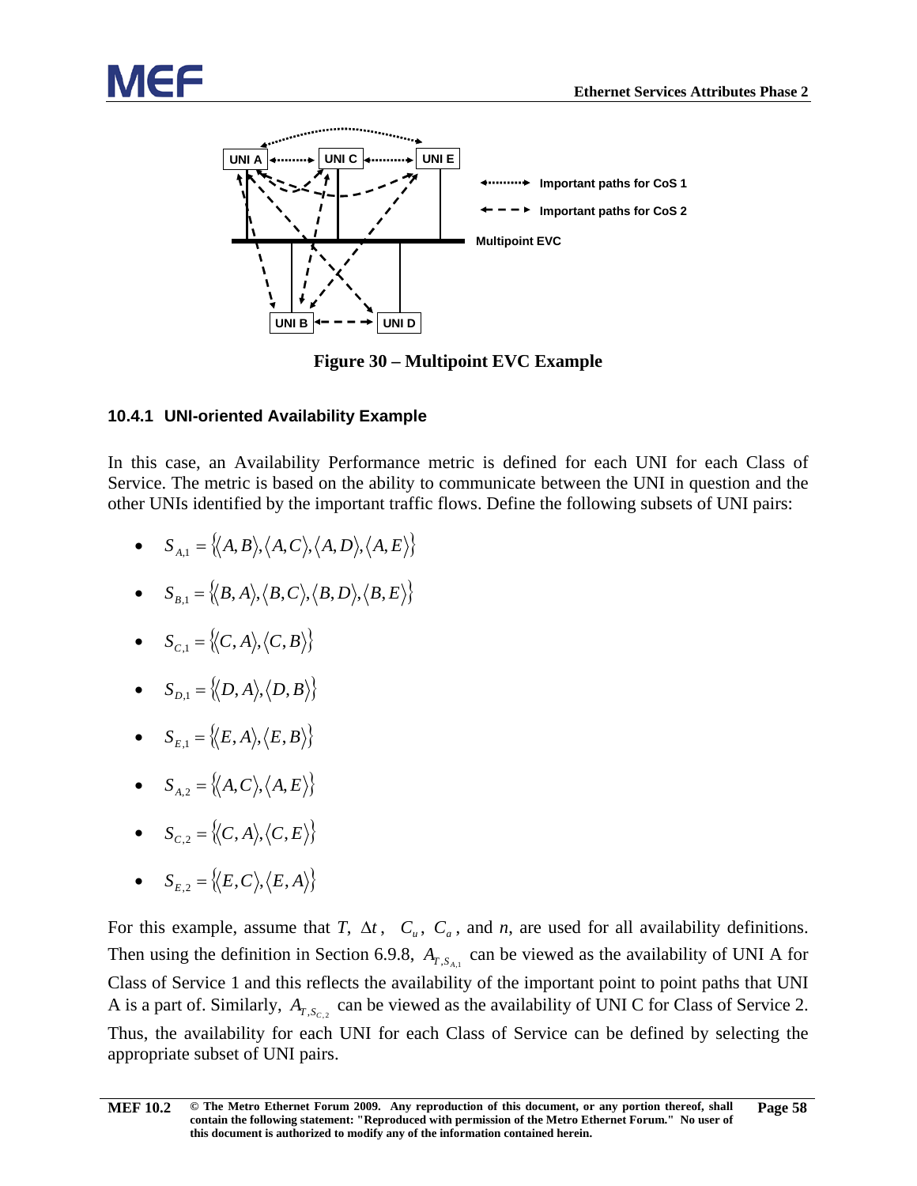Figure 30 – Multipoint EVC Example

### 10.4.1 UNI-oriented Availability Example

In this case, an Availability Performance metric is defined for each UNI for each Class of Service. The metric is based on the ability to communicate between the UNI in question and the other UNIs identified by the important traffic flows. Define the following subsets of UNI pairs:

- $S_{A,1} = \{\langle A,B\rangle, \langle A,C\rangle, \langle A,D\rangle, \langle A,E\rangle\}$
- $S_{B,1} = \{\langle B,A\rangle, \langle B,C\rangle, \langle B,D\rangle, \langle B,E\rangle\}$
- $S_{C,1} = \{\langle C,A\rangle, \langle C,B\rangle\}$
- $S_{D,1} = \{\langle D,A\rangle, \langle D,B\rangle\}$
- $S_{E,1} = \{\langle E,A\rangle, \langle E,B\rangle\}$
- $S_{A,2} = \{\langle A,C\rangle, \langle A,E\rangle\}$
- $S_{C,2} = \{\langle C,A\rangle, \langle C,E\rangle\}$
- $S_{E,2} = \{\langle E,C\rangle, \langle E,A\rangle\}$

For this example, assume that $T$, $\Delta t$, $C_u$, $C_a$, and $n$, are used for all availability definitions. Then using the definition in Section 6.9.8, $A_{T,S_{A,1}}$ can be viewed as the availability of UNI A for Class of Service 1 and this reflects the availability of the important point to point paths that UNI A is a part of. Similarly, $A_{T,S_{C,2}}$ can be viewed as the availability of UNI C for Class of Service 2. Thus, the availability for each UNI for each Class of Service can be defined by selecting the appropriate subset of UNI pairs.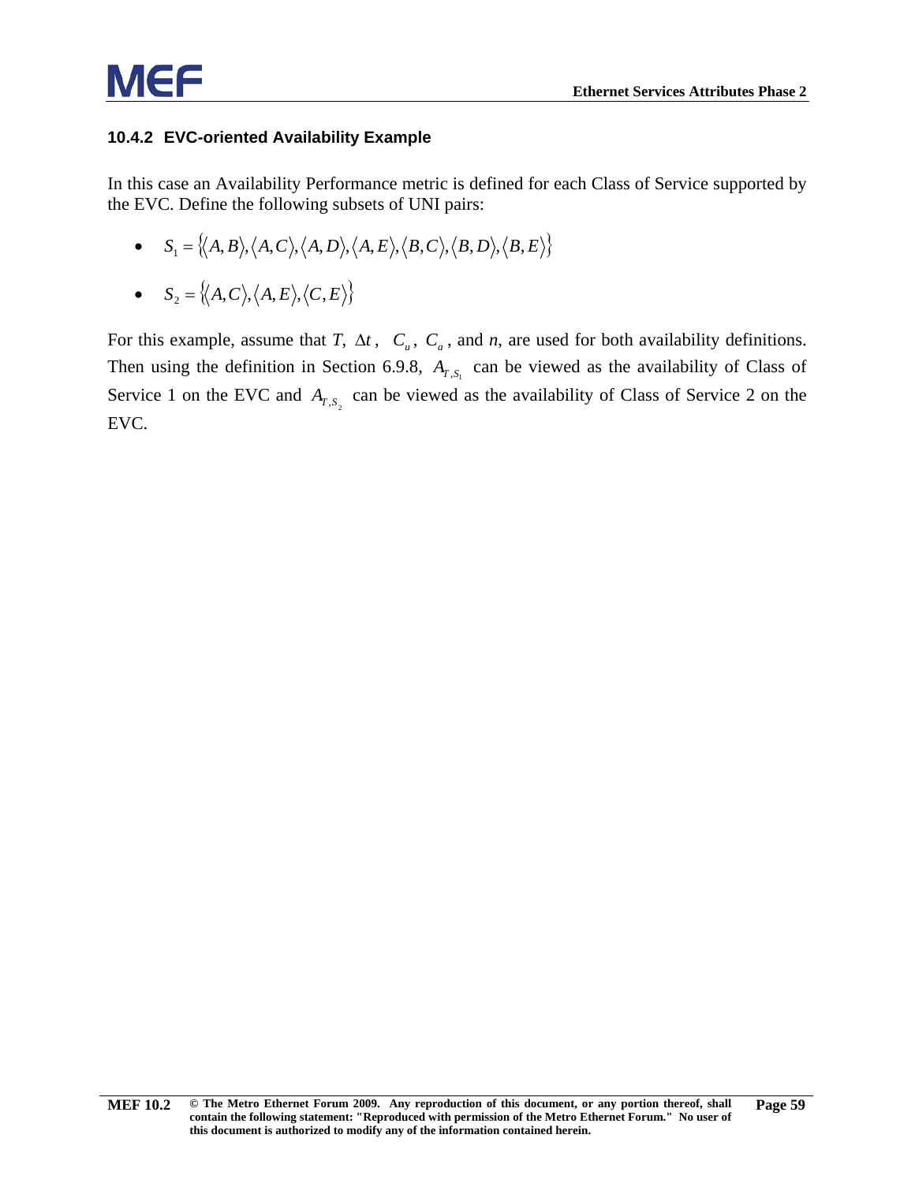### 10.4.2 EVC-oriented Availability Example

In this case an Availability Performance metric is defined for each Class of Service supported by the EVC. Define the following subsets of UNI pairs:

- $S_1 = \{\langle A, B\rangle, \langle A, C\rangle, \langle A, D\rangle, \langle A, E\rangle, \langle B, C\rangle, \langle B, D\rangle, \langle B, E\rangle\}$
- $S_2 = \{\langle A, C\rangle, \langle A, E\rangle, \langle C, E\rangle\}$

For this example, assume that $T$, $\Delta t$, $C_u$, $C_a$, and $n$, are used for both availability definitions. Then using the definition in Section 6.9.8, $A_{T,S_1}$ can be viewed as the availability of Class of Service 1 on the EVC and $A_{T,S_2}$ can be viewed as the availability of Class of Service 2 on the EVC.